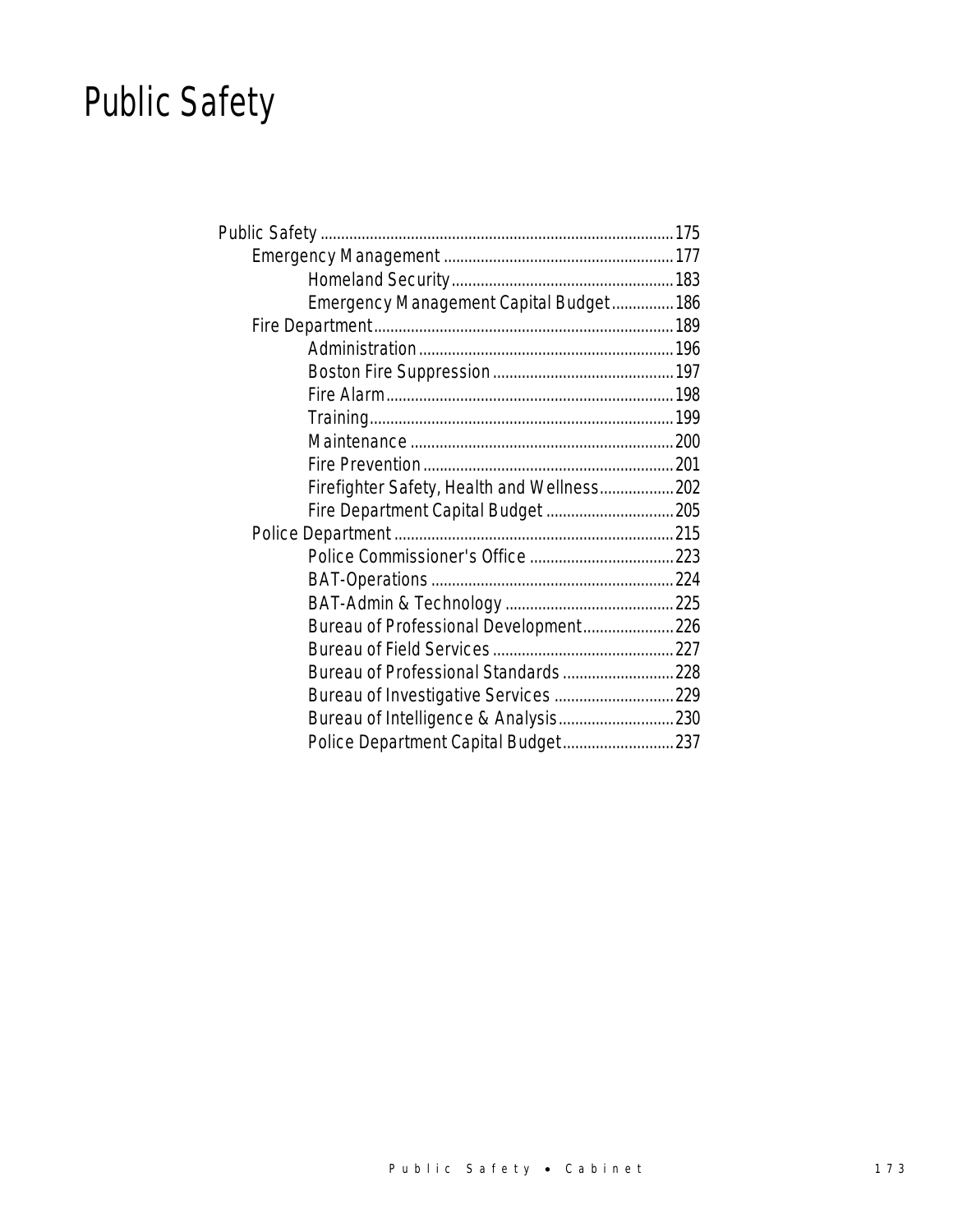# Public Safety

- Public Safety ..................... 175
  - Emergency Management ..................... 177
    - Homeland Security ..................... 183
    - Emergency Management Capital Budget ..................... 186
  - Fire Department ..................... 189
    - Administration ..................... 196
    - Boston Fire Suppression ..................... 197
    - Fire Alarm ..................... 198
    - Training ..................... 199
    - Maintenance ..................... 200
    - Fire Prevention ..................... 201
    - Firefighter Safety, Health and Wellness ..................... 202
    - Fire Department Capital Budget ..................... 205
  - Police Department ..................... 215
    - Police Commissioner's Office ..................... 223
    - BAT-Operations ..................... 224
    - BAT-Admin & Technology ..................... 225
    - Bureau of Professional Development ..................... 226
    - Bureau of Field Services ..................... 227
    - Bureau of Professional Standards ..................... 228
    - Bureau of Investigative Services ..................... 229
    - Bureau of Intelligence & Analysis ..................... 230
    - Police Department Capital Budget ..................... 237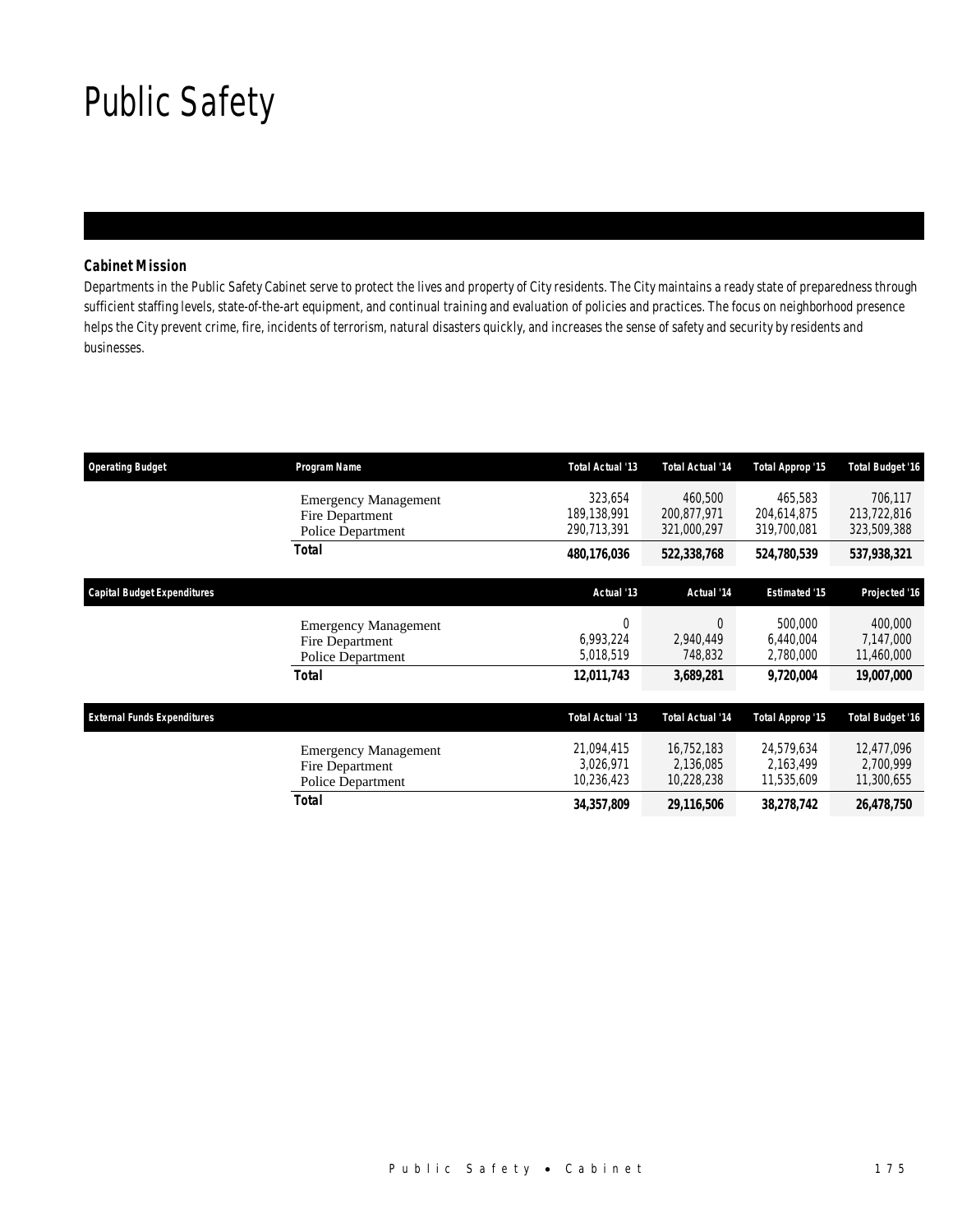# Public Safety

### Cabinet Mission

Departments in the Public Safety Cabinet serve to protect the lives and property of City residents. The City maintains a ready state of preparedness through sufficient staffing levels, state-of-the-art equipment, and continual training and evaluation of policies and practices. The focus on neighborhood presence helps the City prevent crime, fire, incidents of terrorism, natural disasters quickly, and increases the sense of safety and security by residents and businesses.

| Operating Budget | Program Name | Total Actual '13 | Total Actual '14 | Total Approp '15 | Total Budget '16 |
|---|---|---|---|---|---|
| | Emergency Management | 323,654 | 460,500 | 465,583 | 706,117 |
| | Fire Department | 189,138,991 | 200,877,971 | 204,614,875 | 213,722,816 |
| | Police Department | 290,713,391 | 321,000,297 | 319,700,081 | 323,509,388 |
| | **Total** | **480,176,036** | **522,338,768** | **524,780,539** | **537,938,321** |

| Capital Budget Expenditures | | Actual '13 | Actual '14 | Estimated '15 | Projected '16 |
|---|---|---|---|---|---|
| | Emergency Management | 0 | 0 | 500,000 | 400,000 |
| | Fire Department | 6,993,224 | 2,940,449 | 6,440,004 | 7,147,000 |
| | Police Department | 5,018,519 | 748,832 | 2,780,000 | 11,460,000 |
| | **Total** | **12,011,743** | **3,689,281** | **9,720,004** | **19,007,000** |

| External Funds Expenditures | | Total Actual '13 | Total Actual '14 | Total Approp '15 | Total Budget '16 |
|---|---|---|---|---|---|
| | Emergency Management | 21,094,415 | 16,752,183 | 24,579,634 | 12,477,096 |
| | Fire Department | 3,026,971 | 2,136,085 | 2,163,499 | 2,700,999 |
| | Police Department | 10,236,423 | 10,228,238 | 11,535,609 | 11,300,655 |
| | **Total** | **34,357,809** | **29,116,506** | **38,278,742** | **26,478,750** |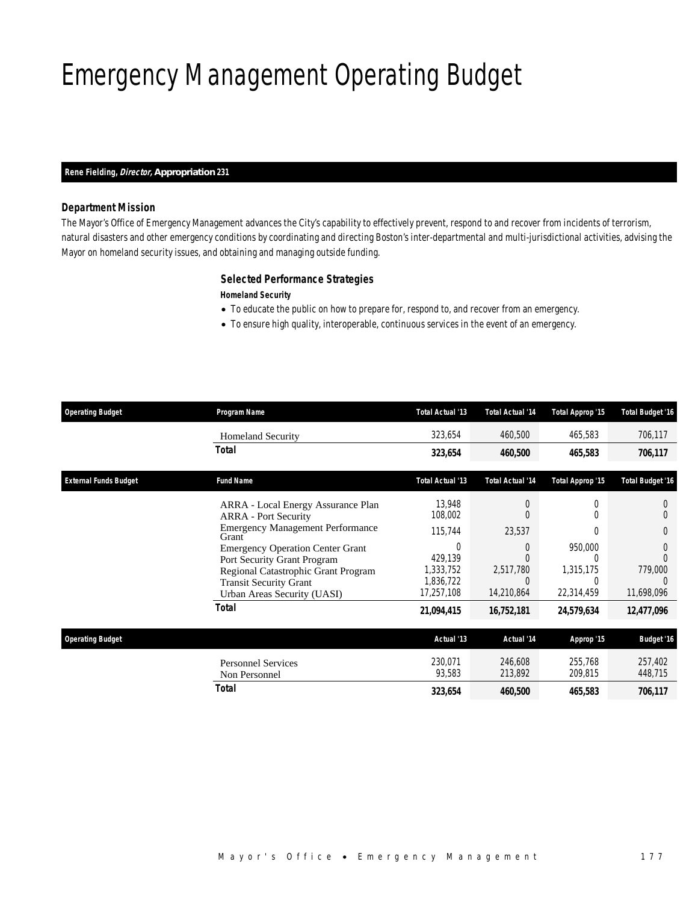# Emergency Management Operating Budget

**Rene Fielding, *Director*, Appropriation 231**

### Department Mission

The Mayor's Office of Emergency Management advances the City's capability to effectively prevent, respond to and recover from incidents of terrorism, natural disasters and other emergency conditions by coordinating and directing Boston's inter-departmental and multi-jurisdictional activities, advising the Mayor on homeland security issues, and obtaining and managing outside funding.

### Selected Performance Strategies

**Homeland Security**

- To educate the public on how to prepare for, respond to, and recover from an emergency.
- To ensure high quality, interoperable, continuous services in the event of an emergency.

| Operating Budget | Program Name | Total Actual '13 | Total Actual '14 | Total Approp '15 | Total Budget '16 |
|---|---|---|---|---|---|
| | Homeland Security | 323,654 | 460,500 | 465,583 | 706,117 |
| | **Total** | **323,654** | **460,500** | **465,583** | **706,117** |

| External Funds Budget | Fund Name | Total Actual '13 | Total Actual '14 | Total Approp '15 | Total Budget '16 |
|---|---|---|---|---|---|
| | ARRA - Local Energy Assurance Plan | 13,948 | 0 | 0 | 0 |
| | ARRA - Port Security | 108,002 | 0 | 0 | 0 |
| | Emergency Management Performance Grant | 115,744 | 23,537 | 0 | 0 |
| | Emergency Operation Center Grant | 0 | 0 | 950,000 | 0 |
| | Port Security Grant Program | 429,139 | 0 | 0 | 0 |
| | Regional Catastrophic Grant Program | 1,333,752 | 2,517,780 | 1,315,175 | 779,000 |
| | Transit Security Grant | 1,836,722 | 0 | 0 | 0 |
| | Urban Areas Security (UASI) | 17,257,108 | 14,210,864 | 22,314,459 | 11,698,096 |
| | **Total** | **21,094,415** | **16,752,181** | **24,579,634** | **12,477,096** |

| Operating Budget | | Actual '13 | Actual '14 | Approp '15 | Budget '16 |
|---|---|---|---|---|---|
| | Personnel Services | 230,071 | 246,608 | 255,768 | 257,402 |
| | Non Personnel | 93,583 | 213,892 | 209,815 | 448,715 |
| | **Total** | **323,654** | **460,500** | **465,583** | **706,117** |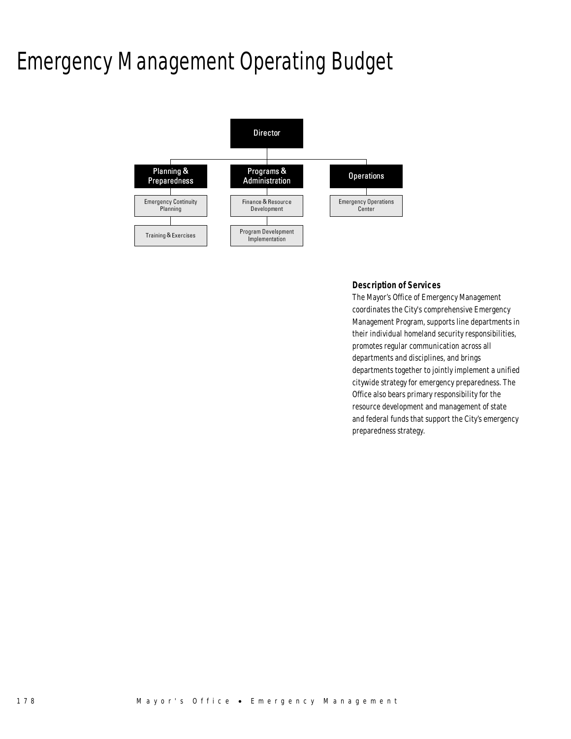# Emergency Management Operating Budget

- Director
  - Planning & Preparedness
    - Emergency Continuity Planning
    - Training & Exercises
  - Programs & Administration
    - Finance & Resource Development
    - Program Development Implementation
  - Operations
    - Emergency Operations Center

### Description of Services

The Mayor's Office of Emergency Management coordinates the City's comprehensive Emergency Management Program, supports line departments in their individual homeland security responsibilities, promotes regular communication across all departments and disciplines, and brings departments together to jointly implement a unified citywide strategy for emergency preparedness. The Office also bears primary responsibility for the resource development and management of state and federal funds that support the City's emergency preparedness strategy.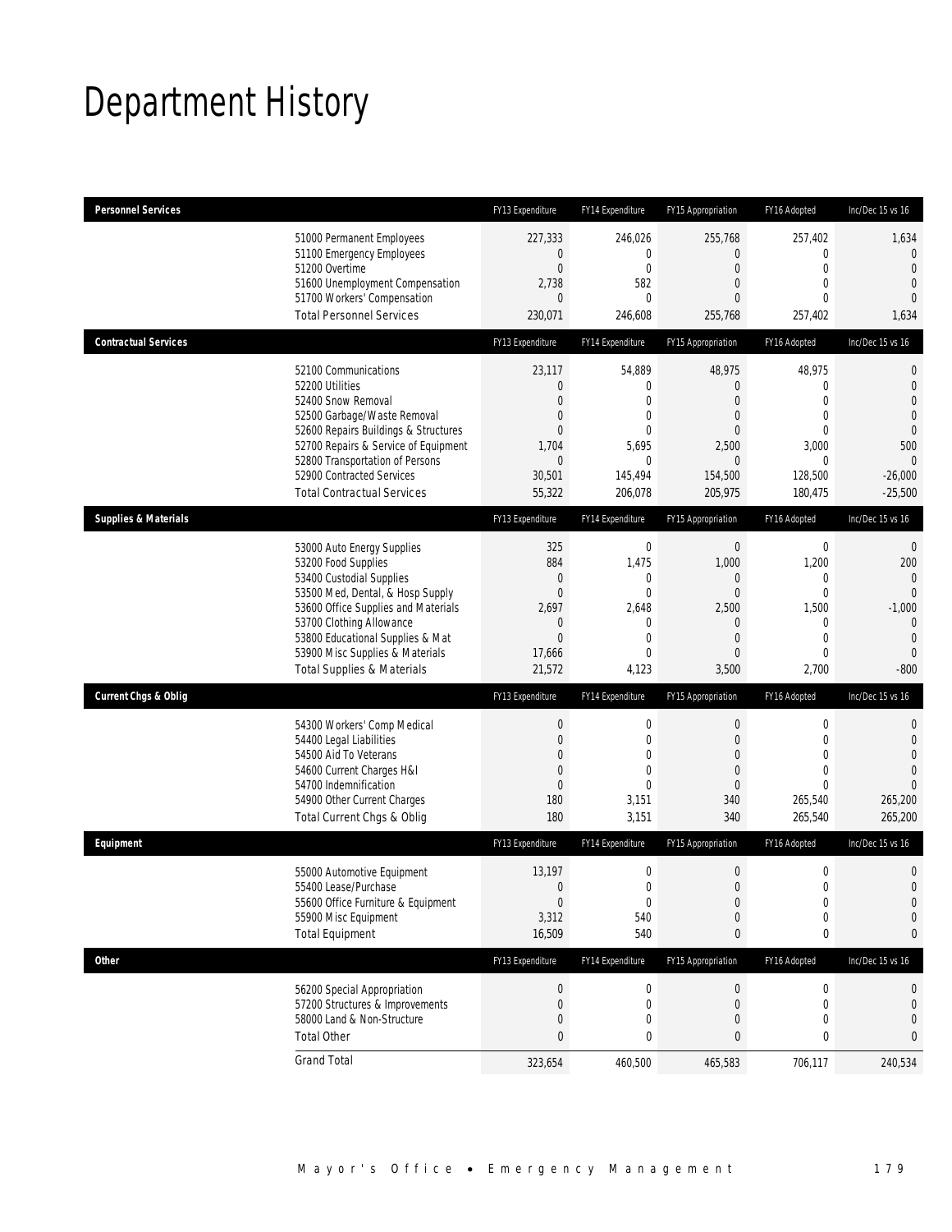# Department History

| Personnel Services | FY13 Expenditure | FY14 Expenditure | FY15 Appropriation | FY16 Adopted | Inc/Dec 15 vs 16 |
|---|---|---|---|---|---|
| 51000 Permanent Employees | 227,333 | 246,026 | 255,768 | 257,402 | 1,634 |
| 51100 Emergency Employees | 0 | 0 | 0 | 0 | 0 |
| 51200 Overtime | 0 | 0 | 0 | 0 | 0 |
| 51600 Unemployment Compensation | 2,738 | 582 | 0 | 0 | 0 |
| 51700 Workers' Compensation | 0 | 0 | 0 | 0 | 0 |
| Total Personnel Services | 230,071 | 246,608 | 255,768 | 257,402 | 1,634 |
| **Contractual Services** | **FY13 Expenditure** | **FY14 Expenditure** | **FY15 Appropriation** | **FY16 Adopted** | **Inc/Dec 15 vs 16** |
| 52100 Communications | 23,117 | 54,889 | 48,975 | 48,975 | 0 |
| 52200 Utilities | 0 | 0 | 0 | 0 | 0 |
| 52400 Snow Removal | 0 | 0 | 0 | 0 | 0 |
| 52500 Garbage/Waste Removal | 0 | 0 | 0 | 0 | 0 |
| 52600 Repairs Buildings & Structures | 0 | 0 | 0 | 0 | 0 |
| 52700 Repairs & Service of Equipment | 1,704 | 5,695 | 2,500 | 3,000 | 500 |
| 52800 Transportation of Persons | 0 | 0 | 0 | 0 | 0 |
| 52900 Contracted Services | 30,501 | 145,494 | 154,500 | 128,500 | -26,000 |
| Total Contractual Services | 55,322 | 206,078 | 205,975 | 180,475 | -25,500 |
| **Supplies & Materials** | **FY13 Expenditure** | **FY14 Expenditure** | **FY15 Appropriation** | **FY16 Adopted** | **Inc/Dec 15 vs 16** |
| 53000 Auto Energy Supplies | 325 | 0 | 0 | 0 | 0 |
| 53200 Food Supplies | 884 | 1,475 | 1,000 | 1,200 | 200 |
| 53400 Custodial Supplies | 0 | 0 | 0 | 0 | 0 |
| 53500 Med, Dental, & Hosp Supply | 0 | 0 | 0 | 0 | 0 |
| 53600 Office Supplies and Materials | 2,697 | 2,648 | 2,500 | 1,500 | -1,000 |
| 53700 Clothing Allowance | 0 | 0 | 0 | 0 | 0 |
| 53800 Educational Supplies & Mat | 0 | 0 | 0 | 0 | 0 |
| 53900 Misc Supplies & Materials | 17,666 | 0 | 0 | 0 | 0 |
| Total Supplies & Materials | 21,572 | 4,123 | 3,500 | 2,700 | -800 |
| **Current Chgs & Oblig** | **FY13 Expenditure** | **FY14 Expenditure** | **FY15 Appropriation** | **FY16 Adopted** | **Inc/Dec 15 vs 16** |
| 54300 Workers' Comp Medical | 0 | 0 | 0 | 0 | 0 |
| 54400 Legal Liabilities | 0 | 0 | 0 | 0 | 0 |
| 54500 Aid To Veterans | 0 | 0 | 0 | 0 | 0 |
| 54600 Current Charges H&I | 0 | 0 | 0 | 0 | 0 |
| 54700 Indemnification | 0 | 0 | 0 | 0 | 0 |
| 54900 Other Current Charges | 180 | 3,151 | 340 | 265,540 | 265,200 |
| Total Current Chgs & Oblig | 180 | 3,151 | 340 | 265,540 | 265,200 |
| **Equipment** | **FY13 Expenditure** | **FY14 Expenditure** | **FY15 Appropriation** | **FY16 Adopted** | **Inc/Dec 15 vs 16** |
| 55000 Automotive Equipment | 13,197 | 0 | 0 | 0 | 0 |
| 55400 Lease/Purchase | 0 | 0 | 0 | 0 | 0 |
| 55600 Office Furniture & Equipment | 0 | 0 | 0 | 0 | 0 |
| 55900 Misc Equipment | 3,312 | 540 | 0 | 0 | 0 |
| Total Equipment | 16,509 | 540 | 0 | 0 | 0 |
| **Other** | **FY13 Expenditure** | **FY14 Expenditure** | **FY15 Appropriation** | **FY16 Adopted** | **Inc/Dec 15 vs 16** |
| 56200 Special Appropriation | 0 | 0 | 0 | 0 | 0 |
| 57200 Structures & Improvements | 0 | 0 | 0 | 0 | 0 |
| 58000 Land & Non-Structure | 0 | 0 | 0 | 0 | 0 |
| Total Other | 0 | 0 | 0 | 0 | 0 |
| Grand Total | 323,654 | 460,500 | 465,583 | 706,117 | 240,534 |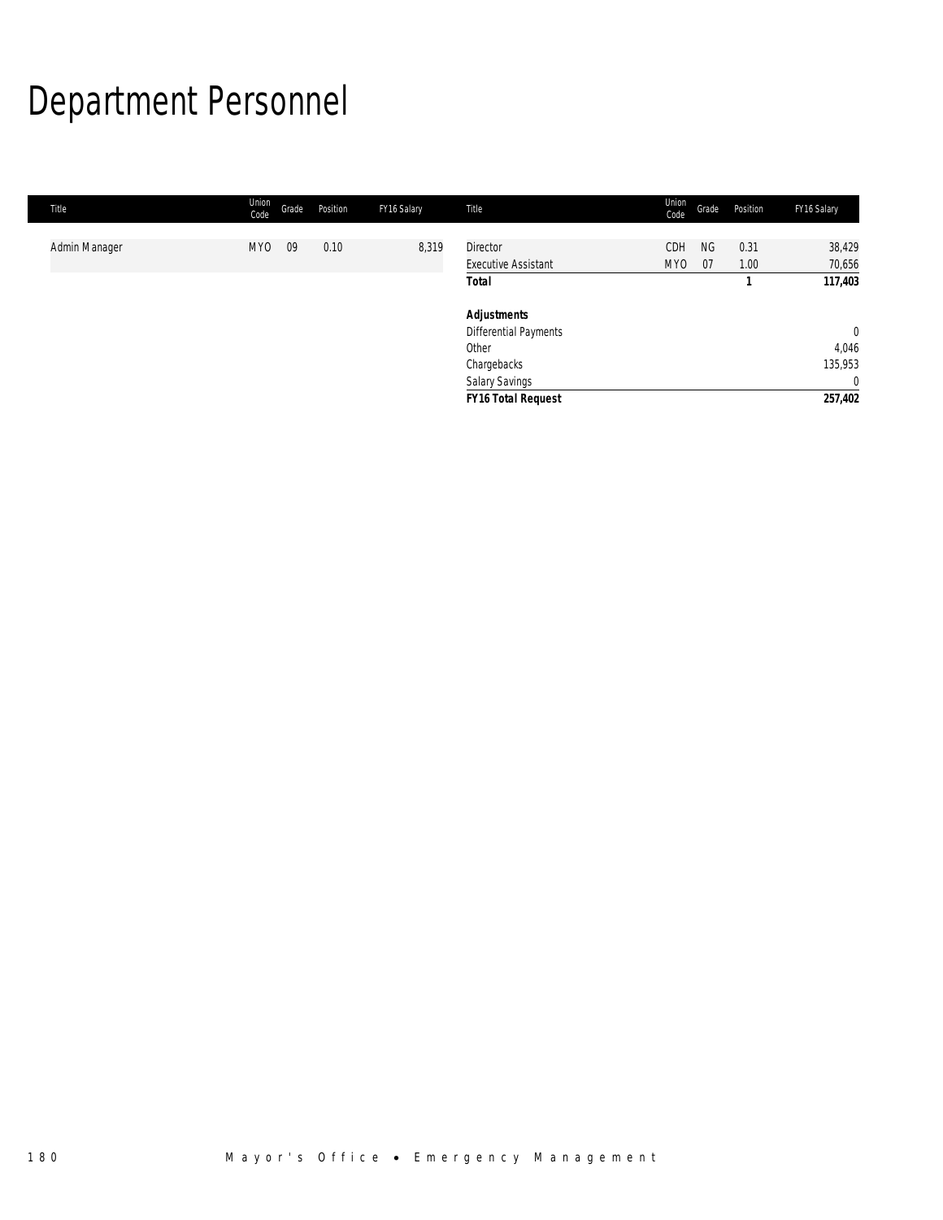# Department Personnel

| Title | Union Code | Grade | Position | FY16 Salary | Title | Union Code | Grade | Position | FY16 Salary |
|---|---|---|---|---|---|---|---|---|---|
| Admin Manager | MYO | 09 | 0.10 | 8,319 | Director | CDH | NG | 0.31 | 38,429 |
| | | | | | Executive Assistant | MYO | 07 | 1.00 | 70,656 |
| | | | | | **Total** | | | **1** | **117,403** |
| | | | | | | | | | |
| | | | | | ***Adjustments*** | | | | |
| | | | | | Differential Payments | | | | 0 |
| | | | | | Other | | | | 4,046 |
| | | | | | Chargebacks | | | | 135,953 |
| | | | | | Salary Savings | | | | 0 |
| | | | | | ***FY16 Total Request*** | | | | **257,402** |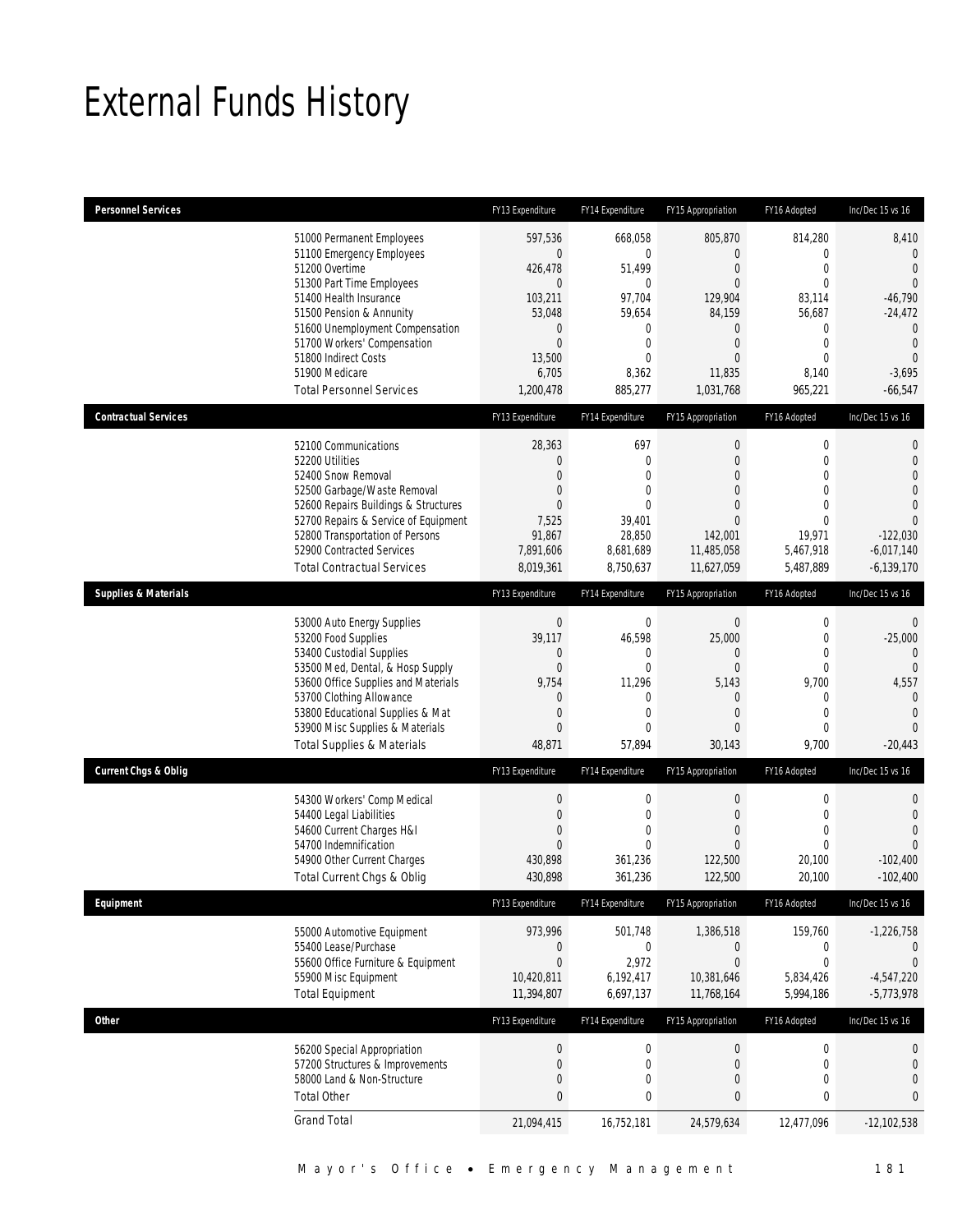# External Funds History

| Personnel Services | FY13 Expenditure | FY14 Expenditure | FY15 Appropriation | FY16 Adopted | Inc/Dec 15 vs 16 |
|---|---|---|---|---|---|
| 51000 Permanent Employees | 597,536 | 668,058 | 805,870 | 814,280 | 8,410 |
| 51100 Emergency Employees | 0 | 0 | 0 | 0 | 0 |
| 51200 Overtime | 426,478 | 51,499 | 0 | 0 | 0 |
| 51300 Part Time Employees | 0 | 0 | 0 | 0 | 0 |
| 51400 Health Insurance | 103,211 | 97,704 | 129,904 | 83,114 | -46,790 |
| 51500 Pension & Annunity | 53,048 | 59,654 | 84,159 | 56,687 | -24,472 |
| 51600 Unemployment Compensation | 0 | 0 | 0 | 0 | 0 |
| 51700 Workers' Compensation | 0 | 0 | 0 | 0 | 0 |
| 51800 Indirect Costs | 13,500 | 0 | 0 | 0 | 0 |
| 51900 Medicare | 6,705 | 8,362 | 11,835 | 8,140 | -3,695 |
| Total Personnel Services | 1,200,478 | 885,277 | 1,031,768 | 965,221 | -66,547 |

| Contractual Services | FY13 Expenditure | FY14 Expenditure | FY15 Appropriation | FY16 Adopted | Inc/Dec 15 vs 16 |
|---|---|---|---|---|---|
| 52100 Communications | 28,363 | 697 | 0 | 0 | 0 |
| 52200 Utilities | 0 | 0 | 0 | 0 | 0 |
| 52400 Snow Removal | 0 | 0 | 0 | 0 | 0 |
| 52500 Garbage/Waste Removal | 0 | 0 | 0 | 0 | 0 |
| 52600 Repairs Buildings & Structures | 0 | 0 | 0 | 0 | 0 |
| 52700 Repairs & Service of Equipment | 7,525 | 39,401 | 0 | 0 | 0 |
| 52800 Transportation of Persons | 91,867 | 28,850 | 142,001 | 19,971 | -122,030 |
| 52900 Contracted Services | 7,891,606 | 8,681,689 | 11,485,058 | 5,467,918 | -6,017,140 |
| Total Contractual Services | 8,019,361 | 8,750,637 | 11,627,059 | 5,487,889 | -6,139,170 |

| Supplies & Materials | FY13 Expenditure | FY14 Expenditure | FY15 Appropriation | FY16 Adopted | Inc/Dec 15 vs 16 |
|---|---|---|---|---|---|
| 53000 Auto Energy Supplies | 0 | 0 | 0 | 0 | 0 |
| 53200 Food Supplies | 39,117 | 46,598 | 25,000 | 0 | -25,000 |
| 53400 Custodial Supplies | 0 | 0 | 0 | 0 | 0 |
| 53500 Med, Dental, & Hosp Supply | 0 | 0 | 0 | 0 | 0 |
| 53600 Office Supplies and Materials | 9,754 | 11,296 | 5,143 | 9,700 | 4,557 |
| 53700 Clothing Allowance | 0 | 0 | 0 | 0 | 0 |
| 53800 Educational Supplies & Mat | 0 | 0 | 0 | 0 | 0 |
| 53900 Misc Supplies & Materials | 0 | 0 | 0 | 0 | 0 |
| Total Supplies & Materials | 48,871 | 57,894 | 30,143 | 9,700 | -20,443 |

| Current Chgs & Oblig | FY13 Expenditure | FY14 Expenditure | FY15 Appropriation | FY16 Adopted | Inc/Dec 15 vs 16 |
|---|---|---|---|---|---|
| 54300 Workers' Comp Medical | 0 | 0 | 0 | 0 | 0 |
| 54400 Legal Liabilities | 0 | 0 | 0 | 0 | 0 |
| 54600 Current Charges H&I | 0 | 0 | 0 | 0 | 0 |
| 54700 Indemnification | 0 | 0 | 0 | 0 | 0 |
| 54900 Other Current Charges | 430,898 | 361,236 | 122,500 | 20,100 | -102,400 |
| Total Current Chgs & Oblig | 430,898 | 361,236 | 122,500 | 20,100 | -102,400 |

| Equipment | FY13 Expenditure | FY14 Expenditure | FY15 Appropriation | FY16 Adopted | Inc/Dec 15 vs 16 |
|---|---|---|---|---|---|
| 55000 Automotive Equipment | 973,996 | 501,748 | 1,386,518 | 159,760 | -1,226,758 |
| 55400 Lease/Purchase | 0 | 0 | 0 | 0 | 0 |
| 55600 Office Furniture & Equipment | 0 | 2,972 | 0 | 0 | 0 |
| 55900 Misc Equipment | 10,420,811 | 6,192,417 | 10,381,646 | 5,834,426 | -4,547,220 |
| Total Equipment | 11,394,807 | 6,697,137 | 11,768,164 | 5,994,186 | -5,773,978 |

| Other | FY13 Expenditure | FY14 Expenditure | FY15 Appropriation | FY16 Adopted | Inc/Dec 15 vs 16 |
|---|---|---|---|---|---|
| 56200 Special Appropriation | 0 | 0 | 0 | 0 | 0 |
| 57200 Structures & Improvements | 0 | 0 | 0 | 0 | 0 |
| 58000 Land & Non-Structure | 0 | 0 | 0 | 0 | 0 |
| Total Other | 0 | 0 | 0 | 0 | 0 |
| Grand Total | 21,094,415 | 16,752,181 | 24,579,634 | 12,477,096 | -12,102,538 |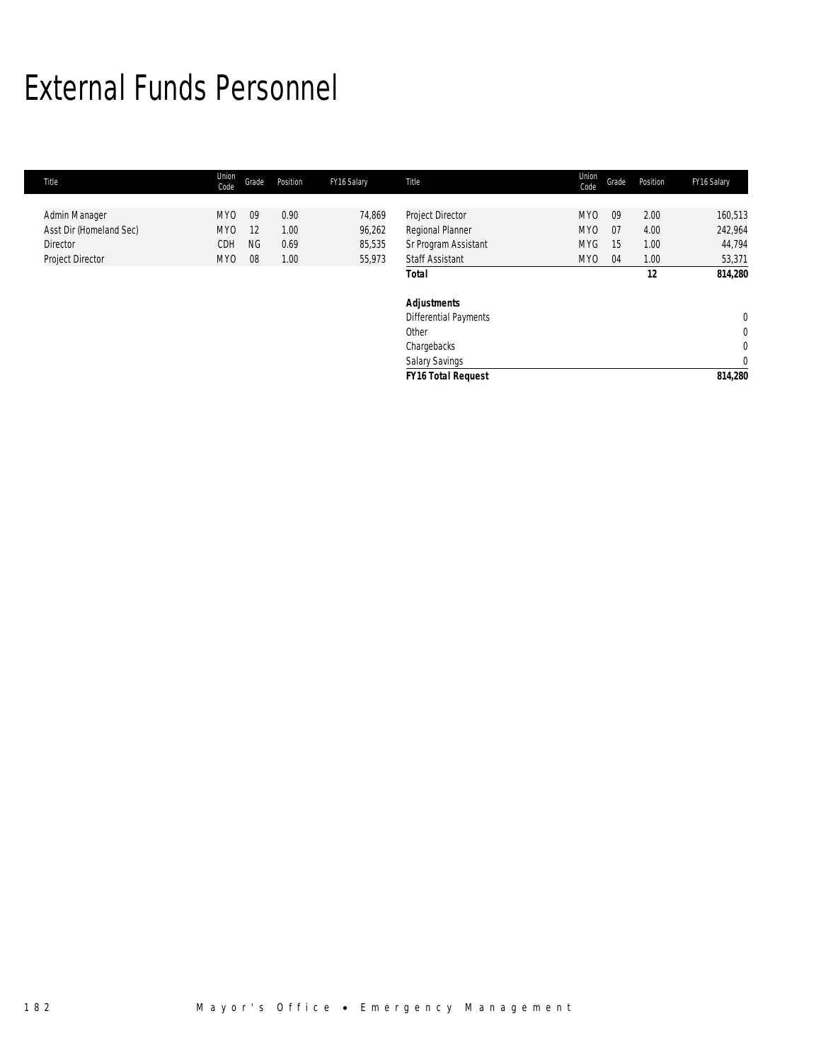# External Funds Personnel

| Title | Union Code | Grade | Position | FY16 Salary |
|---|---|---|---|---|
| Admin Manager | MYO | 09 | 0.90 | 74,869 |
| Asst Dir (Homeland Sec) | MYO | 12 | 1.00 | 96,262 |
| Director | CDH | NG | 0.69 | 85,535 |
| Project Director | MYO | 08 | 1.00 | 55,973 |
| Project Director | MYO | 09 | 2.00 | 160,513 |
| Regional Planner | MYO | 07 | 4.00 | 242,964 |
| Sr Program Assistant | MYG | 15 | 1.00 | 44,794 |
| Staff Assistant | MYO | 04 | 1.00 | 53,371 |
| **Total** | | | **12** | **814,280** |
| | | | | |
| ***Adjustments*** | | | | |
| Differential Payments | | | | 0 |
| Other | | | | 0 |
| Chargebacks | | | | 0 |
| Salary Savings | | | | 0 |
| ***FY16 Total Request*** | | | | **814,280** |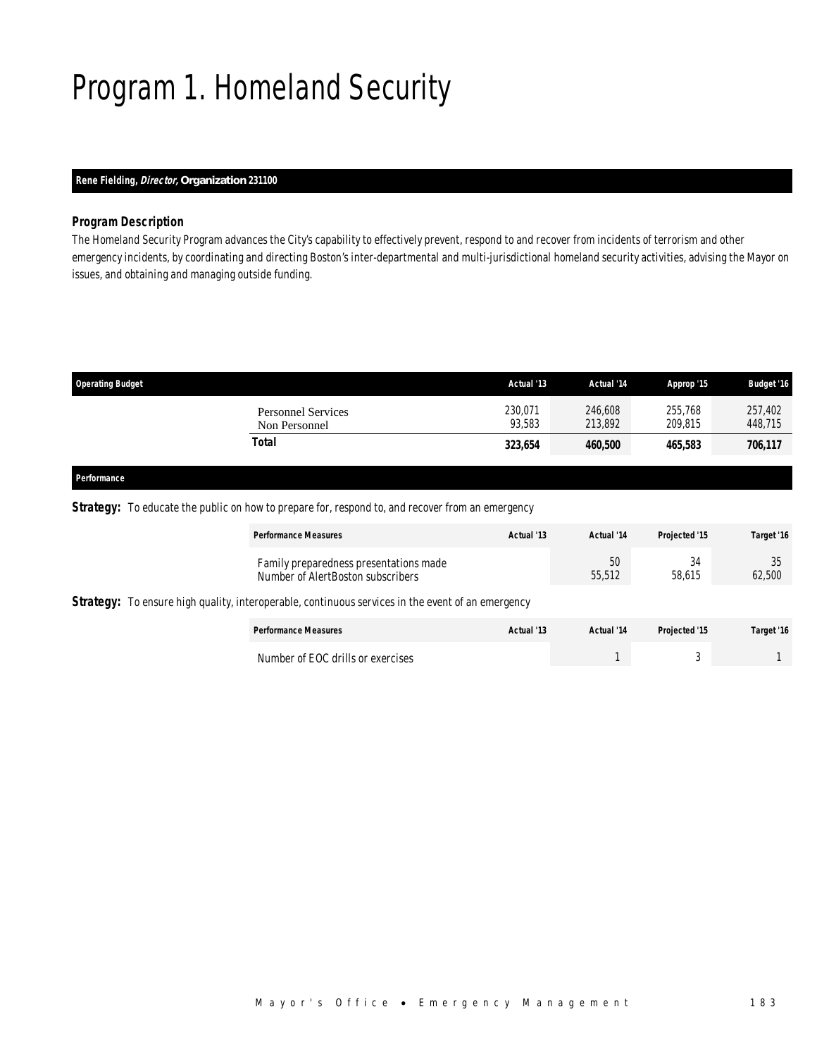# Program 1. Homeland Security

**Rene Fielding, *Director,* Organization 231100**

### Program Description

The Homeland Security Program advances the City's capability to effectively prevent, respond to and recover from incidents of terrorism and other emergency incidents, by coordinating and directing Boston's inter-departmental and multi-jurisdictional homeland security activities, advising the Mayor on issues, and obtaining and managing outside funding.

| Operating Budget | Actual '13 | Actual '14 | Approp '15 | Budget '16 |
|---|---|---|---|---|
| Personnel Services | 230,071 | 246,608 | 255,768 | 257,402 |
| Non Personnel | 93,583 | 213,892 | 209,815 | 448,715 |
| **Total** | **323,654** | **460,500** | **465,583** | **706,117** |

### Performance

**Strategy:** To educate the public on how to prepare for, respond to, and recover from an emergency

| Performance Measures | Actual '13 | Actual '14 | Projected '15 | Target '16 |
|---|---|---|---|---|
| Family preparedness presentations made | | 50 | 34 | 35 |
| Number of AlertBoston subscribers | | 55,512 | 58,615 | 62,500 |

**Strategy:** To ensure high quality, interoperable, continuous services in the event of an emergency

| Performance Measures | Actual '13 | Actual '14 | Projected '15 | Target '16 |
|---|---|---|---|---|
| Number of EOC drills or exercises | | 1 | 3 | 1 |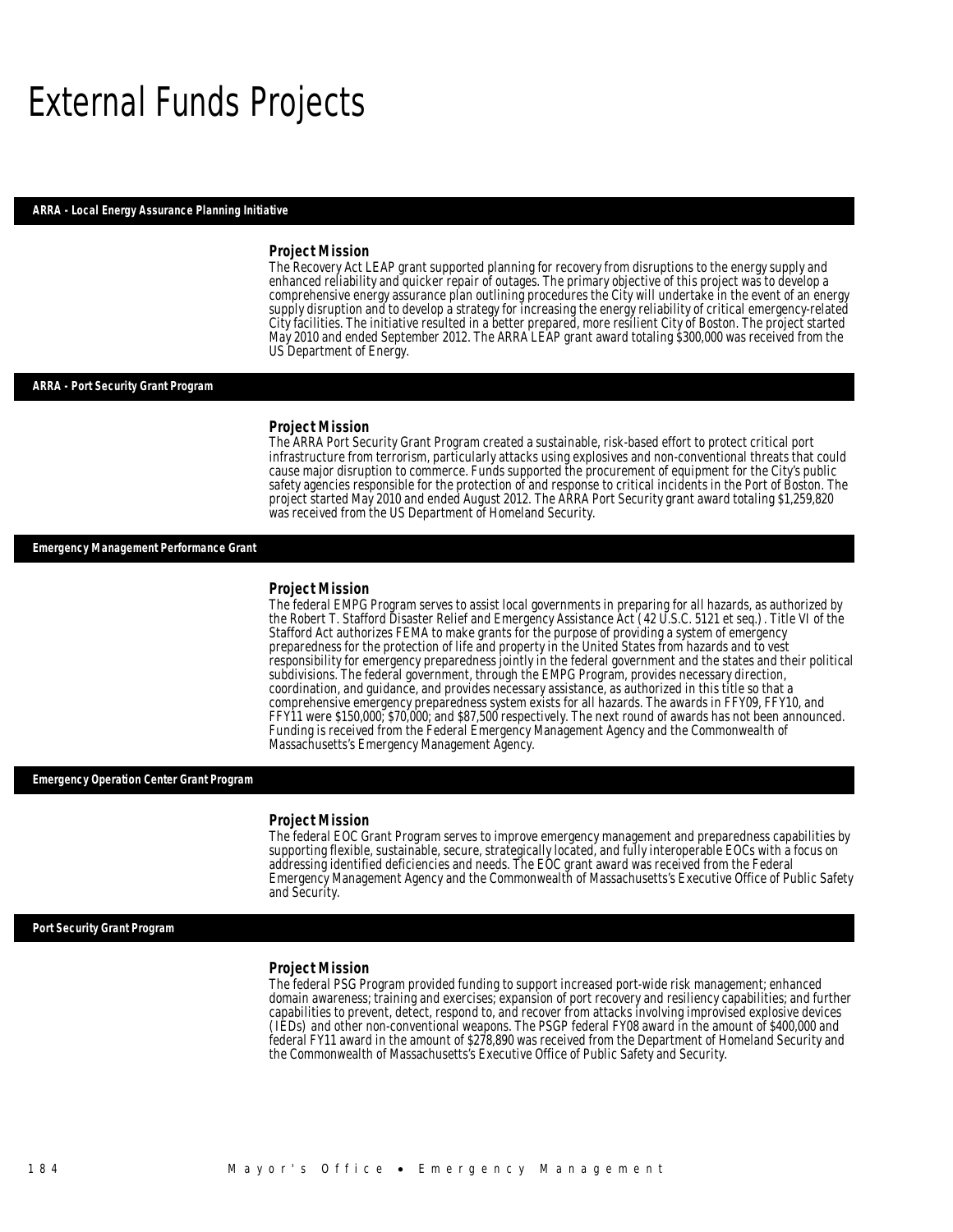# External Funds Projects

## ARRA - Local Energy Assurance Planning Initiative

### Project Mission

The Recovery Act LEAP grant supported planning for recovery from disruptions to the energy supply and enhanced reliability and quicker repair of outages. The primary objective of this project was to develop a comprehensive energy assurance plan outlining procedures the City will undertake in the event of an energy supply disruption and to develop a strategy for increasing the energy reliability of critical emergency-related City facilities. The initiative resulted in a better prepared, more resilient City of Boston. The project started May 2010 and ended September 2012. The ARRA LEAP grant award totaling $300,000 was received from the US Department of Energy.

## ARRA - Port Security Grant Program

### Project Mission

The ARRA Port Security Grant Program created a sustainable, risk-based effort to protect critical port infrastructure from terrorism, particularly attacks using explosives and non-conventional threats that could cause major disruption to commerce. Funds supported the procurement of equipment for the City's public safety agencies responsible for the protection of and response to critical incidents in the Port of Boston. The project started May 2010 and ended August 2012. The ARRA Port Security grant award totaling $1,259,820 was received from the US Department of Homeland Security.

## Emergency Management Performance Grant

### Project Mission

The federal EMPG Program serves to assist local governments in preparing for all hazards, as authorized by the Robert T. Stafford Disaster Relief and Emergency Assistance Act (42 U.S.C. 5121 et seq.). Title VI of the Stafford Act authorizes FEMA to make grants for the purpose of providing a system of emergency preparedness for the protection of life and property in the United States from hazards and to vest responsibility for emergency preparedness jointly in the federal government and the states and their political subdivisions. The federal government, through the EMPG Program, provides necessary direction, coordination, and guidance, and provides necessary assistance, as authorized in this title so that a comprehensive emergency preparedness system exists for all hazards. The awards in FFY09, FFY10, and FFY11 were $150,000; $70,000; and $87,500 respectively. The next round of awards has not been announced. Funding is received from the Federal Emergency Management Agency and the Commonwealth of Massachusetts's Emergency Management Agency.

## Emergency Operation Center Grant Program

### Project Mission

The federal EOC Grant Program serves to improve emergency management and preparedness capabilities by supporting flexible, sustainable, secure, strategically located, and fully interoperable EOCs with a focus on addressing identified deficiencies and needs. The EOC grant award was received from the Federal Emergency Management Agency and the Commonwealth of Massachusetts's Executive Office of Public Safety and Security.

## Port Security Grant Program

### Project Mission

The federal PSG Program provided funding to support increased port-wide risk management; enhanced domain awareness; training and exercises; expansion of port recovery and resiliency capabilities; and further capabilities to prevent, detect, respond to, and recover from attacks involving improvised explosive devices (IEDs) and other non-conventional weapons. The PSGP federal FY08 award in the amount of $400,000 and federal FY11 award in the amount of $278,890 was received from the Department of Homeland Security and the Commonwealth of Massachusetts's Executive Office of Public Safety and Security.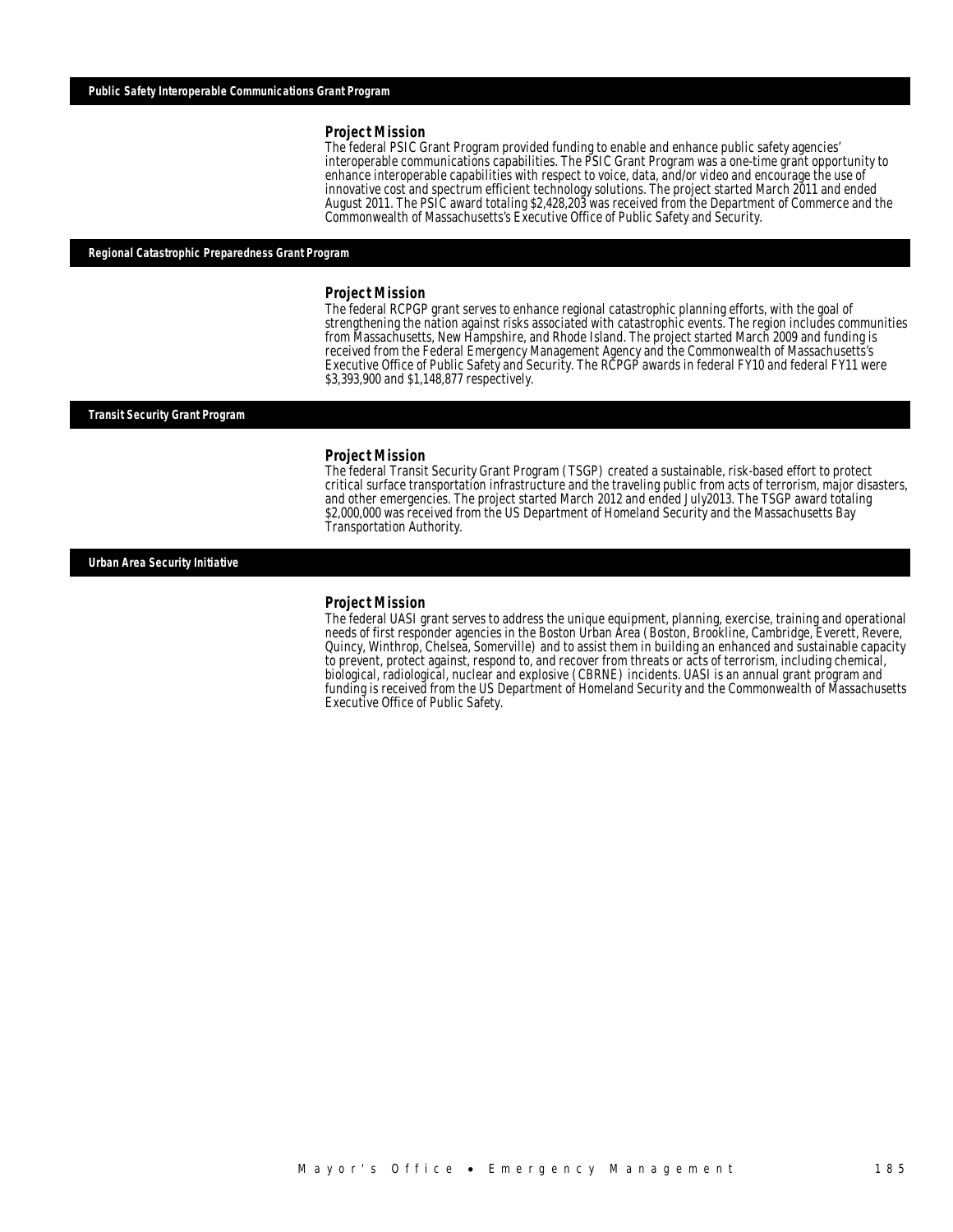## Public Safety Interoperable Communications Grant Program

### Project Mission

The federal PSIC Grant Program provided funding to enable and enhance public safety agencies' interoperable communications capabilities. The PSIC Grant Program was a one-time grant opportunity to enhance interoperable capabilities with respect to voice, data, and/or video and encourage the use of innovative cost and spectrum efficient technology solutions. The project started March 2011 and ended August 2011. The PSIC award totaling $2,428,203 was received from the Department of Commerce and the Commonwealth of Massachusetts's Executive Office of Public Safety and Security.

## Regional Catastrophic Preparedness Grant Program

### Project Mission

The federal RCPGP grant serves to enhance regional catastrophic planning efforts, with the goal of strengthening the nation against risks associated with catastrophic events. The region includes communities from Massachusetts, New Hampshire, and Rhode Island. The project started March 2009 and funding is received from the Federal Emergency Management Agency and the Commonwealth of Massachusetts's Executive Office of Public Safety and Security. The RCPGP awards in federal FY10 and federal FY11 were $3,393,900 and $1,148,877 respectively.

## Transit Security Grant Program

### Project Mission

The federal Transit Security Grant Program (TSGP) created a sustainable, risk-based effort to protect critical surface transportation infrastructure and the traveling public from acts of terrorism, major disasters, and other emergencies. The project started March 2012 and ended July2013. The TSGP award totaling $2,000,000 was received from the US Department of Homeland Security and the Massachusetts Bay Transportation Authority.

## Urban Area Security Initiative

### Project Mission

The federal UASI grant serves to address the unique equipment, planning, exercise, training and operational needs of first responder agencies in the Boston Urban Area (Boston, Brookline, Cambridge, Everett, Revere, Quincy, Winthrop, Chelsea, Somerville) and to assist them in building an enhanced and sustainable capacity to prevent, protect against, respond to, and recover from threats or acts of terrorism, including chemical, biological, radiological, nuclear and explosive (CBRNE) incidents. UASI is an annual grant program and funding is received from the US Department of Homeland Security and the Commonwealth of Massachusetts Executive Office of Public Safety.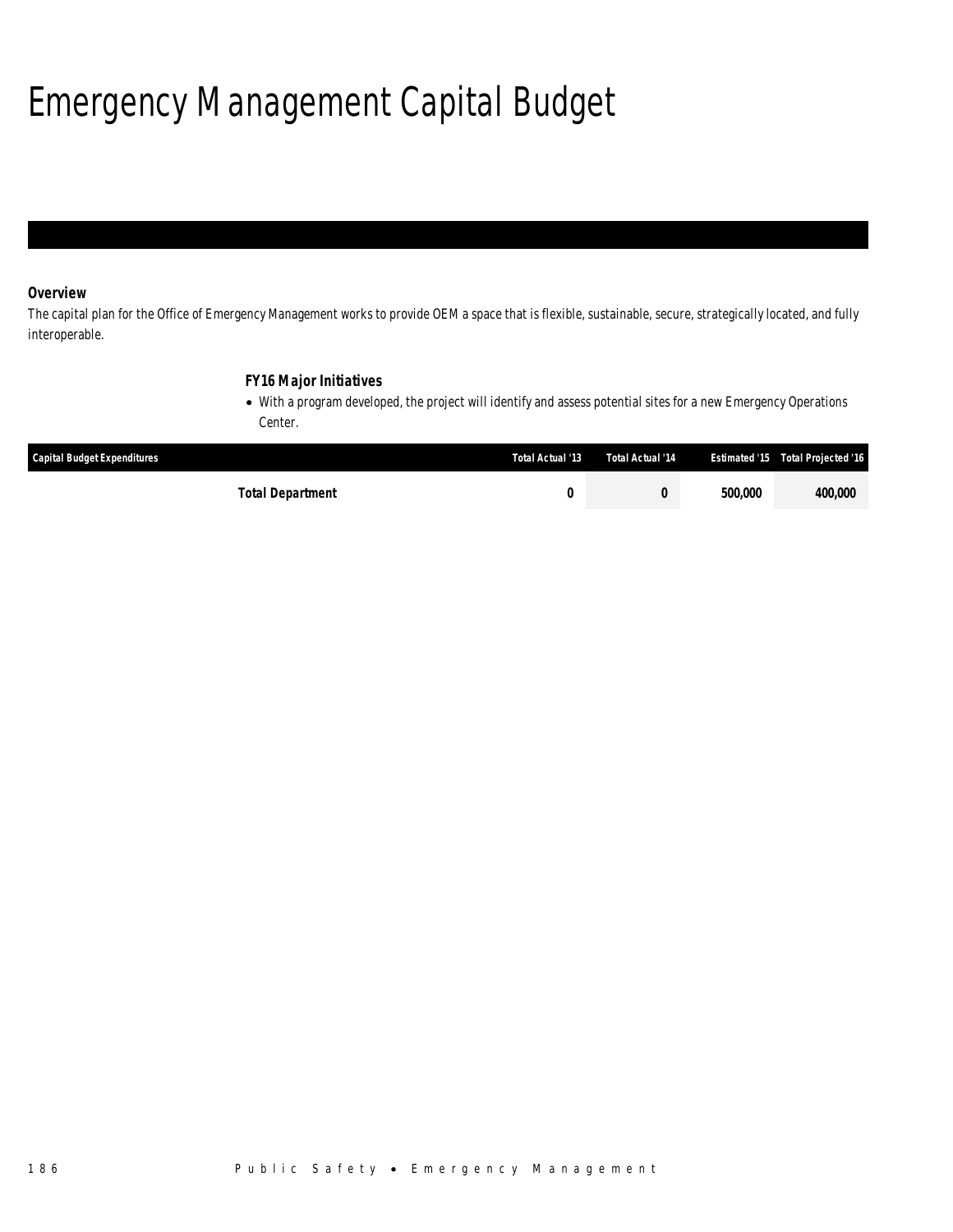# Emergency Management Capital Budget

### *Overview*

*The capital plan for the Office of Emergency Management works to provide OEM a space that is flexible, sustainable, secure, strategically located, and fully interoperable.*

### *FY16 Major Initiatives*

- *With a program developed, the project will identify and assess potential sites for a new Emergency Operations Center.*

| Capital Budget Expenditures | Total Actual '13 | Total Actual '14 | Estimated '15 | Total Projected '16 |
|---|---|---|---|---|
| **Total Department** | **0** | **0** | **500,000** | **400,000** |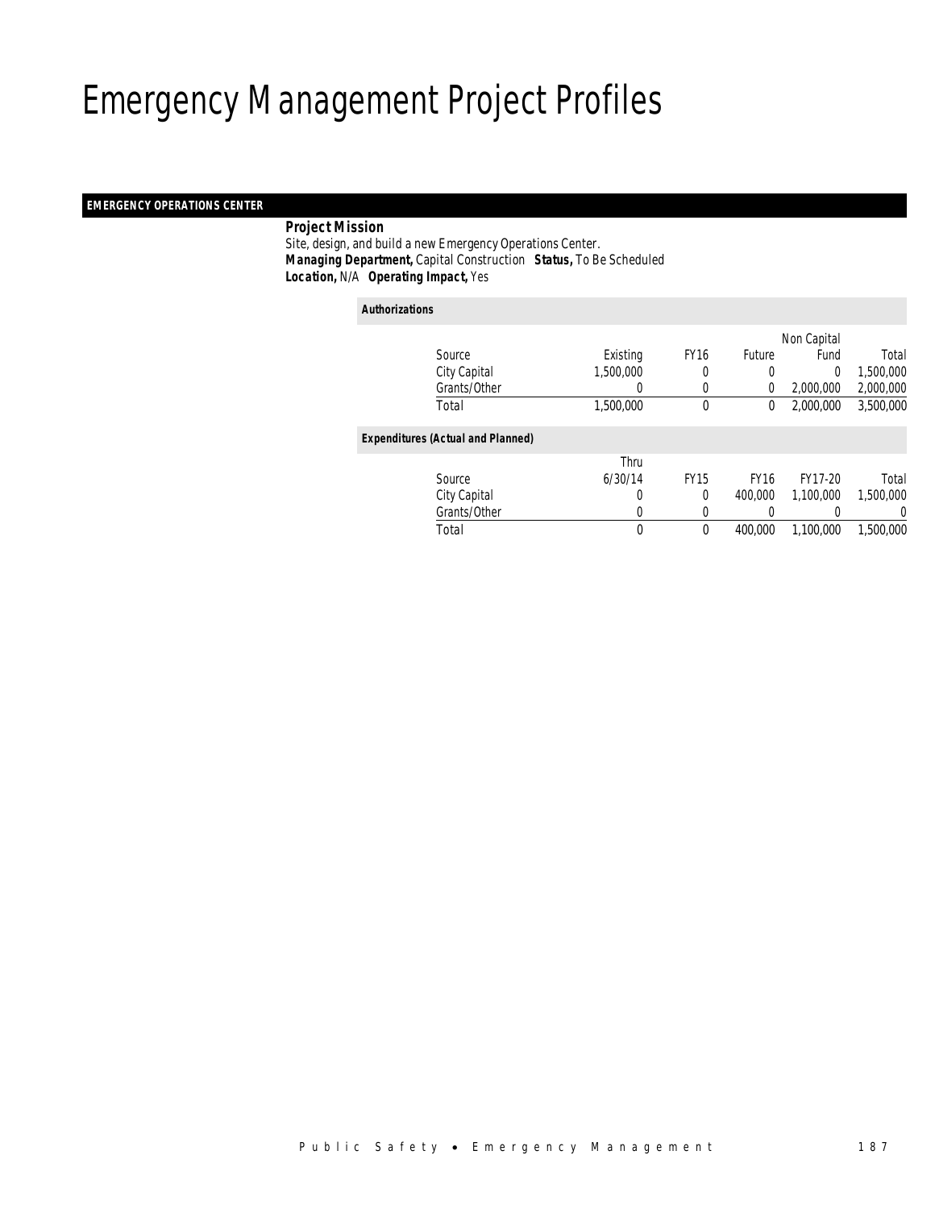# Emergency Management Project Profiles

## EMERGENCY OPERATIONS CENTER

**Project Mission**

Site, design, and build a new Emergency Operations Center.

***Managing Department,*** Capital Construction ***Status,*** To Be Scheduled

***Location,*** N/A ***Operating Impact,*** Yes

***Authorizations***

| Source | Existing | FY16 | Future | Non Capital Fund | Total |
|---|---|---|---|---|---|
| City Capital | 1,500,000 | 0 | 0 | 0 | 1,500,000 |
| Grants/Other | 0 | 0 | 0 | 2,000,000 | 2,000,000 |
| Total | 1,500,000 | 0 | 0 | 2,000,000 | 3,500,000 |

***Expenditures (Actual and Planned)***

| Source | Thru 6/30/14 | FY15 | FY16 | FY17-20 | Total |
|---|---|---|---|---|---|
| City Capital | 0 | 0 | 400,000 | 1,100,000 | 1,500,000 |
| Grants/Other | 0 | 0 | 0 | 0 | 0 |
| Total | 0 | 0 | 400,000 | 1,100,000 | 1,500,000 |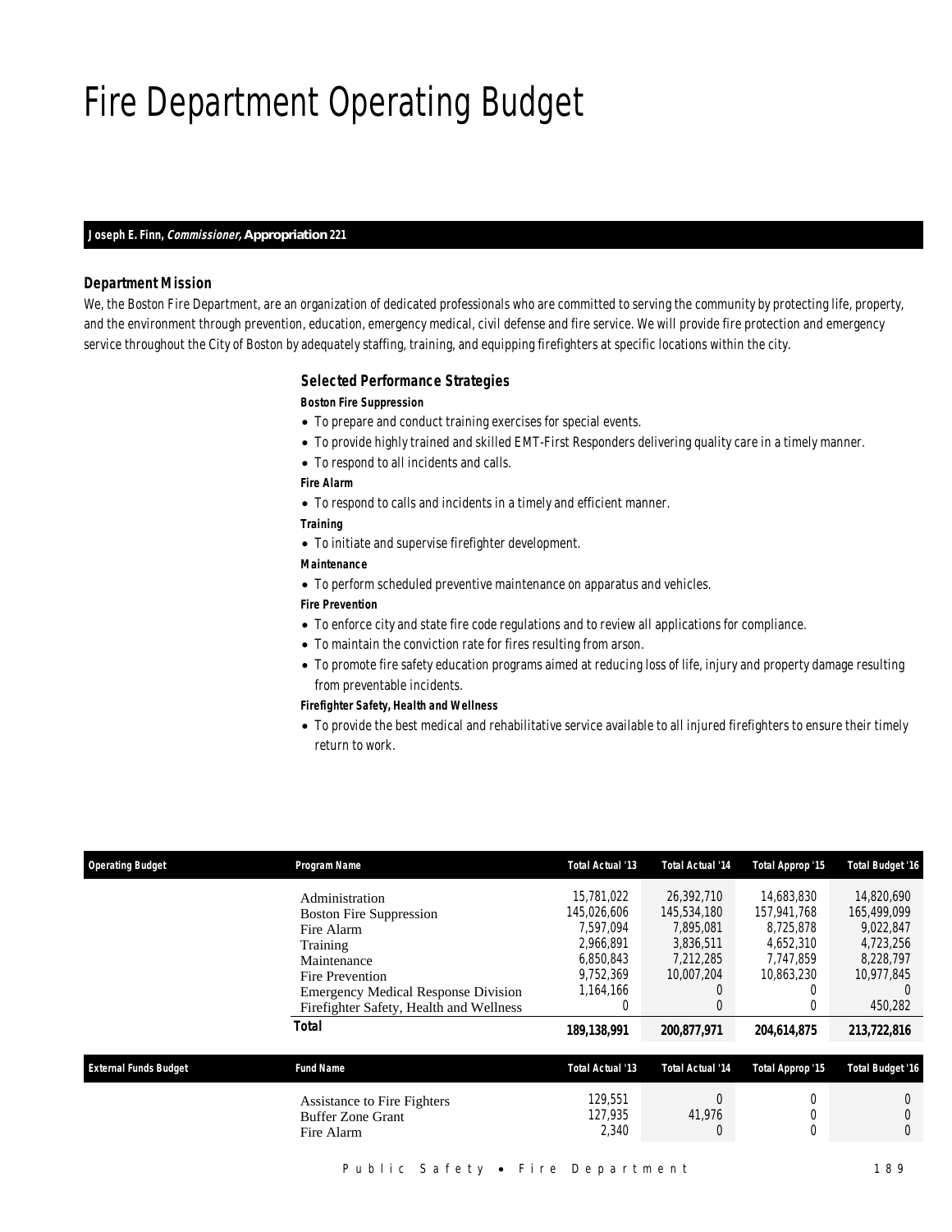# Fire Department Operating Budget

**Joseph E. Finn, *Commissioner,* Appropriation 221**

### Department Mission

We, the Boston Fire Department, are an organization of dedicated professionals who are committed to serving the community by protecting life, property, and the environment through prevention, education, emergency medical, civil defense and fire service. We will provide fire protection and emergency service throughout the City of Boston by adequately staffing, training, and equipping firefighters at specific locations within the city.

### Selected Performance Strategies

**Boston Fire Suppression**

- To prepare and conduct training exercises for special events.
- To provide highly trained and skilled EMT-First Responders delivering quality care in a timely manner.
- To respond to all incidents and calls.

**Fire Alarm**

- To respond to calls and incidents in a timely and efficient manner.

**Training**

- To initiate and supervise firefighter development.

**Maintenance**

- To perform scheduled preventive maintenance on apparatus and vehicles.

**Fire Prevention**

- To enforce city and state fire code regulations and to review all applications for compliance.
- To maintain the conviction rate for fires resulting from arson.
- To promote fire safety education programs aimed at reducing loss of life, injury and property damage resulting from preventable incidents.

**Firefighter Safety, Health and Wellness**

- To provide the best medical and rehabilitative service available to all injured firefighters to ensure their timely return to work.

| Operating Budget | Program Name | Total Actual '13 | Total Actual '14 | Total Approp '15 | Total Budget '16 |
|---|---|---|---|---|---|
| | Administration | 15,781,022 | 26,392,710 | 14,683,830 | 14,820,690 |
| | Boston Fire Suppression | 145,026,606 | 145,534,180 | 157,941,768 | 165,499,099 |
| | Fire Alarm | 7,597,094 | 7,895,081 | 8,725,878 | 9,022,847 |
| | Training | 2,966,891 | 3,836,511 | 4,652,310 | 4,723,256 |
| | Maintenance | 6,850,843 | 7,212,285 | 7,747,859 | 8,228,797 |
| | Fire Prevention | 9,752,369 | 10,007,204 | 10,863,230 | 10,977,845 |
| | Emergency Medical Response Division | 1,164,166 | 0 | 0 | 0 |
| | Firefighter Safety, Health and Wellness | 0 | 0 | 0 | 450,282 |
| | **Total** | **189,138,991** | **200,877,971** | **204,614,875** | **213,722,816** |

| External Funds Budget | Fund Name | Total Actual '13 | Total Actual '14 | Total Approp '15 | Total Budget '16 |
|---|---|---|---|---|---|
| | Assistance to Fire Fighters | 129,551 | 0 | 0 | 0 |
| | Buffer Zone Grant | 127,935 | 41,976 | 0 | 0 |
| | Fire Alarm | 2,340 | 0 | 0 | 0 |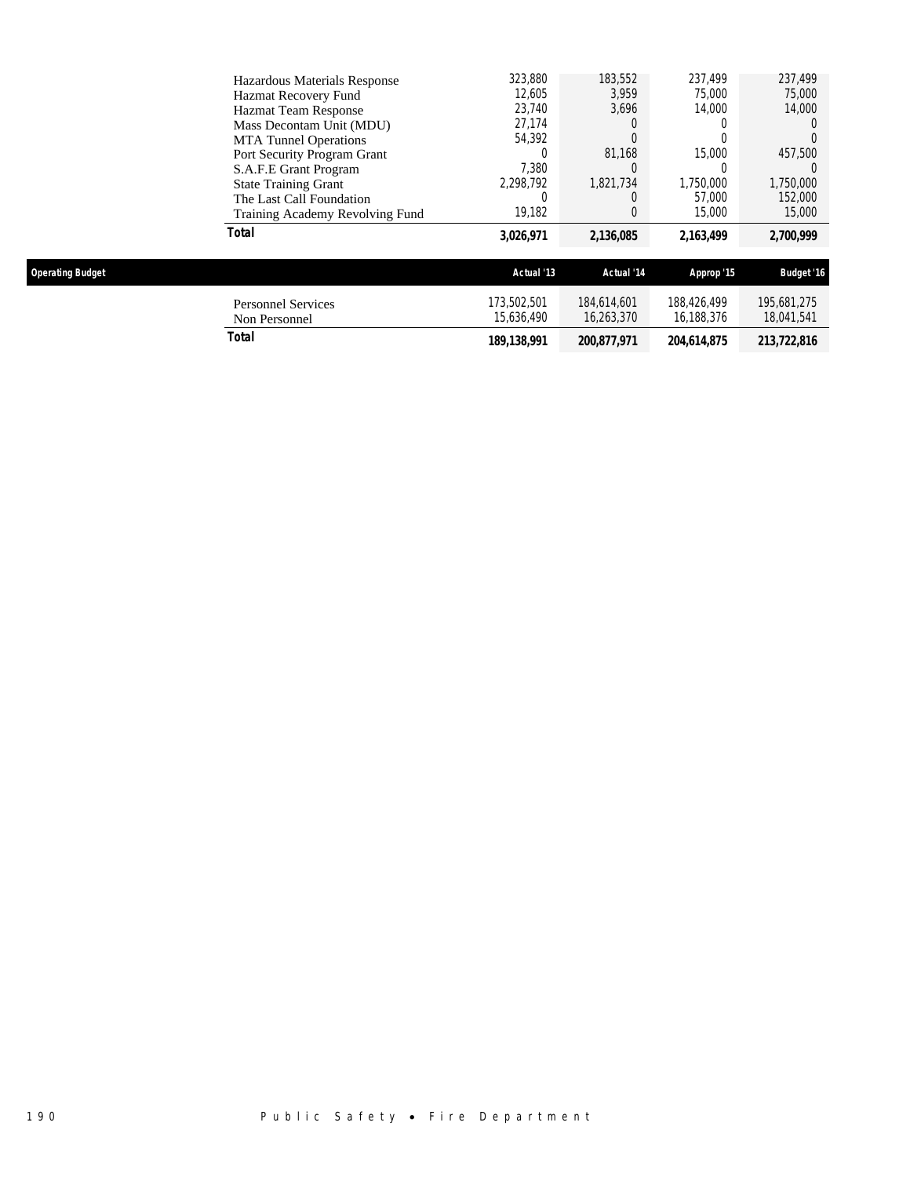| | | | | |
|---|---|---|---|---|
| Hazardous Materials Response | 323,880 | 183,552 | 237,499 | 237,499 |
| Hazmat Recovery Fund | 12,605 | 3,959 | 75,000 | 75,000 |
| Hazmat Team Response | 23,740 | 3,696 | 14,000 | 14,000 |
| Mass Decontam Unit (MDU) | 27,174 | 0 | 0 | 0 |
| MTA Tunnel Operations | 54,392 | 0 | 0 | 0 |
| Port Security Program Grant | 0 | 81,168 | 15,000 | 457,500 |
| S.A.F.E Grant Program | 7,380 | 0 | 0 | 0 |
| State Training Grant | 2,298,792 | 1,821,734 | 1,750,000 | 1,750,000 |
| The Last Call Foundation | 0 | 0 | 57,000 | 152,000 |
| Training Academy Revolving Fund | 19,182 | 0 | 15,000 | 15,000 |
| **Total** | **3,026,971** | **2,136,085** | **2,163,499** | **2,700,999** |

| Operating Budget | Actual '13 | Actual '14 | Approp '15 | Budget '16 |
|---|---|---|---|---|
| Personnel Services | 173,502,501 | 184,614,601 | 188,426,499 | 195,681,275 |
| Non Personnel | 15,636,490 | 16,263,370 | 16,188,376 | 18,041,541 |
| **Total** | **189,138,991** | **200,877,971** | **204,614,875** | **213,722,816** |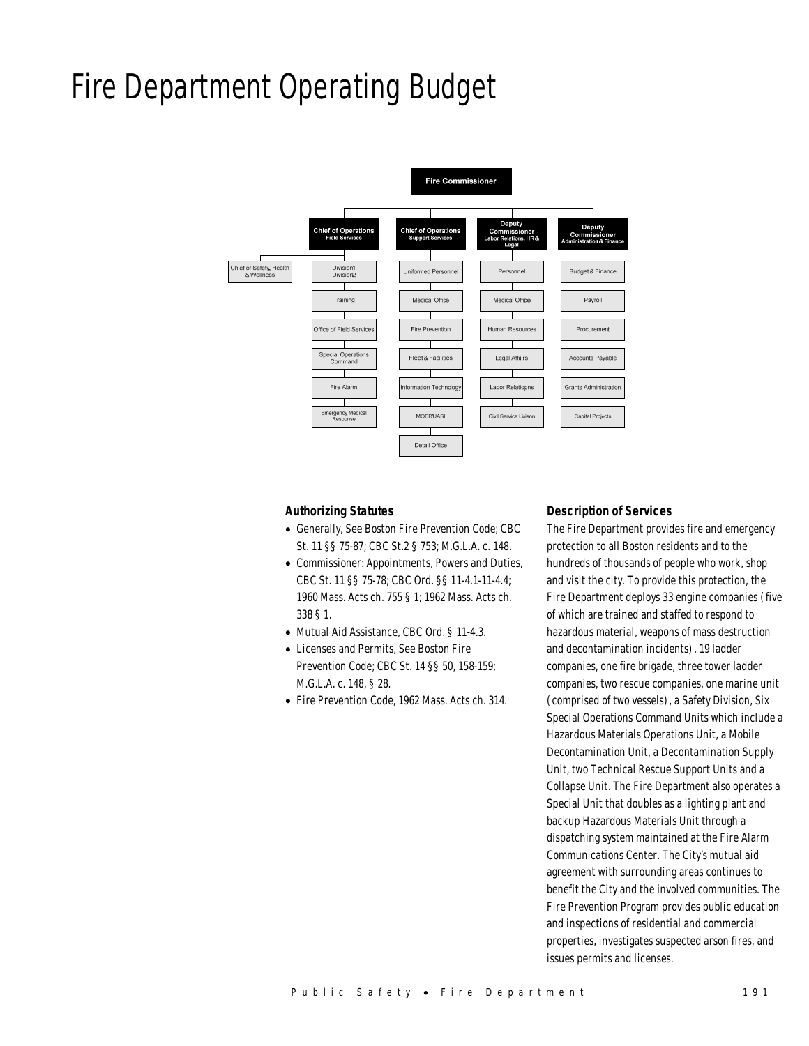# Fire Department Operating Budget

- **Fire Commissioner**
  - **Chief of Operations** Field Services
    - Chief of Safety, Health & Wellness
    - Division1 Division2
    - Training
    - Office of Field Services
    - Special Operations Command
    - Fire Alarm
    - Emergency Medical Response
  - **Chief of Operations** Support Services
    - Uniformed Personnel
    - Medical Office
    - Fire Prevention
    - Fleet & Facilities
    - Information Technology
    - MOEP/UASI
    - Detail Office
  - **Deputy Commissioner** Labor Relations, HR & Legal
    - Personnel
    - Medical Office
    - Human Resources
    - Legal Affairs
    - Labor Relatiopns
    - Civil Service Liaison
  - **Deputy Commissioner** Administration & Finance
    - Budget & Finance
    - Payroll
    - Procurement
    - Accounts Payable
    - Grants Administration
    - Capital Projects

### Authorizing Statutes

- Generally, See Boston Fire Prevention Code; CBC St. 11 §§ 75-87; CBC St.2 § 753; M.G.L.A. c. 148.
- Commissioner: Appointments, Powers and Duties, CBC St. 11 §§ 75-78; CBC Ord. §§ 11-4.1-11-4.4; 1960 Mass. Acts ch. 755 § 1; 1962 Mass. Acts ch. 338 § 1.
- Mutual Aid Assistance, CBC Ord. § 11-4.3.
- Licenses and Permits, See Boston Fire Prevention Code; CBC St. 14 §§ 50, 158-159; M.G.L.A. c. 148, § 28.
- Fire Prevention Code, 1962 Mass. Acts ch. 314.

### Description of Services

The Fire Department provides fire and emergency protection to all Boston residents and to the hundreds of thousands of people who work, shop and visit the city. To provide this protection, the Fire Department deploys 33 engine companies (five of which are trained and staffed to respond to hazardous material, weapons of mass destruction and decontamination incidents), 19 ladder companies, one fire brigade, three tower ladder companies, two rescue companies, one marine unit (comprised of two vessels), a Safety Division, Six Special Operations Command Units which include a Hazardous Materials Operations Unit, a Mobile Decontamination Unit, a Decontamination Supply Unit, two Technical Rescue Support Units and a Collapse Unit. The Fire Department also operates a Special Unit that doubles as a lighting plant and backup Hazardous Materials Unit through a dispatching system maintained at the Fire Alarm Communications Center. The City's mutual aid agreement with surrounding areas continues to benefit the City and the involved communities. The Fire Prevention Program provides public education and inspections of residential and commercial properties, investigates suspected arson fires, and issues permits and licenses.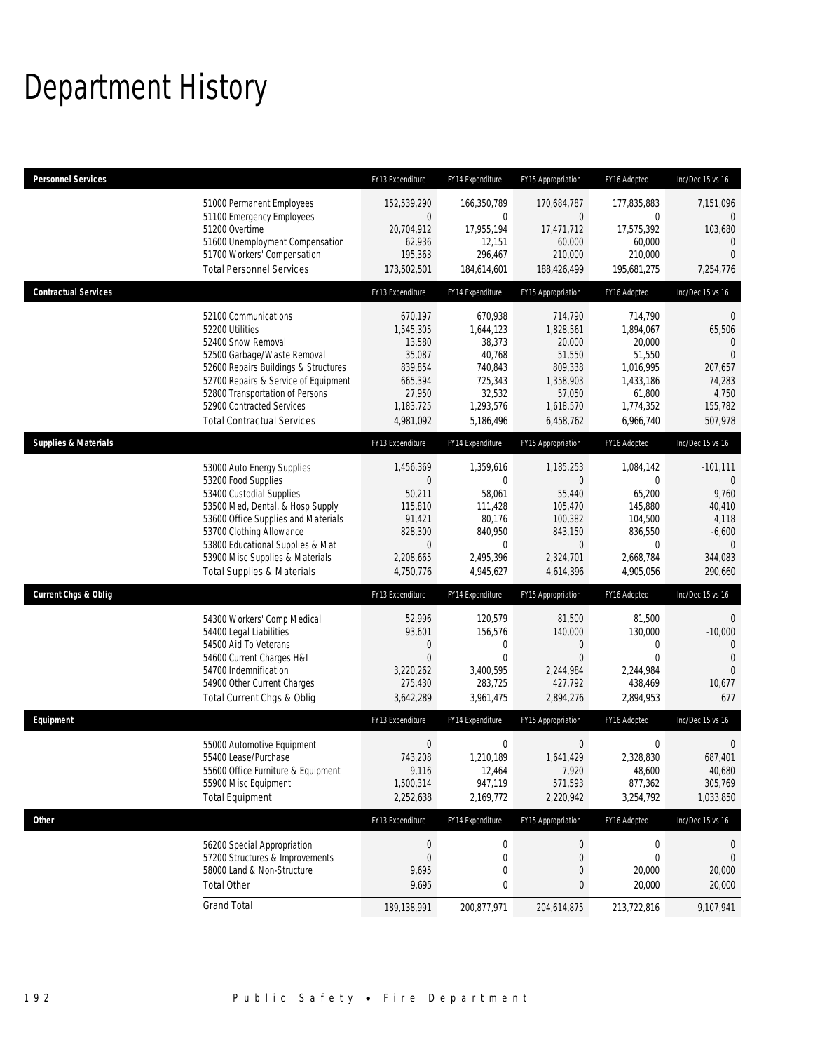# Department History

| Personnel Services | | FY13 Expenditure | FY14 Expenditure | FY15 Appropriation | FY16 Adopted | Inc/Dec 15 vs 16 |
|---|---|---|---|---|---|---|
| | 51000 Permanent Employees | 152,539,290 | 166,350,789 | 170,684,787 | 177,835,883 | 7,151,096 |
| | 51100 Emergency Employees | 0 | 0 | 0 | 0 | 0 |
| | 51200 Overtime | 20,704,912 | 17,955,194 | 17,471,712 | 17,575,392 | 103,680 |
| | 51600 Unemployment Compensation | 62,936 | 12,151 | 60,000 | 60,000 | 0 |
| | 51700 Workers' Compensation | 195,363 | 296,467 | 210,000 | 210,000 | 0 |
| | Total Personnel Services | 173,502,501 | 184,614,601 | 188,426,499 | 195,681,275 | 7,254,776 |
| **Contractual Services** | | FY13 Expenditure | FY14 Expenditure | FY15 Appropriation | FY16 Adopted | Inc/Dec 15 vs 16 |
| | 52100 Communications | 670,197 | 670,938 | 714,790 | 714,790 | 0 |
| | 52200 Utilities | 1,545,305 | 1,644,123 | 1,828,561 | 1,894,067 | 65,506 |
| | 52400 Snow Removal | 13,580 | 38,373 | 20,000 | 20,000 | 0 |
| | 52500 Garbage/Waste Removal | 35,087 | 40,768 | 51,550 | 51,550 | 0 |
| | 52600 Repairs Buildings & Structures | 839,854 | 740,843 | 809,338 | 1,016,995 | 207,657 |
| | 52700 Repairs & Service of Equipment | 665,394 | 725,343 | 1,358,903 | 1,433,186 | 74,283 |
| | 52800 Transportation of Persons | 27,950 | 32,532 | 57,050 | 61,800 | 4,750 |
| | 52900 Contracted Services | 1,183,725 | 1,293,576 | 1,618,570 | 1,774,352 | 155,782 |
| | Total Contractual Services | 4,981,092 | 5,186,496 | 6,458,762 | 6,966,740 | 507,978 |
| **Supplies & Materials** | | FY13 Expenditure | FY14 Expenditure | FY15 Appropriation | FY16 Adopted | Inc/Dec 15 vs 16 |
| | 53000 Auto Energy Supplies | 1,456,369 | 1,359,616 | 1,185,253 | 1,084,142 | -101,111 |
| | 53200 Food Supplies | 0 | 0 | 0 | 0 | 0 |
| | 53400 Custodial Supplies | 50,211 | 58,061 | 55,440 | 65,200 | 9,760 |
| | 53500 Med, Dental, & Hosp Supply | 115,810 | 111,428 | 105,470 | 145,880 | 40,410 |
| | 53600 Office Supplies and Materials | 91,421 | 80,176 | 100,382 | 104,500 | 4,118 |
| | 53700 Clothing Allowance | 828,300 | 840,950 | 843,150 | 836,550 | -6,600 |
| | 53800 Educational Supplies & Mat | 0 | 0 | 0 | 0 | 0 |
| | 53900 Misc Supplies & Materials | 2,208,665 | 2,495,396 | 2,324,701 | 2,668,784 | 344,083 |
| | Total Supplies & Materials | 4,750,776 | 4,945,627 | 4,614,396 | 4,905,056 | 290,660 |
| **Current Chgs & Oblig** | | FY13 Expenditure | FY14 Expenditure | FY15 Appropriation | FY16 Adopted | Inc/Dec 15 vs 16 |
| | 54300 Workers' Comp Medical | 52,996 | 120,579 | 81,500 | 81,500 | 0 |
| | 54400 Legal Liabilities | 93,601 | 156,576 | 140,000 | 130,000 | -10,000 |
| | 54500 Aid To Veterans | 0 | 0 | 0 | 0 | 0 |
| | 54600 Current Charges H&I | 0 | 0 | 0 | 0 | 0 |
| | 54700 Indemnification | 3,220,262 | 3,400,595 | 2,244,984 | 2,244,984 | 0 |
| | 54900 Other Current Charges | 275,430 | 283,725 | 427,792 | 438,469 | 10,677 |
| | Total Current Chgs & Oblig | 3,642,289 | 3,961,475 | 2,894,276 | 2,894,953 | 677 |
| **Equipment** | | FY13 Expenditure | FY14 Expenditure | FY15 Appropriation | FY16 Adopted | Inc/Dec 15 vs 16 |
| | 55000 Automotive Equipment | 0 | 0 | 0 | 0 | 0 |
| | 55400 Lease/Purchase | 743,208 | 1,210,189 | 1,641,429 | 2,328,830 | 687,401 |
| | 55600 Office Furniture & Equipment | 9,116 | 12,464 | 7,920 | 48,600 | 40,680 |
| | 55900 Misc Equipment | 1,500,314 | 947,119 | 571,593 | 877,362 | 305,769 |
| | Total Equipment | 2,252,638 | 2,169,772 | 2,220,942 | 3,254,792 | 1,033,850 |
| **Other** | | FY13 Expenditure | FY14 Expenditure | FY15 Appropriation | FY16 Adopted | Inc/Dec 15 vs 16 |
| | 56200 Special Appropriation | 0 | 0 | 0 | 0 | 0 |
| | 57200 Structures & Improvements | 0 | 0 | 0 | 0 | 0 |
| | 58000 Land & Non-Structure | 9,695 | 0 | 0 | 20,000 | 20,000 |
| | Total Other | 9,695 | 0 | 0 | 20,000 | 20,000 |
| | Grand Total | 189,138,991 | 200,877,971 | 204,614,875 | 213,722,816 | 9,107,941 |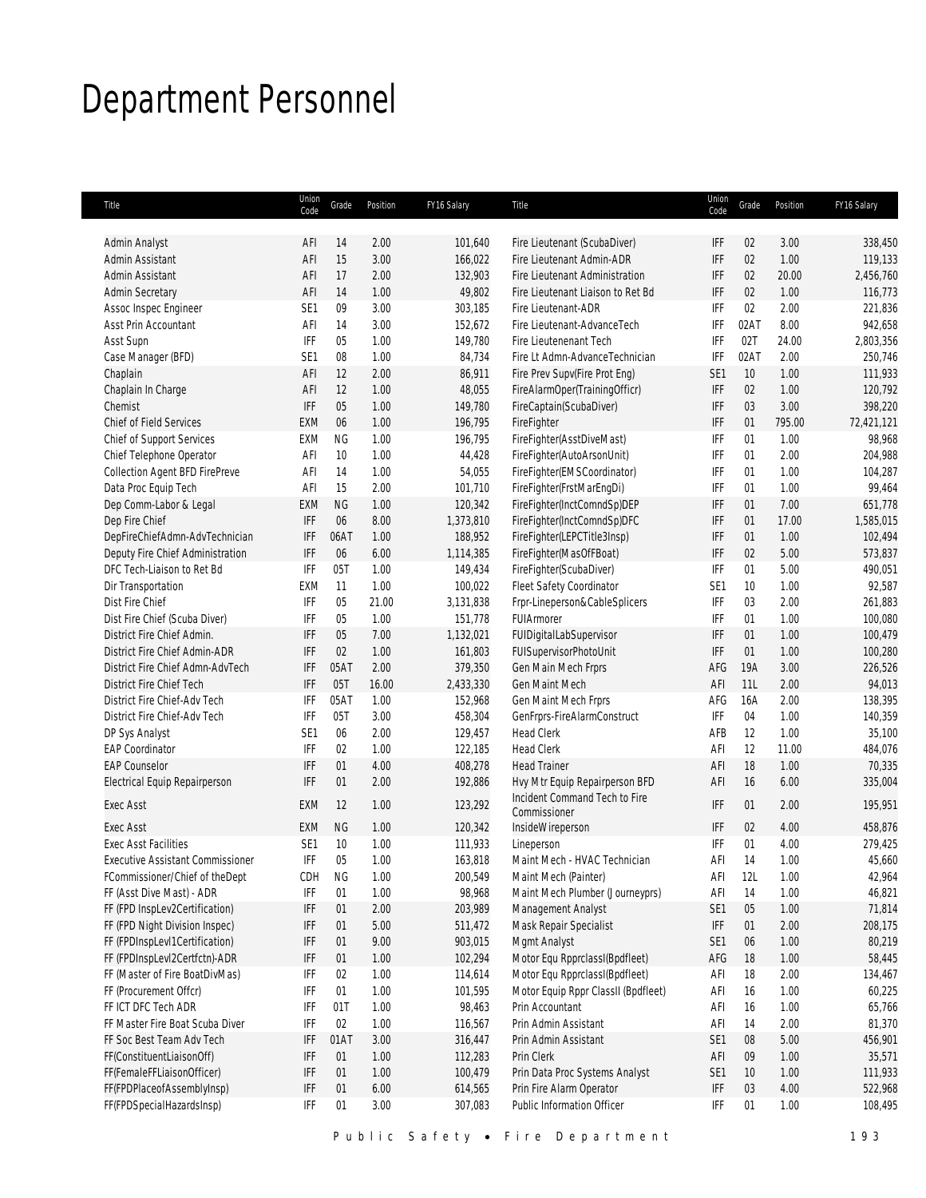# Department Personnel

| Title | Union Code | Grade | Position | FY16 Salary | Title | Union Code | Grade | Position | FY16 Salary |
|---|---|---|---|---|---|---|---|---|---|
| Admin Analyst | AFI | 14 | 2.00 | 101,640 | Fire Lieutenant (ScubaDiver) | IFF | 02 | 3.00 | 338,450 |
| Admin Assistant | AFI | 15 | 3.00 | 166,022 | Fire Lieutenant Admin-ADR | IFF | 02 | 1.00 | 119,133 |
| Admin Assistant | AFI | 17 | 2.00 | 132,903 | Fire Lieutenant Administration | IFF | 02 | 20.00 | 2,456,760 |
| Admin Secretary | AFI | 14 | 1.00 | 49,802 | Fire Lieutenant Liaison to Ret Bd | IFF | 02 | 1.00 | 116,773 |
| Assoc Inspec Engineer | SE1 | 09 | 3.00 | 303,185 | Fire Lieutenant-ADR | IFF | 02 | 2.00 | 221,836 |
| Asst Prin Accountant | AFI | 14 | 3.00 | 152,672 | Fire Lieutenant-AdvanceTech | IFF | 02AT | 8.00 | 942,658 |
| Asst Supn | IFF | 05 | 1.00 | 149,780 | Fire Lieutenenant Tech | IFF | 02T | 24.00 | 2,803,356 |
| Case Manager (BFD) | SE1 | 08 | 1.00 | 84,734 | Fire Lt Admn-AdvanceTechnician | IFF | 02AT | 2.00 | 250,746 |
| Chaplain | AFI | 12 | 2.00 | 86,911 | Fire Prev Supv(Fire Prot Eng) | SE1 | 10 | 1.00 | 111,933 |
| Chaplain In Charge | AFI | 12 | 1.00 | 48,055 | FireAlarmOper(TrainingOfficr) | IFF | 02 | 1.00 | 120,792 |
| Chemist | IFF | 05 | 1.00 | 149,780 | FireCaptain(ScubaDiver) | IFF | 03 | 3.00 | 398,220 |
| Chief of Field Services | EXM | 06 | 1.00 | 196,795 | FireFighter | IFF | 01 | 795.00 | 72,421,121 |
| Chief of Support Services | EXM | NG | 1.00 | 196,795 | FireFighter(AsstDiveMast) | IFF | 01 | 1.00 | 98,968 |
| Chief Telephone Operator | AFI | 10 | 1.00 | 44,428 | FireFighter(AutoArsonUnit) | IFF | 01 | 2.00 | 204,988 |
| Collection Agent BFD FirePreve | AFI | 14 | 1.00 | 54,055 | FireFighter(EMSCoordinator) | IFF | 01 | 1.00 | 104,287 |
| Data Proc Equip Tech | AFI | 15 | 2.00 | 101,710 | FireFighter(FrstMarEngDi) | IFF | 01 | 1.00 | 99,464 |
| Dep Comm-Labor & Legal | EXM | NG | 1.00 | 120,342 | FireFighter(InctComndSp)DEP | IFF | 01 | 7.00 | 651,778 |
| Dep Fire Chief | IFF | 06 | 8.00 | 1,373,810 | FireFighter(InctComndSp)DFC | IFF | 01 | 17.00 | 1,585,015 |
| DepFireChiefAdmn-AdvTechnician | IFF | 06AT | 1.00 | 188,952 | FireFighter(LEPCTitle3Insp) | IFF | 01 | 1.00 | 102,494 |
| Deputy Fire Chief Administration | IFF | 06 | 6.00 | 1,114,385 | FireFighter(MasOfFBoat) | IFF | 02 | 5.00 | 573,837 |
| DFC Tech-Liaison to Ret Bd | IFF | 05T | 1.00 | 149,434 | FireFighter(ScubaDiver) | IFF | 01 | 5.00 | 490,051 |
| Dir Transportation | EXM | 11 | 1.00 | 100,022 | Fleet Safety Coordinator | SE1 | 10 | 1.00 | 92,587 |
| Dist Fire Chief | IFF | 05 | 21.00 | 3,131,838 | Frpr-Lineperson&CableSplicers | IFF | 03 | 2.00 | 261,883 |
| Dist Fire Chief (Scuba Diver) | IFF | 05 | 1.00 | 151,778 | FUIArmorer | IFF | 01 | 1.00 | 100,080 |
| District Fire Chief Admin. | IFF | 05 | 7.00 | 1,132,021 | FUIDigitalLabSupervisor | IFF | 01 | 1.00 | 100,479 |
| District Fire Chief Admin-ADR | IFF | 02 | 1.00 | 161,803 | FUISupervisorPhotoUnit | IFF | 01 | 1.00 | 100,280 |
| District Fire Chief Admn-AdvTech | IFF | 05AT | 2.00 | 379,350 | Gen Main Mech Frprs | AFG | 19A | 3.00 | 226,526 |
| District Fire Chief Tech | IFF | 05T | 16.00 | 2,433,330 | Gen Maint Mech | AFI | 11L | 2.00 | 94,013 |
| District Fire Chief-Adv Tech | IFF | 05AT | 1.00 | 152,968 | Gen Maint Mech Frprs | AFG | 16A | 2.00 | 138,395 |
| District Fire Chief-Adv Tech | IFF | 05T | 3.00 | 458,304 | GenFrprs-FireAlarmConstruct | IFF | 04 | 1.00 | 140,359 |
| DP Sys Analyst | SE1 | 06 | 2.00 | 129,457 | Head Clerk | AFB | 12 | 1.00 | 35,100 |
| EAP Coordinator | IFF | 02 | 1.00 | 122,185 | Head Clerk | AFI | 12 | 11.00 | 484,076 |
| EAP Counselor | IFF | 01 | 4.00 | 408,278 | Head Trainer | AFI | 18 | 1.00 | 70,335 |
| Electrical Equip Repairperson | IFF | 01 | 2.00 | 192,886 | Hvy Mtr Equip Repairperson BFD | AFI | 16 | 6.00 | 335,004 |
| Exec Asst | EXM | 12 | 1.00 | 123,292 | Incident Command Tech to Fire Commissioner | IFF | 01 | 2.00 | 195,951 |
| Exec Asst | EXM | NG | 1.00 | 120,342 | InsideWireperson | IFF | 02 | 4.00 | 458,876 |
| Exec Asst Facilities | SE1 | 10 | 1.00 | 111,933 | Lineperson | IFF | 01 | 4.00 | 279,425 |
| Executive Assistant Commissioner | IFF | 05 | 1.00 | 163,818 | Maint Mech - HVAC Technician | AFI | 14 | 1.00 | 45,660 |
| FCommissioner/Chief of theDept | CDH | NG | 1.00 | 200,549 | Maint Mech (Painter) | AFI | 12L | 1.00 | 42,964 |
| FF (Asst Dive Mast) - ADR | IFF | 01 | 1.00 | 98,968 | Maint Mech Plumber (Journeyprs) | AFI | 14 | 1.00 | 46,821 |
| FF (FPD InspLev2Certification) | IFF | 01 | 2.00 | 203,989 | Management Analyst | SE1 | 05 | 1.00 | 71,814 |
| FF (FPD Night Division Inspec) | IFF | 01 | 5.00 | 511,472 | Mask Repair Specialist | IFF | 01 | 2.00 | 208,175 |
| FF (FPDInspLevl1Certification) | IFF | 01 | 9.00 | 903,015 | Mgmt Analyst | SE1 | 06 | 1.00 | 80,219 |
| FF (FPDInspLevl2Certfctn)-ADR | IFF | 01 | 1.00 | 102,294 | Motor Equ RpprclassI(Bpdfleet) | AFG | 18 | 1.00 | 58,445 |
| FF (Master of Fire BoatDivMas) | IFF | 02 | 1.00 | 114,614 | Motor Equ RpprclassI(Bpdfleet) | AFI | 18 | 2.00 | 134,467 |
| FF (Procurement Offcr) | IFF | 01 | 1.00 | 101,595 | Motor Equip Rppr ClassII (Bpdfleet) | AFI | 16 | 1.00 | 60,225 |
| FF ICT DFC Tech ADR | IFF | 01T | 1.00 | 98,463 | Prin Accountant | AFI | 16 | 1.00 | 65,766 |
| FF Master Fire Boat Scuba Diver | IFF | 02 | 1.00 | 116,567 | Prin Admin Assistant | AFI | 14 | 2.00 | 81,370 |
| FF Soc Best Team Adv Tech | IFF | 01AT | 3.00 | 316,447 | Prin Admin Assistant | SE1 | 08 | 5.00 | 456,901 |
| FF(ConstituentLiaisonOff) | IFF | 01 | 1.00 | 112,283 | Prin Clerk | AFI | 09 | 1.00 | 35,571 |
| FF(FemaleFFLiaisonOfficer) | IFF | 01 | 1.00 | 100,479 | Prin Data Proc Systems Analyst | SE1 | 10 | 1.00 | 111,933 |
| FF(FPDPlaceofAssemblyInsp) | IFF | 01 | 6.00 | 614,565 | Prin Fire Alarm Operator | IFF | 03 | 4.00 | 522,968 |
| FF(FPDSpecialHazardsInsp) | IFF | 01 | 3.00 | 307,083 | Public Information Officer | IFF | 01 | 1.00 | 108,495 |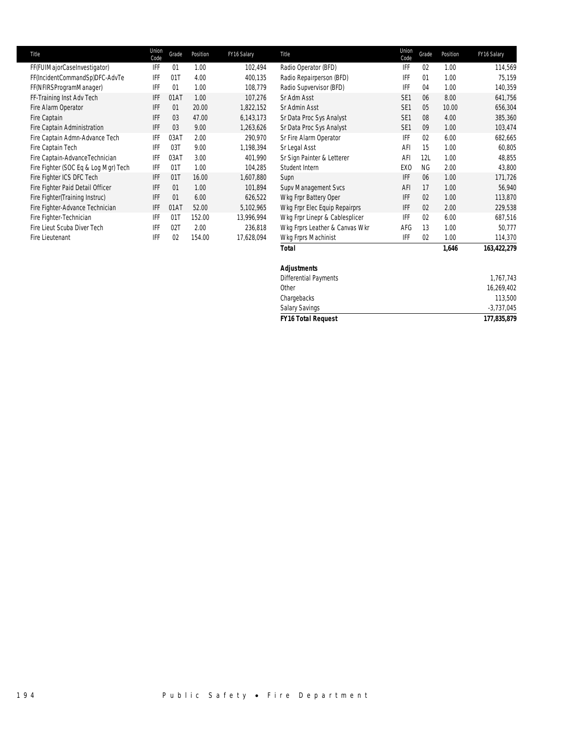| Title | Union Code | Grade | Position | FY16 Salary |
|---|---|---|---|---|
| FF(FUIMajorCaseInvestigator) | IFF | 01 | 1.00 | 102,494 |
| FF(IncidentCommandSp)DFC-AdvTe | IFF | 01T | 4.00 | 400,135 |
| FF(NFIRSProgramManager) | IFF | 01 | 1.00 | 108,779 |
| FF-Training Inst Adv Tech | IFF | 01AT | 1.00 | 107,276 |
| Fire Alarm Operator | IFF | 01 | 20.00 | 1,822,152 |
| Fire Captain | IFF | 03 | 47.00 | 6,143,173 |
| Fire Captain Administration | IFF | 03 | 9.00 | 1,263,626 |
| Fire Captain Admn-Advance Tech | IFF | 03AT | 2.00 | 290,970 |
| Fire Captain Tech | IFF | 03T | 9.00 | 1,198,394 |
| Fire Captain-AdvanceTechnician | IFF | 03AT | 3.00 | 401,990 |
| Fire Fighter (SOC Eq & Log Mgr) Tech | IFF | 01T | 1.00 | 104,285 |
| Fire Fighter ICS DFC Tech | IFF | 01T | 16.00 | 1,607,880 |
| Fire Fighter Paid Detail Officer | IFF | 01 | 1.00 | 101,894 |
| Fire Fighter(Training Instruc) | IFF | 01 | 6.00 | 626,522 |
| Fire Fighter-Advance Technician | IFF | 01AT | 52.00 | 5,102,965 |
| Fire Fighter-Technician | IFF | 01T | 152.00 | 13,996,994 |
| Fire Lieut Scuba Diver Tech | IFF | 02T | 2.00 | 236,818 |
| Fire Lieutenant | IFF | 02 | 154.00 | 17,628,094 |
| Radio Operator (BFD) | IFF | 02 | 1.00 | 114,569 |
| Radio Repairperson (BFD) | IFF | 01 | 1.00 | 75,159 |
| Radio Supvervisor (BFD) | IFF | 04 | 1.00 | 140,359 |
| Sr Adm Asst | SE1 | 06 | 8.00 | 641,756 |
| Sr Admin Asst | SE1 | 05 | 10.00 | 656,304 |
| Sr Data Proc Sys Analyst | SE1 | 08 | 4.00 | 385,360 |
| Sr Data Proc Sys Analyst | SE1 | 09 | 1.00 | 103,474 |
| Sr Fire Alarm Operator | IFF | 02 | 6.00 | 682,665 |
| Sr Legal Asst | AFI | 15 | 1.00 | 60,805 |
| Sr Sign Painter & Letterer | AFI | 12L | 1.00 | 48,855 |
| Student Intern | EXO | NG | 2.00 | 43,800 |
| Supn | IFF | 06 | 1.00 | 171,726 |
| Supv Management Svcs | AFI | 17 | 1.00 | 56,940 |
| Wkg Frpr Battery Oper | IFF | 02 | 1.00 | 113,870 |
| Wkg Frpr Elec Equip Repairprs | IFF | 02 | 2.00 | 229,538 |
| Wkg Frpr Linepr & Cablesplicer | IFF | 02 | 6.00 | 687,516 |
| Wkg Frprs Leather & Canvas Wkr | AFG | 13 | 1.00 | 50,777 |
| Wkg Frprs Machinist | IFF | 02 | 1.00 | 114,370 |
| **Total** | | | **1,646** | **163,422,279** |

| **Adjustments** | |
|---|---|
| Differential Payments | 1,767,743 |
| Other | 16,269,402 |
| Chargebacks | 113,500 |
| Salary Savings | -3,737,045 |
| **FY16 Total Request** | **177,835,879** |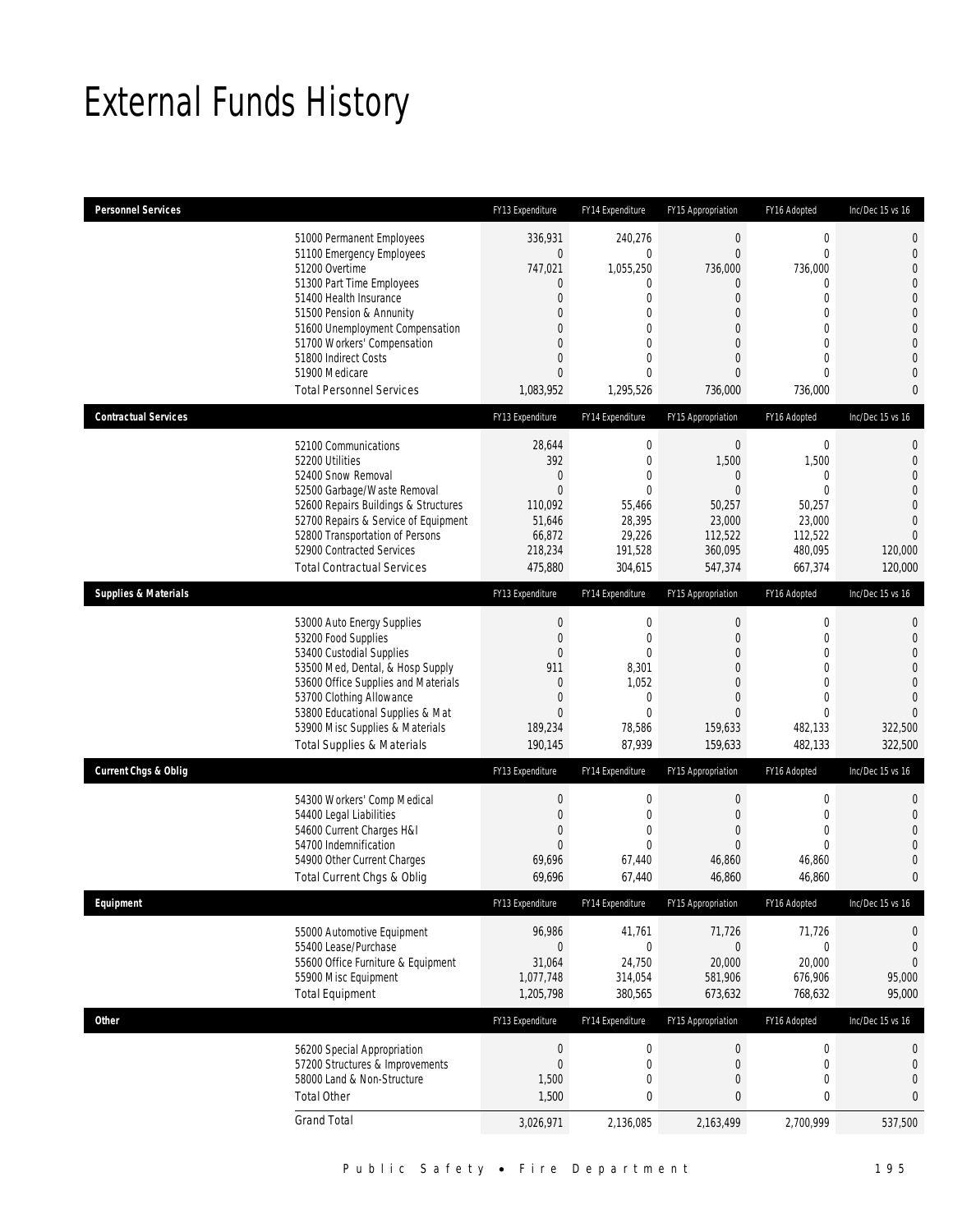# External Funds History

| Personnel Services | | FY13 Expenditure | FY14 Expenditure | FY15 Appropriation | FY16 Adopted | Inc/Dec 15 vs 16 |
|---|---|---|---|---|---|---|
| | 51000 Permanent Employees | 336,931 | 240,276 | 0 | 0 | 0 |
| | 51100 Emergency Employees | 0 | 0 | 0 | 0 | 0 |
| | 51200 Overtime | 747,021 | 1,055,250 | 736,000 | 736,000 | 0 |
| | 51300 Part Time Employees | 0 | 0 | 0 | 0 | 0 |
| | 51400 Health Insurance | 0 | 0 | 0 | 0 | 0 |
| | 51500 Pension & Annunity | 0 | 0 | 0 | 0 | 0 |
| | 51600 Unemployment Compensation | 0 | 0 | 0 | 0 | 0 |
| | 51700 Workers' Compensation | 0 | 0 | 0 | 0 | 0 |
| | 51800 Indirect Costs | 0 | 0 | 0 | 0 | 0 |
| | 51900 Medicare | 0 | 0 | 0 | 0 | 0 |
| | Total Personnel Services | 1,083,952 | 1,295,526 | 736,000 | 736,000 | 0 |

| Contractual Services | | FY13 Expenditure | FY14 Expenditure | FY15 Appropriation | FY16 Adopted | Inc/Dec 15 vs 16 |
|---|---|---|---|---|---|---|
| | 52100 Communications | 28,644 | 0 | 0 | 0 | 0 |
| | 52200 Utilities | 392 | 0 | 1,500 | 1,500 | 0 |
| | 52400 Snow Removal | 0 | 0 | 0 | 0 | 0 |
| | 52500 Garbage/Waste Removal | 0 | 0 | 0 | 0 | 0 |
| | 52600 Repairs Buildings & Structures | 110,092 | 55,466 | 50,257 | 50,257 | 0 |
| | 52700 Repairs & Service of Equipment | 51,646 | 28,395 | 23,000 | 23,000 | 0 |
| | 52800 Transportation of Persons | 66,872 | 29,226 | 112,522 | 112,522 | 0 |
| | 52900 Contracted Services | 218,234 | 191,528 | 360,095 | 480,095 | 120,000 |
| | Total Contractual Services | 475,880 | 304,615 | 547,374 | 667,374 | 120,000 |

| Supplies & Materials | | FY13 Expenditure | FY14 Expenditure | FY15 Appropriation | FY16 Adopted | Inc/Dec 15 vs 16 |
|---|---|---|---|---|---|---|
| | 53000 Auto Energy Supplies | 0 | 0 | 0 | 0 | 0 |
| | 53200 Food Supplies | 0 | 0 | 0 | 0 | 0 |
| | 53400 Custodial Supplies | 0 | 0 | 0 | 0 | 0 |
| | 53500 Med, Dental, & Hosp Supply | 911 | 8,301 | 0 | 0 | 0 |
| | 53600 Office Supplies and Materials | 0 | 1,052 | 0 | 0 | 0 |
| | 53700 Clothing Allowance | 0 | 0 | 0 | 0 | 0 |
| | 53800 Educational Supplies & Mat | 0 | 0 | 0 | 0 | 0 |
| | 53900 Misc Supplies & Materials | 189,234 | 78,586 | 159,633 | 482,133 | 322,500 |
| | Total Supplies & Materials | 190,145 | 87,939 | 159,633 | 482,133 | 322,500 |

| Current Chgs & Oblig | | FY13 Expenditure | FY14 Expenditure | FY15 Appropriation | FY16 Adopted | Inc/Dec 15 vs 16 |
|---|---|---|---|---|---|---|
| | 54300 Workers' Comp Medical | 0 | 0 | 0 | 0 | 0 |
| | 54400 Legal Liabilities | 0 | 0 | 0 | 0 | 0 |
| | 54600 Current Charges H&I | 0 | 0 | 0 | 0 | 0 |
| | 54700 Indemnification | 0 | 0 | 0 | 0 | 0 |
| | 54900 Other Current Charges | 69,696 | 67,440 | 46,860 | 46,860 | 0 |
| | Total Current Chgs & Oblig | 69,696 | 67,440 | 46,860 | 46,860 | 0 |

| Equipment | | FY13 Expenditure | FY14 Expenditure | FY15 Appropriation | FY16 Adopted | Inc/Dec 15 vs 16 |
|---|---|---|---|---|---|---|
| | 55000 Automotive Equipment | 96,986 | 41,761 | 71,726 | 71,726 | 0 |
| | 55400 Lease/Purchase | 0 | 0 | 0 | 0 | 0 |
| | 55600 Office Furniture & Equipment | 31,064 | 24,750 | 20,000 | 20,000 | 0 |
| | 55900 Misc Equipment | 1,077,748 | 314,054 | 581,906 | 676,906 | 95,000 |
| | Total Equipment | 1,205,798 | 380,565 | 673,632 | 768,632 | 95,000 |

| Other | | FY13 Expenditure | FY14 Expenditure | FY15 Appropriation | FY16 Adopted | Inc/Dec 15 vs 16 |
|---|---|---|---|---|---|---|
| | 56200 Special Appropriation | 0 | 0 | 0 | 0 | 0 |
| | 57200 Structures & Improvements | 0 | 0 | 0 | 0 | 0 |
| | 58000 Land & Non-Structure | 1,500 | 0 | 0 | 0 | 0 |
| | Total Other | 1,500 | 0 | 0 | 0 | 0 |
| | Grand Total | 3,026,971 | 2,136,085 | 2,163,499 | 2,700,999 | 537,500 |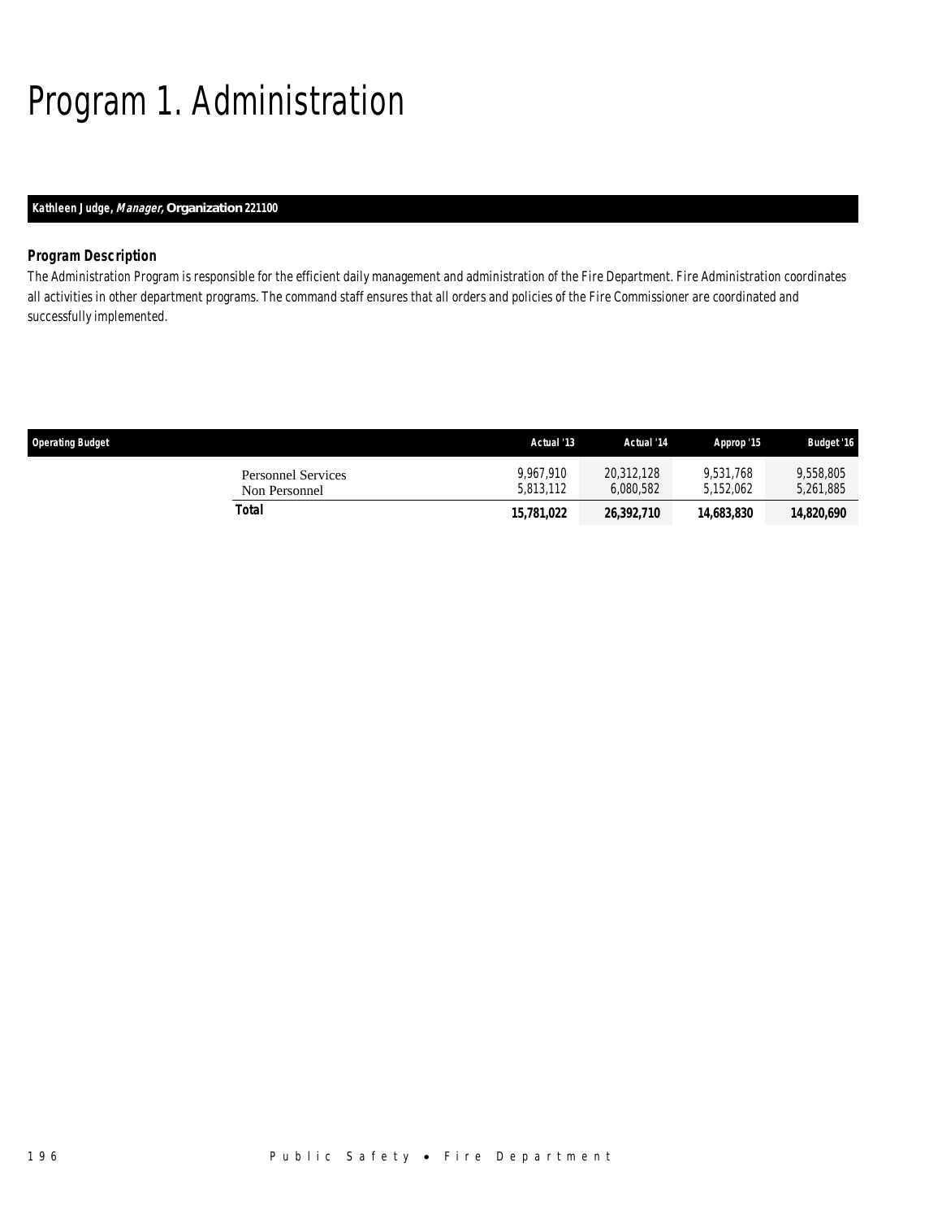# Program 1. Administration

**Kathleen Judge, *Manager*, Organization 221100**

### Program Description

*The Administration Program is responsible for the efficient daily management and administration of the Fire Department. Fire Administration coordinates all activities in other department programs. The command staff ensures that all orders and policies of the Fire Commissioner are coordinated and successfully implemented.*

| Operating Budget | Actual '13 | Actual '14 | Approp '15 | Budget '16 |
|---|---|---|---|---|
| Personnel Services | 9,967,910 | 20,312,128 | 9,531,768 | 9,558,805 |
| Non Personnel | 5,813,112 | 6,080,582 | 5,152,062 | 5,261,885 |
| **Total** | **15,781,022** | **26,392,710** | **14,683,830** | **14,820,690** |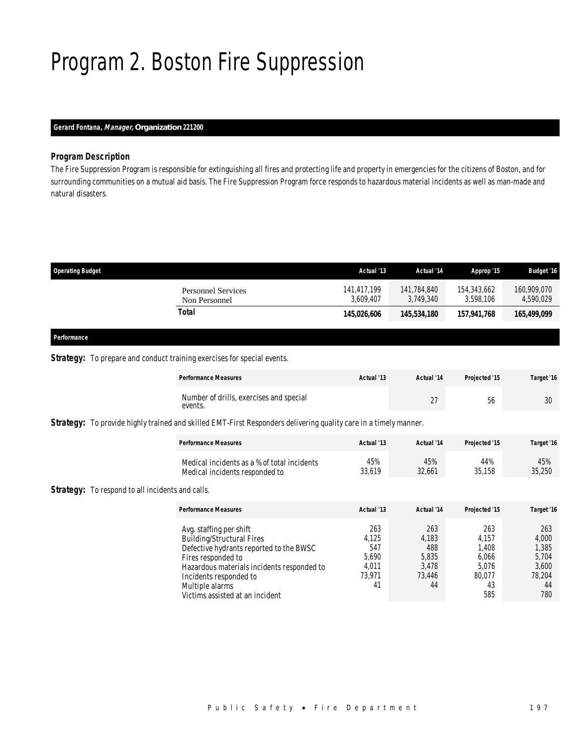# Program 2. Boston Fire Suppression

**Gerard Fontana, *Manager,* Organization 221200**

### Program Description

The Fire Suppression Program is responsible for extinguishing all fires and protecting life and property in emergencies for the citizens of Boston, and for surrounding communities on a mutual aid basis. The Fire Suppression Program force responds to hazardous material incidents as well as man-made and natural disasters.

| Operating Budget | Actual '13 | Actual '14 | Approp '15 | Budget '16 |
|---|---|---|---|---|
| Personnel Services | 141,417,199 | 141,784,840 | 154,343,662 | 160,909,070 |
| Non Personnel | 3,609,407 | 3,749,340 | 3,598,106 | 4,590,029 |
| **Total** | **145,026,606** | **145,534,180** | **157,941,768** | **165,499,099** |

### Performance

**Strategy:** To prepare and conduct training exercises for special events.

| Performance Measures | Actual '13 | Actual '14 | Projected '15 | Target '16 |
|---|---|---|---|---|
| Number of drills, exercises and special events. | | 27 | 56 | 30 |

**Strategy:** To provide highly trained and skilled EMT-First Responders delivering quality care in a timely manner.

| Performance Measures | Actual '13 | Actual '14 | Projected '15 | Target '16 |
|---|---|---|---|---|
| Medical incidents as a % of total incidents | 45% | 45% | 44% | 45% |
| Medical incidents responded to | 33,619 | 32,661 | 35,158 | 35,250 |

**Strategy:** To respond to all incidents and calls.

| Performance Measures | Actual '13 | Actual '14 | Projected '15 | Target '16 |
|---|---|---|---|---|
| Avg. staffing per shift | 263 | 263 | 263 | 263 |
| Building/Structural Fires | 4,125 | 4,183 | 4,157 | 4,000 |
| Defective hydrants reported to the BWSC | 547 | 488 | 1,408 | 1,385 |
| Fires responded to | 5,690 | 5,835 | 6,066 | 5,704 |
| Hazardous materials incidents responded to | 4,011 | 3,478 | 5,076 | 3,600 |
| Incidents responded to | 73,971 | 73,446 | 80,077 | 78,204 |
| Multiple alarms | 41 | 44 | 43 | 44 |
| Victims assisted at an incident | | | 585 | 780 |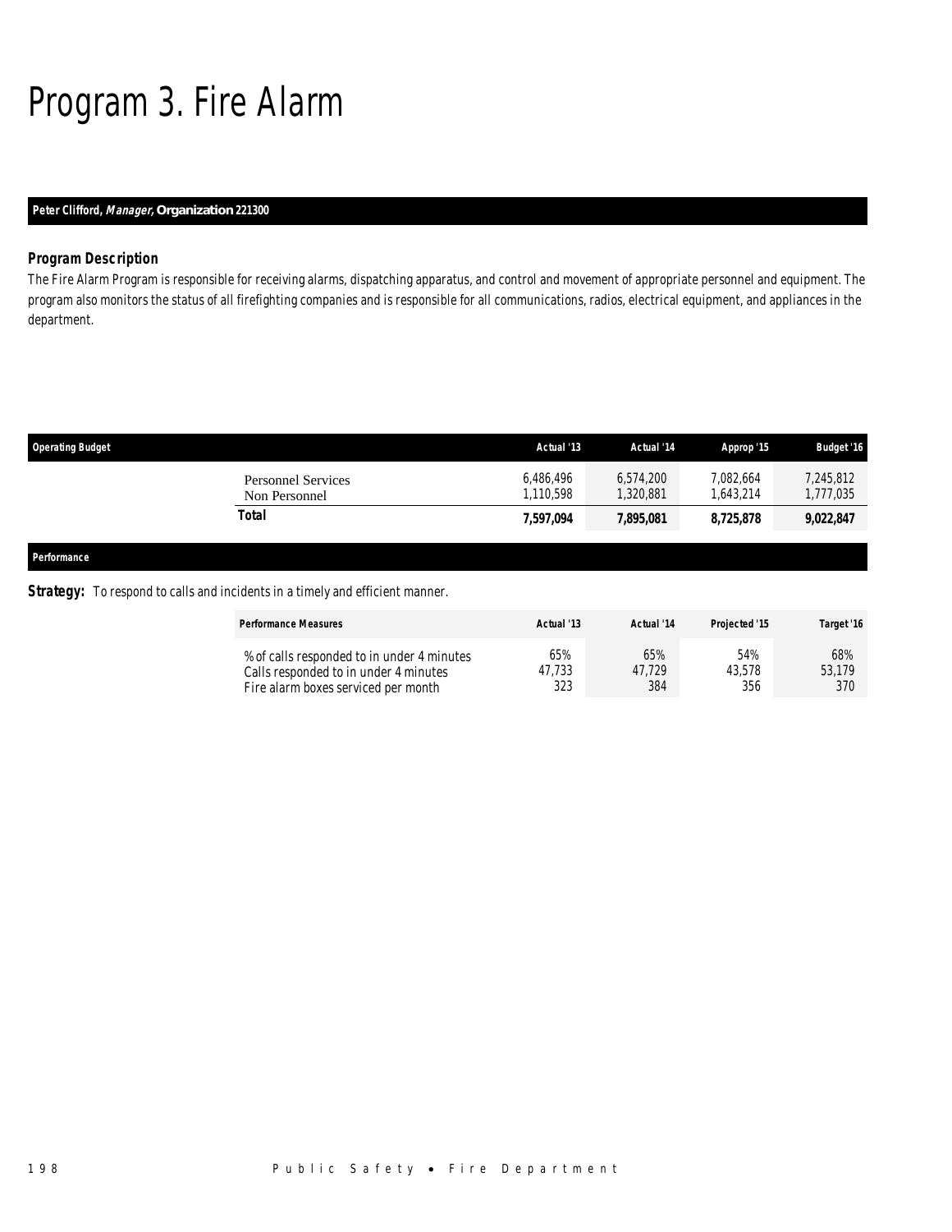# Program 3. Fire Alarm

**Peter Clifford, *Manager*, Organization 221300**

### Program Description

The Fire Alarm Program is responsible for receiving alarms, dispatching apparatus, and control and movement of appropriate personnel and equipment. The program also monitors the status of all firefighting companies and is responsible for all communications, radios, electrical equipment, and appliances in the department.

| Operating Budget | Actual '13 | Actual '14 | Approp '15 | Budget '16 |
|---|---|---|---|---|
| Personnel Services | 6,486,496 | 6,574,200 | 7,082,664 | 7,245,812 |
| Non Personnel | 1,110,598 | 1,320,881 | 1,643,214 | 1,777,035 |
| **Total** | **7,597,094** | **7,895,081** | **8,725,878** | **9,022,847** |

#### Performance

***Strategy:*** To respond to calls and incidents in a timely and efficient manner.

| Performance Measures | Actual '13 | Actual '14 | Projected '15 | Target '16 |
|---|---|---|---|---|
| % of calls responded to in under 4 minutes | 65% | 65% | 54% | 68% |
| Calls responded to in under 4 minutes | 47,733 | 47,729 | 43,578 | 53,179 |
| Fire alarm boxes serviced per month | 323 | 384 | 356 | 370 |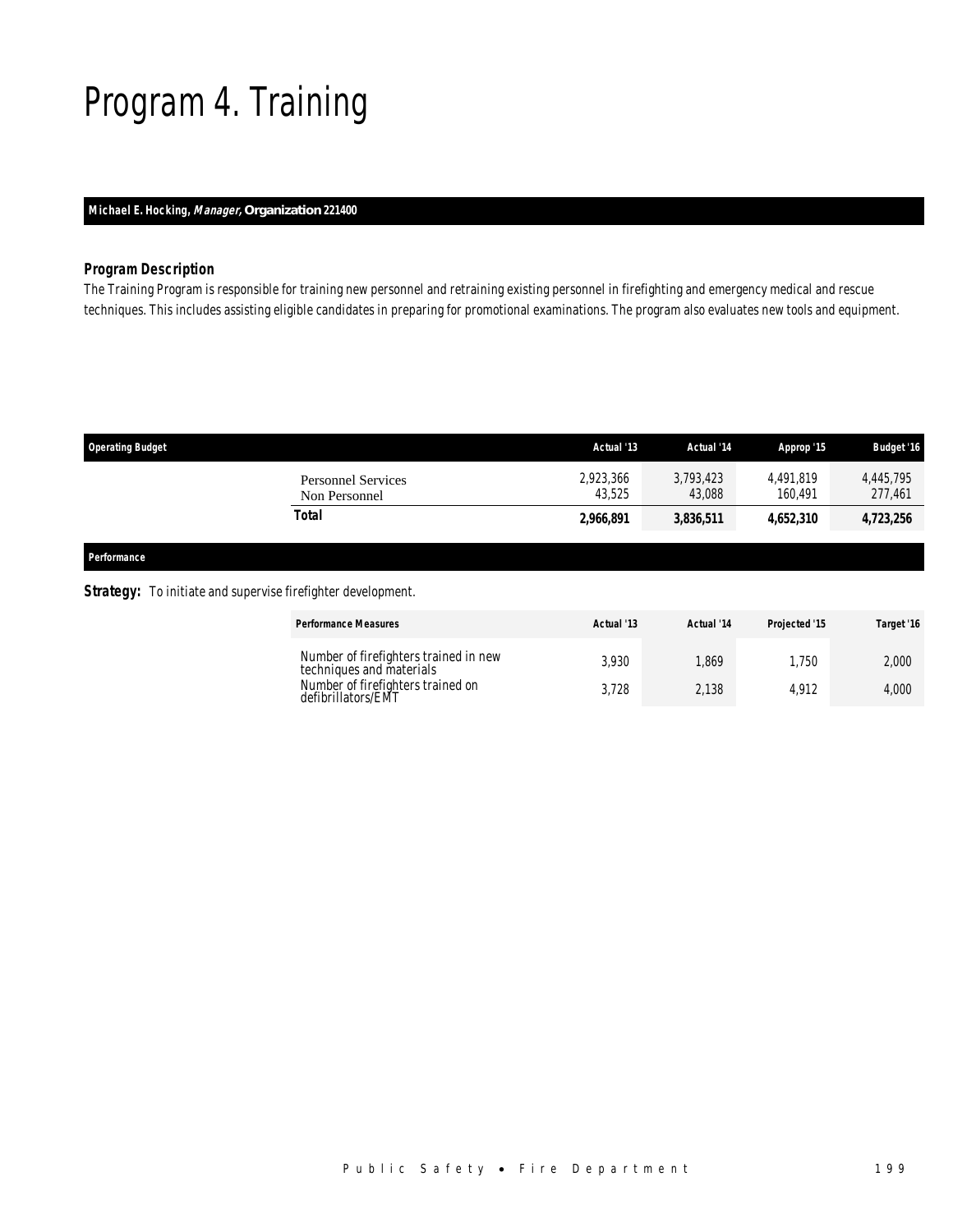# Program 4. Training

**Michael E. Hocking, *Manager*, Organization 221400**

### *Program Description*

The Training Program is responsible for training new personnel and retraining existing personnel in firefighting and emergency medical and rescue techniques. This includes assisting eligible candidates in preparing for promotional examinations. The program also evaluates new tools and equipment.

| Operating Budget | Actual '13 | Actual '14 | Approp '15 | Budget '16 |
|---|---|---|---|---|
| Personnel Services | 2,923,366 | 3,793,423 | 4,491,819 | 4,445,795 |
| Non Personnel | 43,525 | 43,088 | 160,491 | 277,461 |
| **Total** | **2,966,891** | **3,836,511** | **4,652,310** | **4,723,256** |

### *Performance*

***Strategy:*** To initiate and supervise firefighter development.

| Performance Measures | Actual '13 | Actual '14 | Projected '15 | Target '16 |
|---|---|---|---|---|
| Number of firefighters trained in new techniques and materials | 3,930 | 1,869 | 1,750 | 2,000 |
| Number of firefighters trained on defibrillators/EMT | 3,728 | 2,138 | 4,912 | 4,000 |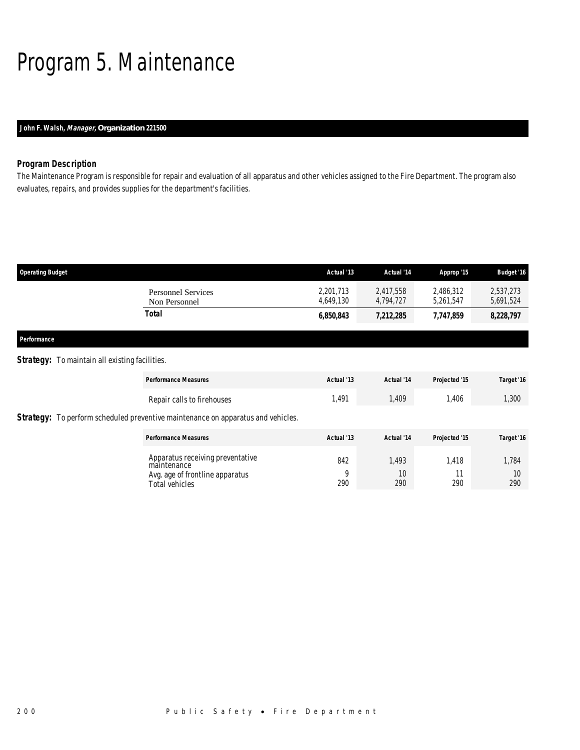# Program 5. Maintenance

**John F. Walsh, *Manager,* Organization 221500**

### Program Description

The Maintenance Program is responsible for repair and evaluation of all apparatus and other vehicles assigned to the Fire Department. The program also evaluates, repairs, and provides supplies for the department's facilities.

| Operating Budget | Actual '13 | Actual '14 | Approp '15 | Budget '16 |
|---|---|---|---|---|
| Personnel Services | 2,201,713 | 2,417,558 | 2,486,312 | 2,537,273 |
| Non Personnel | 4,649,130 | 4,794,727 | 5,261,547 | 5,691,524 |
| **Total** | **6,850,843** | **7,212,285** | **7,747,859** | **8,228,797** |

**Performance**

**Strategy:** To maintain all existing facilities.

| Performance Measures | Actual '13 | Actual '14 | Projected '15 | Target '16 |
|---|---|---|---|---|
| Repair calls to firehouses | 1,491 | 1,409 | 1,406 | 1,300 |

**Strategy:** To perform scheduled preventive maintenance on apparatus and vehicles.

| Performance Measures | Actual '13 | Actual '14 | Projected '15 | Target '16 |
|---|---|---|---|---|
| Apparatus receiving preventative maintenance | 842 | 1,493 | 1,418 | 1,784 |
| Avg. age of frontline apparatus | 9 | 10 | 11 | 10 |
| Total vehicles | 290 | 290 | 290 | 290 |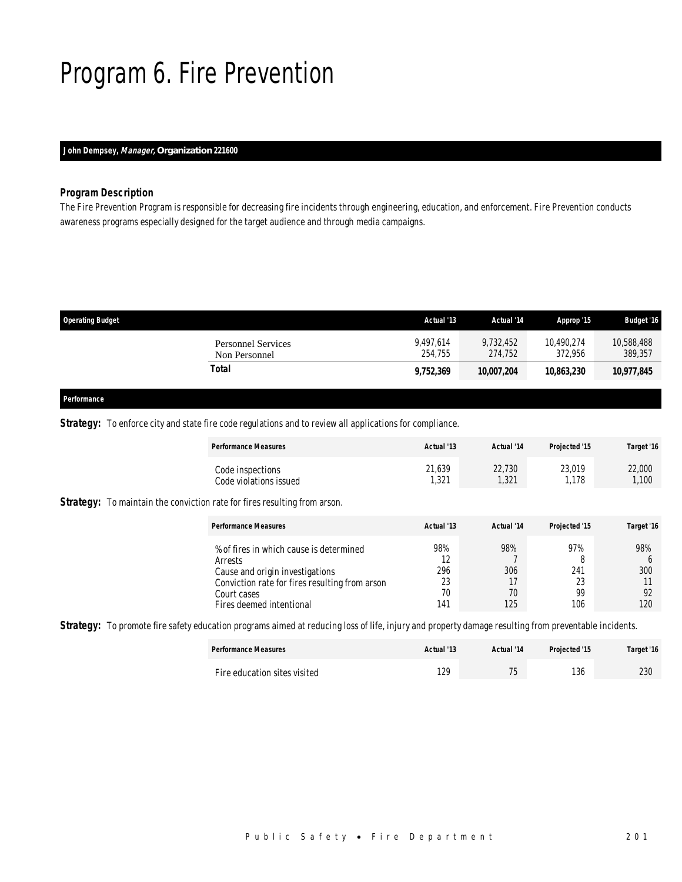# Program 6. Fire Prevention

**John Dempsey, *Manager,* Organization 221600**

### *Program Description*

*The Fire Prevention Program is responsible for decreasing fire incidents through engineering, education, and enforcement. Fire Prevention conducts awareness programs especially designed for the target audience and through media campaigns.*

| Operating Budget | Actual '13 | Actual '14 | Approp '15 | Budget '16 |
|---|---|---|---|---|
| Personnel Services | 9,497,614 | 9,732,452 | 10,490,274 | 10,588,488 |
| Non Personnel | 254,755 | 274,752 | 372,956 | 389,357 |
| **Total** | **9,752,369** | **10,007,204** | **10,863,230** | **10,977,845** |

**Performance**

**Strategy:** To enforce city and state fire code regulations and to review all applications for compliance.

| Performance Measures | Actual '13 | Actual '14 | Projected '15 | Target '16 |
|---|---|---|---|---|
| Code inspections | 21,639 | 22,730 | 23,019 | 22,000 |
| Code violations issued | 1,321 | 1,321 | 1,178 | 1,100 |

**Strategy:** To maintain the conviction rate for fires resulting from arson.

| Performance Measures | Actual '13 | Actual '14 | Projected '15 | Target '16 |
|---|---|---|---|---|
| % of fires in which cause is determined | 98% | 98% | 97% | 98% |
| Arrests | 12 | 7 | 8 | 6 |
| Cause and origin investigations | 296 | 306 | 241 | 300 |
| Conviction rate for fires resulting from arson | 23 | 17 | 23 | 11 |
| Court cases | 70 | 70 | 99 | 92 |
| Fires deemed intentional | 141 | 125 | 106 | 120 |

**Strategy:** To promote fire safety education programs aimed at reducing loss of life, injury and property damage resulting from preventable incidents.

| Performance Measures | Actual '13 | Actual '14 | Projected '15 | Target '16 |
|---|---|---|---|---|
| Fire education sites visited | 129 | 75 | 136 | 230 |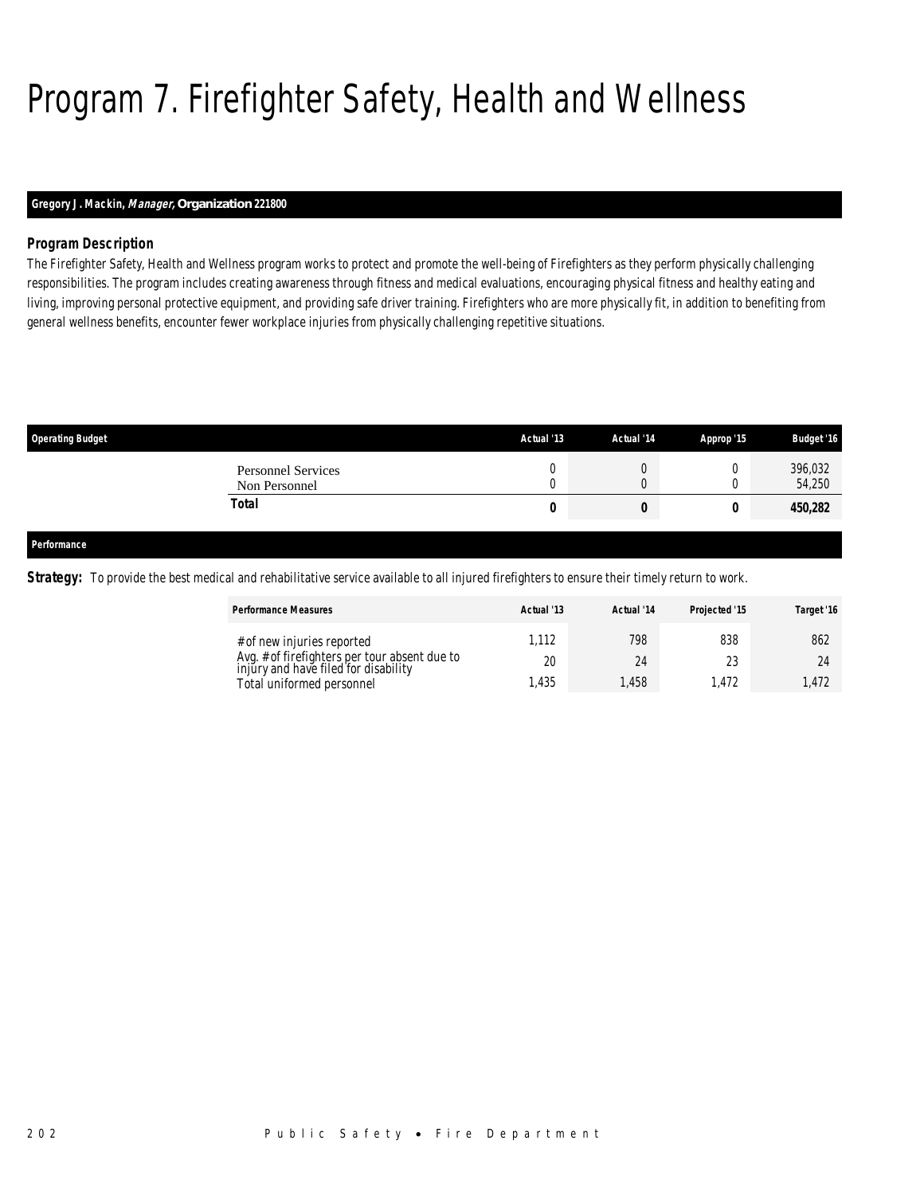# Program 7. Firefighter Safety, Health and Wellness

**Gregory J. Mackin, *Manager*, Organization 221800**

### *Program Description*

*The Firefighter Safety, Health and Wellness program works to protect and promote the well-being of Firefighters as they perform physically challenging responsibilities. The program includes creating awareness through fitness and medical evaluations, encouraging physical fitness and healthy eating and living, improving personal protective equipment, and providing safe driver training. Firefighters who are more physically fit, in addition to benefiting from general wellness benefits, encounter fewer workplace injuries from physically challenging repetitive situations.*

| Operating Budget | Actual '13 | Actual '14 | Approp '15 | Budget '16 |
|---|---|---|---|---|
| Personnel Services | 0 | 0 | 0 | 396,032 |
| Non Personnel | 0 | 0 | 0 | 54,250 |
| **Total** | **0** | **0** | **0** | **450,282** |

### Performance

***Strategy:*** *To provide the best medical and rehabilitative service available to all injured firefighters to ensure their timely return to work.*

| Performance Measures | Actual '13 | Actual '14 | Projected '15 | Target '16 |
|---|---|---|---|---|
| # of new injuries reported | 1,112 | 798 | 838 | 862 |
| Avg. # of firefighters per tour absent due to injury and have filed for disability | 20 | 24 | 23 | 24 |
| Total uniformed personnel | 1,435 | 1,458 | 1,472 | 1,472 |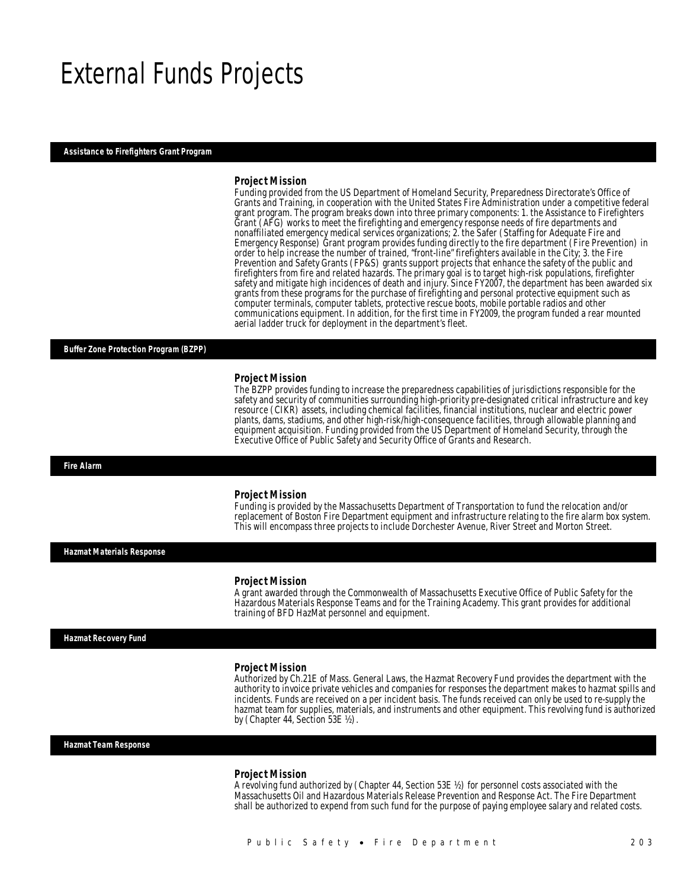# External Funds Projects

## Assistance to Firefighters Grant Program

### Project Mission

Funding provided from the US Department of Homeland Security, Preparedness Directorate's Office of Grants and Training, in cooperation with the United States Fire Administration under a competitive federal grant program. The program breaks down into three primary components: 1. the Assistance to Firefighters Grant (AFG) works to meet the firefighting and emergency response needs of fire departments and nonaffiliated emergency medical services organizations; 2. the Safer (Staffing for Adequate Fire and Emergency Response) Grant program provides funding directly to the fire department (Fire Prevention) in order to help increase the number of trained, "front-line" firefighters available in the City; 3. the Fire Prevention and Safety Grants (FP&S) grants support projects that enhance the safety of the public and firefighters from fire and related hazards. The primary goal is to target high-risk populations, firefighter safety and mitigate high incidences of death and injury. Since FY2007, the department has been awarded six grants from these programs for the purchase of firefighting and personal protective equipment such as computer terminals, computer tablets, protective rescue boots, mobile portable radios and other communications equipment. In addition, for the first time in FY2009, the program funded a rear mounted aerial ladder truck for deployment in the department's fleet.

## Buffer Zone Protection Program (BZPP)

### Project Mission

The BZPP provides funding to increase the preparedness capabilities of jurisdictions responsible for the safety and security of communities surrounding high-priority pre-designated critical infrastructure and key resource (CIKR) assets, including chemical facilities, financial institutions, nuclear and electric power plants, dams, stadiums, and other high-risk/high-consequence facilities, through allowable planning and equipment acquisition. Funding provided from the US Department of Homeland Security, through the Executive Office of Public Safety and Security Office of Grants and Research.

## Fire Alarm

### Project Mission

Funding is provided by the Massachusetts Department of Transportation to fund the relocation and/or replacement of Boston Fire Department equipment and infrastructure relating to the fire alarm box system. This will encompass three projects to include Dorchester Avenue, River Street and Morton Street.

## Hazmat Materials Response

### Project Mission

A grant awarded through the Commonwealth of Massachusetts Executive Office of Public Safety for the Hazardous Materials Response Teams and for the Training Academy. This grant provides for additional training of BFD HazMat personnel and equipment.

## Hazmat Recovery Fund

### Project Mission

Authorized by Ch.21E of Mass. General Laws, the Hazmat Recovery Fund provides the department with the authority to invoice private vehicles and companies for responses the department makes to hazmat spills and incidents. Funds are received on a per incident basis. The funds received can only be used to re-supply the hazmat team for supplies, materials, and instruments and other equipment. This revolving fund is authorized by (Chapter 44, Section 53E ½).

## Hazmat Team Response

### Project Mission

A revolving fund authorized by (Chapter 44, Section 53E ½) for personnel costs associated with the Massachusetts Oil and Hazardous Materials Release Prevention and Response Act. The Fire Department shall be authorized to expend from such fund for the purpose of paying employee salary and related costs.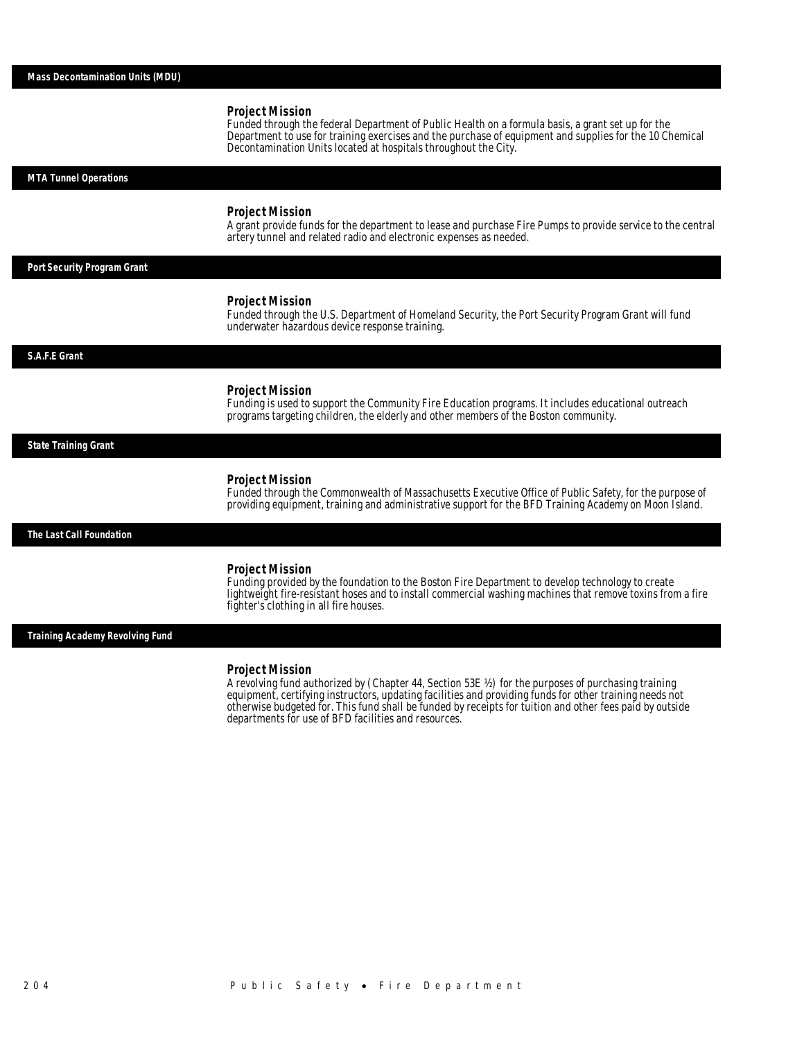## Mass Decontamination Units (MDU)

### Project Mission

Funded through the federal Department of Public Health on a formula basis, a grant set up for the Department to use for training exercises and the purchase of equipment and supplies for the 10 Chemical Decontamination Units located at hospitals throughout the City.

## MTA Tunnel Operations

### Project Mission

A grant provide funds for the department to lease and purchase Fire Pumps to provide service to the central artery tunnel and related radio and electronic expenses as needed.

## Port Security Program Grant

### Project Mission

Funded through the U.S. Department of Homeland Security, the Port Security Program Grant will fund underwater hazardous device response training.

## S.A.F.E Grant

### Project Mission

Funding is used to support the Community Fire Education programs. It includes educational outreach programs targeting children, the elderly and other members of the Boston community.

## State Training Grant

### Project Mission

Funded through the Commonwealth of Massachusetts Executive Office of Public Safety, for the purpose of providing equipment, training and administrative support for the BFD Training Academy on Moon Island.

## The Last Call Foundation

### Project Mission

Funding provided by the foundation to the Boston Fire Department to develop technology to create lightweight fire-resistant hoses and to install commercial washing machines that remove toxins from a fire fighter's clothing in all fire houses.

## Training Academy Revolving Fund

### Project Mission

A revolving fund authorized by (Chapter 44, Section 53E ½) for the purposes of purchasing training equipment, certifying instructors, updating facilities and providing funds for other training needs not otherwise budgeted for. This fund shall be funded by receipts for tuition and other fees paid by outside departments for use of BFD facilities and resources.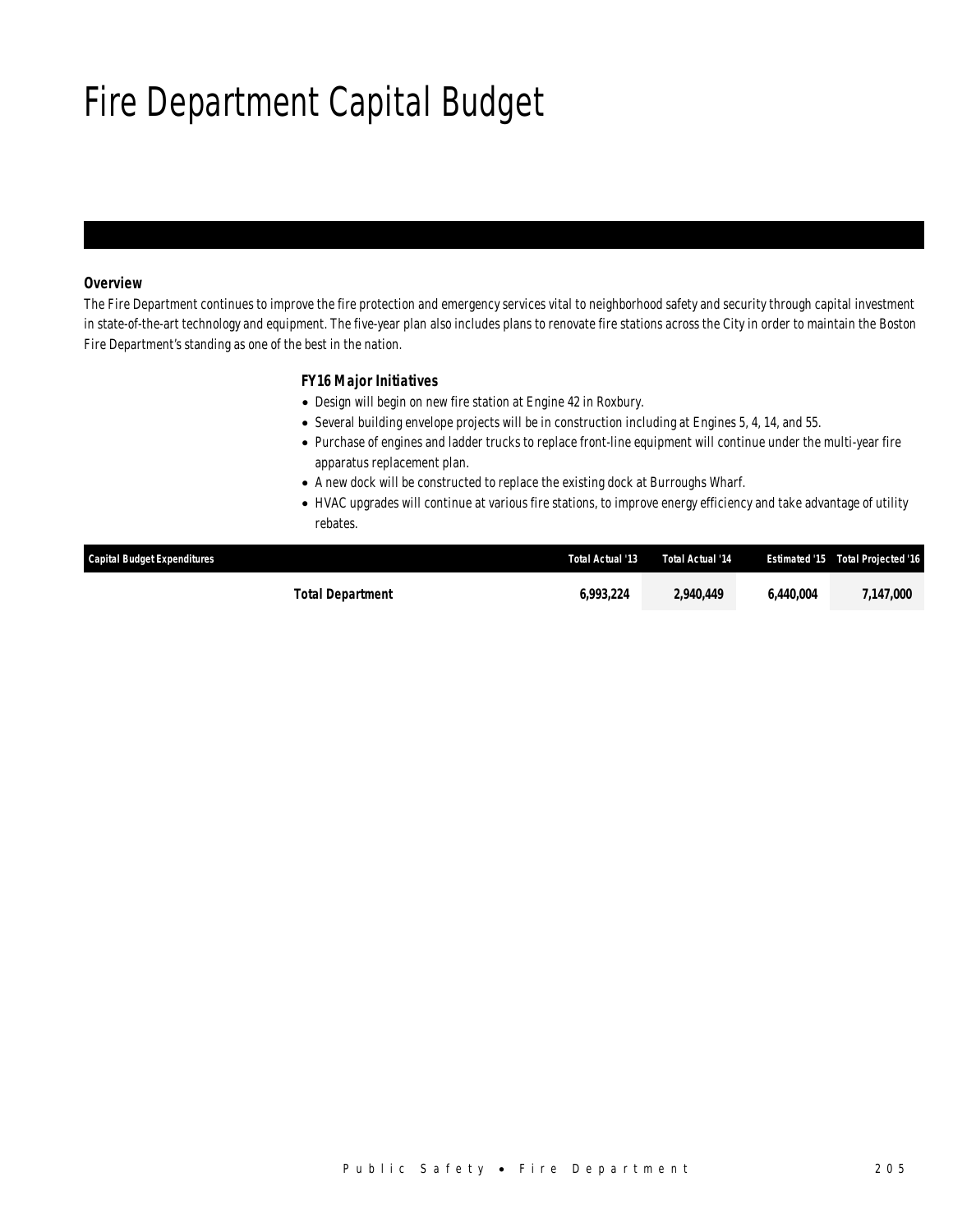# Fire Department Capital Budget

### *Overview*

*The Fire Department continues to improve the fire protection and emergency services vital to neighborhood safety and security through capital investment in state-of-the-art technology and equipment. The five-year plan also includes plans to renovate fire stations across the City in order to maintain the Boston Fire Department's standing as one of the best in the nation.*

### *FY16 Major Initiatives*

- *Design will begin on new fire station at Engine 42 in Roxbury.*
- *Several building envelope projects will be in construction including at Engines 5, 4, 14, and 55.*
- *Purchase of engines and ladder trucks to replace front-line equipment will continue under the multi-year fire apparatus replacement plan.*
- *A new dock will be constructed to replace the existing dock at Burroughs Wharf.*
- *HVAC upgrades will continue at various fire stations, to improve energy efficiency and take advantage of utility rebates.*

| Capital Budget Expenditures | Total Actual '13 | Total Actual '14 | Estimated '15 | Total Projected '16 |
|---|---|---|---|---|
| **Total Department** | 6,993,224 | 2,940,449 | 6,440,004 | 7,147,000 |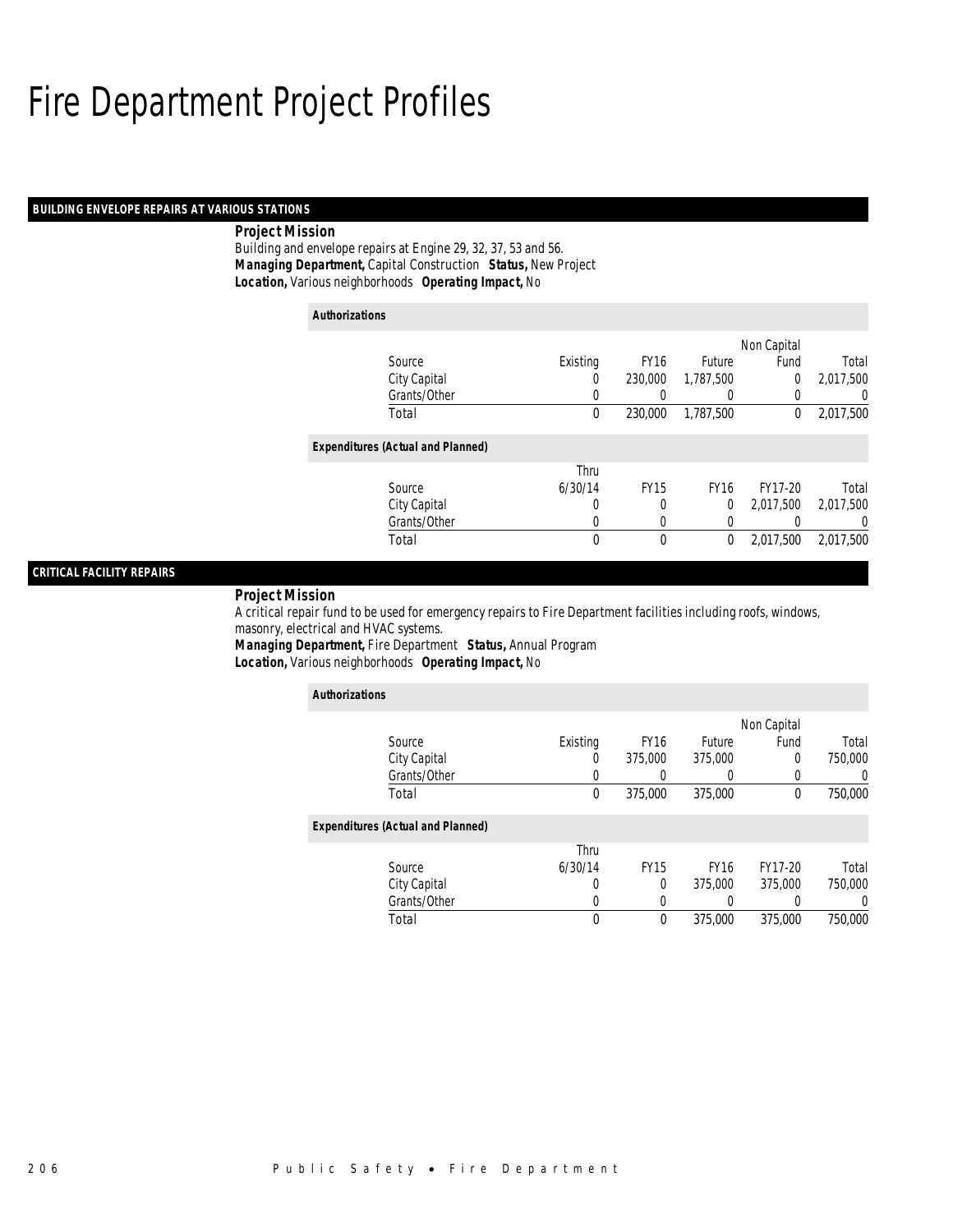# Fire Department Project Profiles

## BUILDING ENVELOPE REPAIRS AT VARIOUS STATIONS

**Project Mission**

Building and envelope repairs at Engine 29, 32, 37, 53 and 56.

***Managing Department,*** Capital Construction ***Status,*** New Project

***Location,*** Various neighborhoods ***Operating Impact,*** No

**Authorizations**

| Source | Existing | FY16 | Future | Non Capital Fund | Total |
|---|---|---|---|---|---|
| City Capital | 0 | 230,000 | 1,787,500 | 0 | 2,017,500 |
| Grants/Other | 0 | 0 | 0 | 0 | 0 |
| Total | 0 | 230,000 | 1,787,500 | 0 | 2,017,500 |

**Expenditures (Actual and Planned)**

| Source | Thru 6/30/14 | FY15 | FY16 | FY17-20 | Total |
|---|---|---|---|---|---|
| City Capital | 0 | 0 | 0 | 2,017,500 | 2,017,500 |
| Grants/Other | 0 | 0 | 0 | 0 | 0 |
| Total | 0 | 0 | 0 | 2,017,500 | 2,017,500 |

## CRITICAL FACILITY REPAIRS

**Project Mission**

A critical repair fund to be used for emergency repairs to Fire Department facilities including roofs, windows, masonry, electrical and HVAC systems.

***Managing Department,*** Fire Department ***Status,*** Annual Program

***Location,*** Various neighborhoods ***Operating Impact,*** No

**Authorizations**

| Source | Existing | FY16 | Future | Non Capital Fund | Total |
|---|---|---|---|---|---|
| City Capital | 0 | 375,000 | 375,000 | 0 | 750,000 |
| Grants/Other | 0 | 0 | 0 | 0 | 0 |
| Total | 0 | 375,000 | 375,000 | 0 | 750,000 |

**Expenditures (Actual and Planned)**

| Source | Thru 6/30/14 | FY15 | FY16 | FY17-20 | Total |
|---|---|---|---|---|---|
| City Capital | 0 | 0 | 375,000 | 375,000 | 750,000 |
| Grants/Other | 0 | 0 | 0 | 0 | 0 |
| Total | 0 | 0 | 375,000 | 375,000 | 750,000 |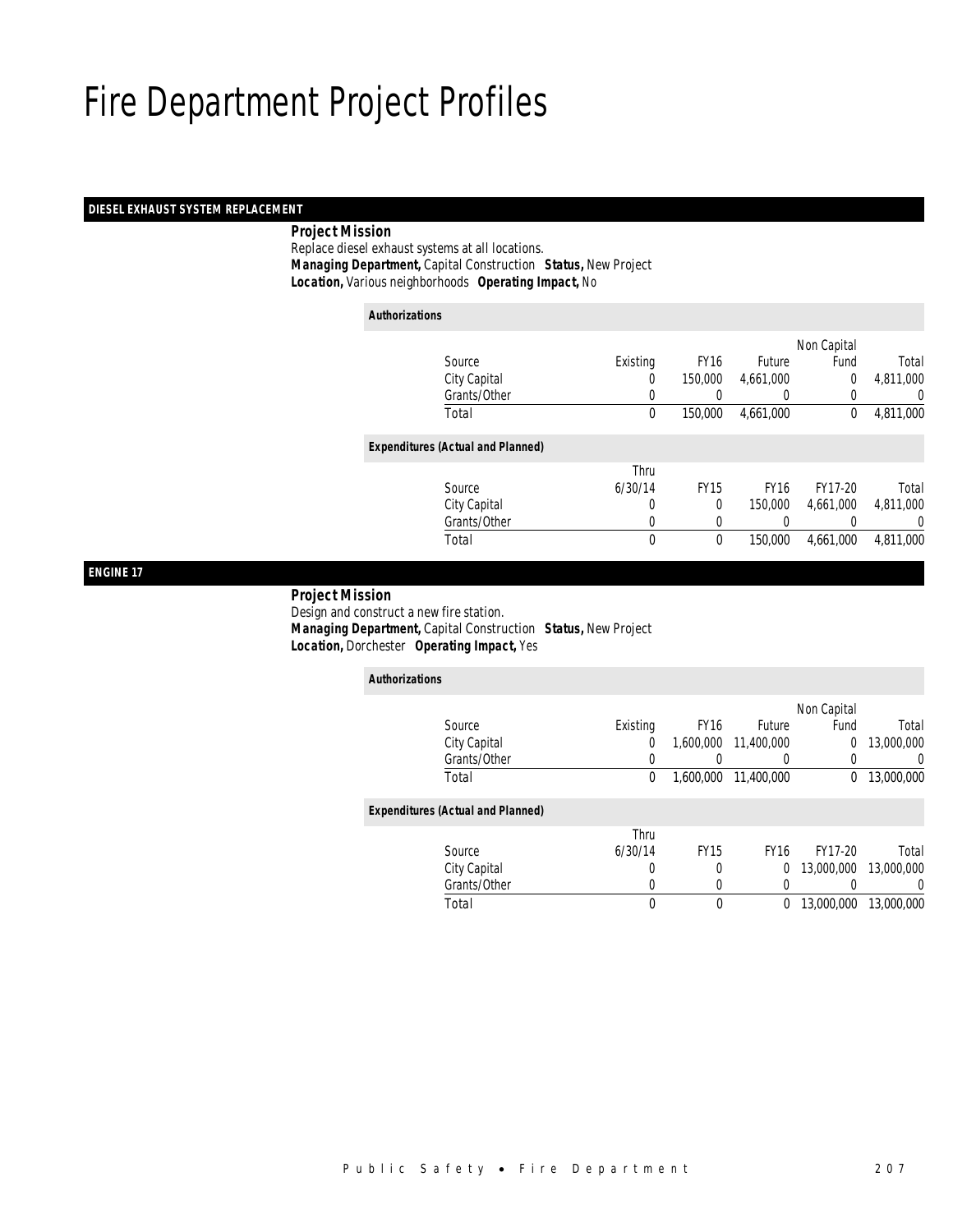# Fire Department Project Profiles

## DIESEL EXHAUST SYSTEM REPLACEMENT

***Project Mission***

Replace diesel exhaust systems at all locations.

***Managing Department,*** Capital Construction ***Status,*** New Project

***Location,*** Various neighborhoods ***Operating Impact,*** No

***Authorizations***

| Source | Existing | FY16 | Future | Non Capital Fund | Total |
|---|---|---|---|---|---|
| City Capital | 0 | 150,000 | 4,661,000 | 0 | 4,811,000 |
| Grants/Other | 0 | 0 | 0 | 0 | 0 |
| Total | 0 | 150,000 | 4,661,000 | 0 | 4,811,000 |

***Expenditures (Actual and Planned)***

| Source | Thru 6/30/14 | FY15 | FY16 | FY17-20 | Total |
|---|---|---|---|---|---|
| City Capital | 0 | 0 | 150,000 | 4,661,000 | 4,811,000 |
| Grants/Other | 0 | 0 | 0 | 0 | 0 |
| Total | 0 | 0 | 150,000 | 4,661,000 | 4,811,000 |

## ENGINE 17

***Project Mission***

Design and construct a new fire station.

***Managing Department,*** Capital Construction ***Status,*** New Project

***Location,*** Dorchester ***Operating Impact,*** Yes

***Authorizations***

| Source | Existing | FY16 | Future | Non Capital Fund | Total |
|---|---|---|---|---|---|
| City Capital | 0 | 1,600,000 | 11,400,000 | 0 | 13,000,000 |
| Grants/Other | 0 | 0 | 0 | 0 | 0 |
| Total | 0 | 1,600,000 | 11,400,000 | 0 | 13,000,000 |

***Expenditures (Actual and Planned)***

| Source | Thru 6/30/14 | FY15 | FY16 | FY17-20 | Total |
|---|---|---|---|---|---|
| City Capital | 0 | 0 | 0 | 13,000,000 | 13,000,000 |
| Grants/Other | 0 | 0 | 0 | 0 | 0 |
| Total | 0 | 0 | 0 | 13,000,000 | 13,000,000 |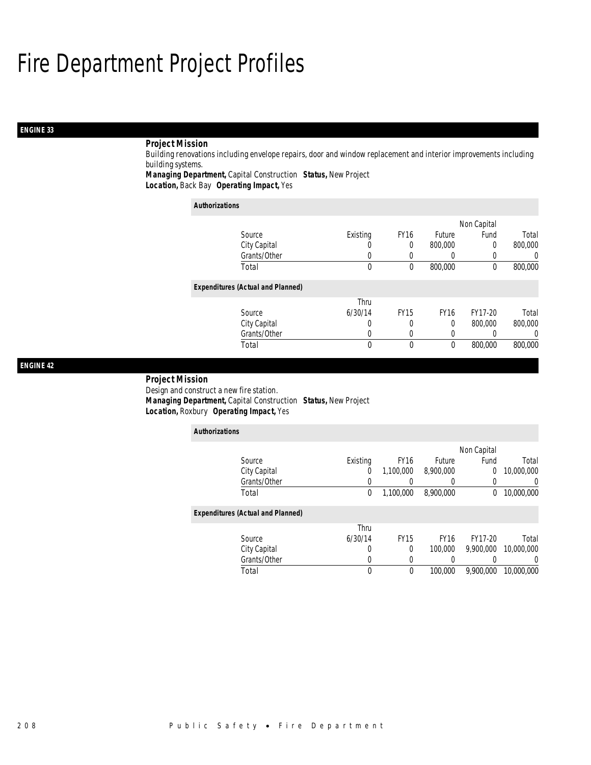# Fire Department Project Profiles

## ENGINE 33

**Project Mission**

Building renovations including envelope repairs, door and window replacement and interior improvements including building systems.

***Managing Department,*** Capital Construction ***Status,*** New Project
***Location,*** Back Bay ***Operating Impact,*** Yes

***Authorizations***

| Source | Existing | FY16 | Future | Non Capital Fund | Total |
|---|---|---|---|---|---|
| City Capital | 0 | 0 | 800,000 | 0 | 800,000 |
| Grants/Other | 0 | 0 | 0 | 0 | 0 |
| Total | 0 | 0 | 800,000 | 0 | 800,000 |

***Expenditures (Actual and Planned)***

| Source | Thru 6/30/14 | FY15 | FY16 | FY17-20 | Total |
|---|---|---|---|---|---|
| City Capital | 0 | 0 | 0 | 800,000 | 800,000 |
| Grants/Other | 0 | 0 | 0 | 0 | 0 |
| Total | 0 | 0 | 0 | 800,000 | 800,000 |

## ENGINE 42

**Project Mission**

Design and construct a new fire station.

***Managing Department,*** Capital Construction ***Status,*** New Project
***Location,*** Roxbury ***Operating Impact,*** Yes

***Authorizations***

| Source | Existing | FY16 | Future | Non Capital Fund | Total |
|---|---|---|---|---|---|
| City Capital | 0 | 1,100,000 | 8,900,000 | 0 | 10,000,000 |
| Grants/Other | 0 | 0 | 0 | 0 | 0 |
| Total | 0 | 1,100,000 | 8,900,000 | 0 | 10,000,000 |

***Expenditures (Actual and Planned)***

| Source | Thru 6/30/14 | FY15 | FY16 | FY17-20 | Total |
|---|---|---|---|---|---|
| City Capital | 0 | 0 | 100,000 | 9,900,000 | 10,000,000 |
| Grants/Other | 0 | 0 | 0 | 0 | 0 |
| Total | 0 | 0 | 100,000 | 9,900,000 | 10,000,000 |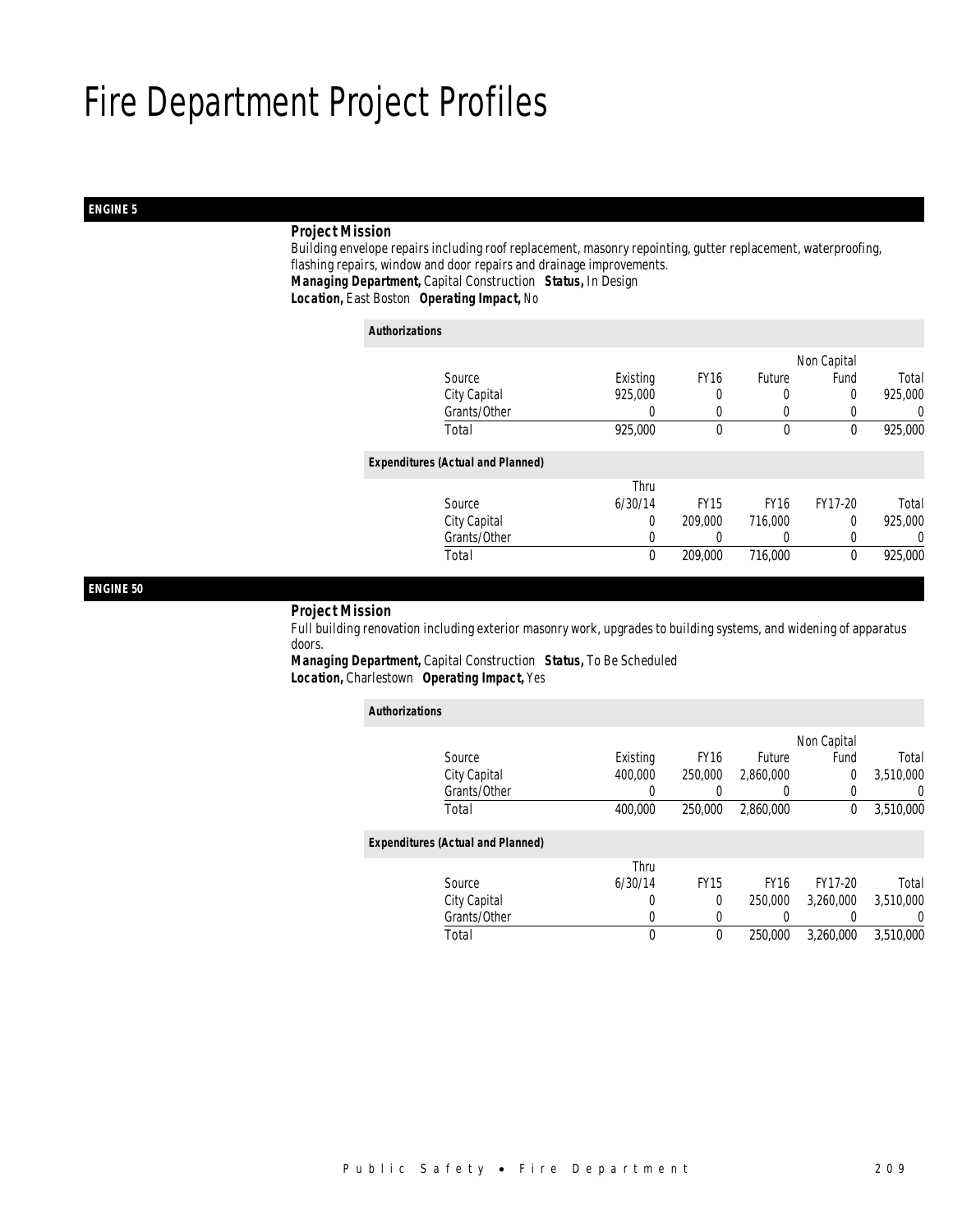# Fire Department Project Profiles

## ENGINE 5

**Project Mission**

Building envelope repairs including roof replacement, masonry repointing, gutter replacement, waterproofing, flashing repairs, window and door repairs and drainage improvements.

***Managing Department,*** Capital Construction ***Status,*** In Design

***Location,*** East Boston ***Operating Impact,*** No

**Authorizations**

| Source | Existing | FY16 | Future | Non Capital Fund | Total |
|---|---|---|---|---|---|
| City Capital | 925,000 | 0 | 0 | 0 | 925,000 |
| Grants/Other | 0 | 0 | 0 | 0 | 0 |
| Total | 925,000 | 0 | 0 | 0 | 925,000 |

**Expenditures (Actual and Planned)**

| Source | Thru 6/30/14 | FY15 | FY16 | FY17-20 | Total |
|---|---|---|---|---|---|
| City Capital | 0 | 209,000 | 716,000 | 0 | 925,000 |
| Grants/Other | 0 | 0 | 0 | 0 | 0 |
| Total | 0 | 209,000 | 716,000 | 0 | 925,000 |

## ENGINE 50

**Project Mission**

Full building renovation including exterior masonry work, upgrades to building systems, and widening of apparatus doors.

***Managing Department,*** Capital Construction ***Status,*** To Be Scheduled

***Location,*** Charlestown ***Operating Impact,*** Yes

**Authorizations**

| Source | Existing | FY16 | Future | Non Capital Fund | Total |
|---|---|---|---|---|---|
| City Capital | 400,000 | 250,000 | 2,860,000 | 0 | 3,510,000 |
| Grants/Other | 0 | 0 | 0 | 0 | 0 |
| Total | 400,000 | 250,000 | 2,860,000 | 0 | 3,510,000 |

**Expenditures (Actual and Planned)**

| Source | Thru 6/30/14 | FY15 | FY16 | FY17-20 | Total |
|---|---|---|---|---|---|
| City Capital | 0 | 0 | 250,000 | 3,260,000 | 3,510,000 |
| Grants/Other | 0 | 0 | 0 | 0 | 0 |
| Total | 0 | 0 | 250,000 | 3,260,000 | 3,510,000 |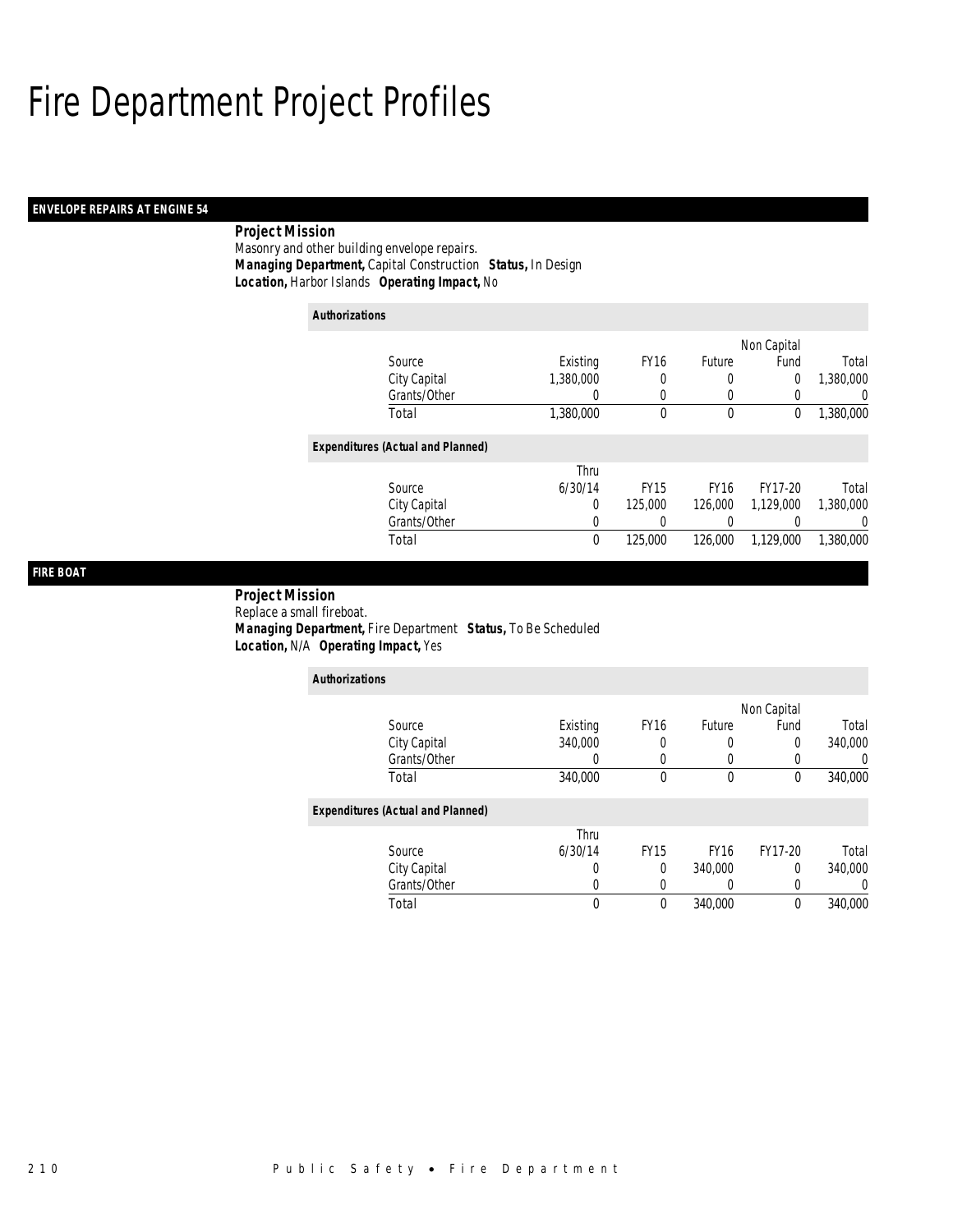# Fire Department Project Profiles

## ENVELOPE REPAIRS AT ENGINE 54

**Project Mission**

Masonry and other building envelope repairs.

***Managing Department,*** Capital Construction ***Status,*** In Design

***Location,*** Harbor Islands ***Operating Impact,*** No

*Authorizations*

| Source | Existing | FY16 | Future | Non Capital Fund | Total |
|---|---|---|---|---|---|
| City Capital | 1,380,000 | 0 | 0 | 0 | 1,380,000 |
| Grants/Other | 0 | 0 | 0 | 0 | 0 |
| Total | 1,380,000 | 0 | 0 | 0 | 1,380,000 |

*Expenditures (Actual and Planned)*

| Source | Thru 6/30/14 | FY15 | FY16 | FY17-20 | Total |
|---|---|---|---|---|---|
| City Capital | 0 | 125,000 | 126,000 | 1,129,000 | 1,380,000 |
| Grants/Other | 0 | 0 | 0 | 0 | 0 |
| Total | 0 | 125,000 | 126,000 | 1,129,000 | 1,380,000 |

## FIRE BOAT

**Project Mission**

Replace a small fireboat.

***Managing Department,*** Fire Department ***Status,*** To Be Scheduled

***Location,*** N/A ***Operating Impact,*** Yes

*Authorizations*

| Source | Existing | FY16 | Future | Non Capital Fund | Total |
|---|---|---|---|---|---|
| City Capital | 340,000 | 0 | 0 | 0 | 340,000 |
| Grants/Other | 0 | 0 | 0 | 0 | 0 |
| Total | 340,000 | 0 | 0 | 0 | 340,000 |

*Expenditures (Actual and Planned)*

| Source | Thru 6/30/14 | FY15 | FY16 | FY17-20 | Total |
|---|---|---|---|---|---|
| City Capital | 0 | 0 | 340,000 | 0 | 340,000 |
| Grants/Other | 0 | 0 | 0 | 0 | 0 |
| Total | 0 | 0 | 340,000 | 0 | 340,000 |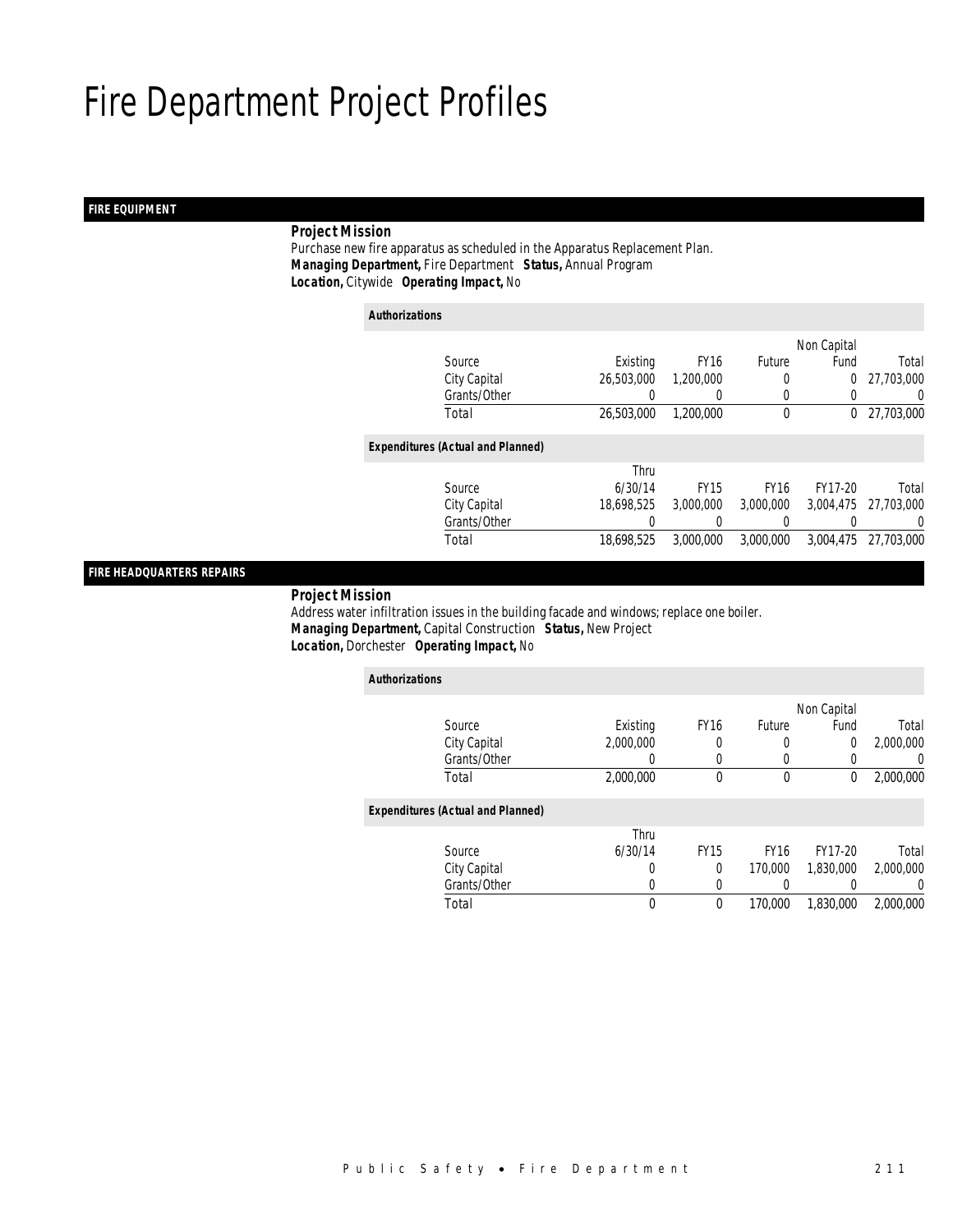# Fire Department Project Profiles

## FIRE EQUIPMENT

**Project Mission**

Purchase new fire apparatus as scheduled in the Apparatus Replacement Plan.
***Managing Department,*** Fire Department ***Status,*** Annual Program
***Location,*** Citywide ***Operating Impact,*** No

***Authorizations***

| Source | Existing | FY16 | Future | Non Capital Fund | Total |
|---|---|---|---|---|---|
| City Capital | 26,503,000 | 1,200,000 | 0 | 0 | 27,703,000 |
| Grants/Other | 0 | 0 | 0 | 0 | 0 |
| Total | 26,503,000 | 1,200,000 | 0 | 0 | 27,703,000 |

***Expenditures (Actual and Planned)***

| Source | Thru 6/30/14 | FY15 | FY16 | FY17-20 | Total |
|---|---|---|---|---|---|
| City Capital | 18,698,525 | 3,000,000 | 3,000,000 | 3,004,475 | 27,703,000 |
| Grants/Other | 0 | 0 | 0 | 0 | 0 |
| Total | 18,698,525 | 3,000,000 | 3,000,000 | 3,004,475 | 27,703,000 |

## FIRE HEADQUARTERS REPAIRS

**Project Mission**

Address water infiltration issues in the building facade and windows; replace one boiler.
***Managing Department,*** Capital Construction ***Status,*** New Project
***Location,*** Dorchester ***Operating Impact,*** No

***Authorizations***

| Source | Existing | FY16 | Future | Non Capital Fund | Total |
|---|---|---|---|---|---|
| City Capital | 2,000,000 | 0 | 0 | 0 | 2,000,000 |
| Grants/Other | 0 | 0 | 0 | 0 | 0 |
| Total | 2,000,000 | 0 | 0 | 0 | 2,000,000 |

***Expenditures (Actual and Planned)***

| Source | Thru 6/30/14 | FY15 | FY16 | FY17-20 | Total |
|---|---|---|---|---|---|
| City Capital | 0 | 0 | 170,000 | 1,830,000 | 2,000,000 |
| Grants/Other | 0 | 0 | 0 | 0 | 0 |
| Total | 0 | 0 | 170,000 | 1,830,000 | 2,000,000 |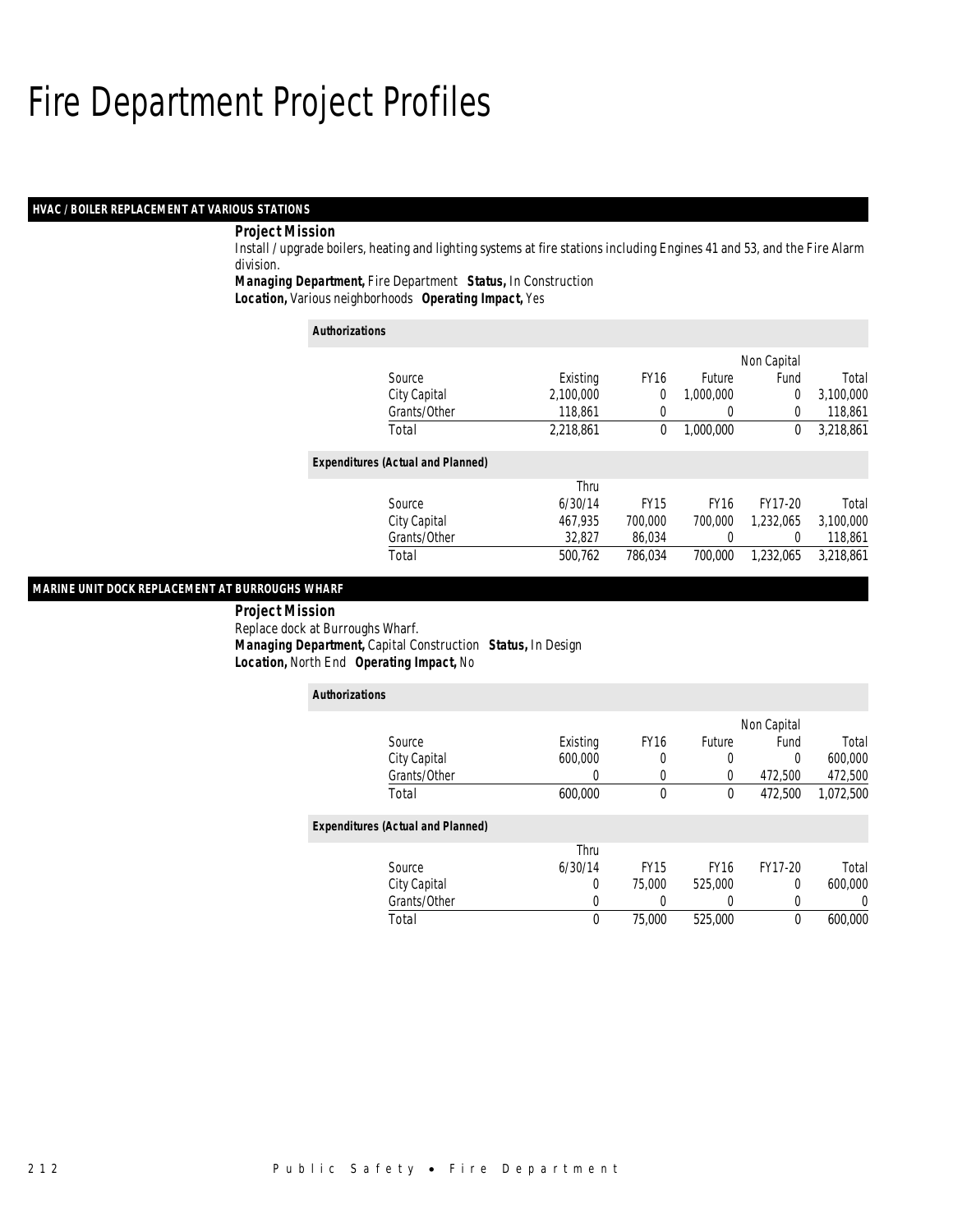# Fire Department Project Profiles

## HVAC / BOILER REPLACEMENT AT VARIOUS STATIONS

**Project Mission**

Install / upgrade boilers, heating and lighting systems at fire stations including Engines 41 and 53, and the Fire Alarm division.

**Managing Department,** Fire Department **Status,** In Construction

**Location,** Various neighborhoods **Operating Impact,** Yes

**Authorizations**

| Source | Existing | FY16 | Future | Non Capital Fund | Total |
|---|---|---|---|---|---|
| City Capital | 2,100,000 | 0 | 1,000,000 | 0 | 3,100,000 |
| Grants/Other | 118,861 | 0 | 0 | 0 | 118,861 |
| Total | 2,218,861 | 0 | 1,000,000 | 0 | 3,218,861 |

**Expenditures (Actual and Planned)**

| Source | Thru 6/30/14 | FY15 | FY16 | FY17-20 | Total |
|---|---|---|---|---|---|
| City Capital | 467,935 | 700,000 | 700,000 | 1,232,065 | 3,100,000 |
| Grants/Other | 32,827 | 86,034 | 0 | 0 | 118,861 |
| Total | 500,762 | 786,034 | 700,000 | 1,232,065 | 3,218,861 |

## MARINE UNIT DOCK REPLACEMENT AT BURROUGHS WHARF

**Project Mission**

Replace dock at Burroughs Wharf.

**Managing Department,** Capital Construction **Status,** In Design

**Location,** North End **Operating Impact,** No

**Authorizations**

| Source | Existing | FY16 | Future | Non Capital Fund | Total |
|---|---|---|---|---|---|
| City Capital | 600,000 | 0 | 0 | 0 | 600,000 |
| Grants/Other | 0 | 0 | 0 | 472,500 | 472,500 |
| Total | 600,000 | 0 | 0 | 472,500 | 1,072,500 |

**Expenditures (Actual and Planned)**

| Source | Thru 6/30/14 | FY15 | FY16 | FY17-20 | Total |
|---|---|---|---|---|---|
| City Capital | 0 | 75,000 | 525,000 | 0 | 600,000 |
| Grants/Other | 0 | 0 | 0 | 0 | 0 |
| Total | 0 | 75,000 | 525,000 | 0 | 600,000 |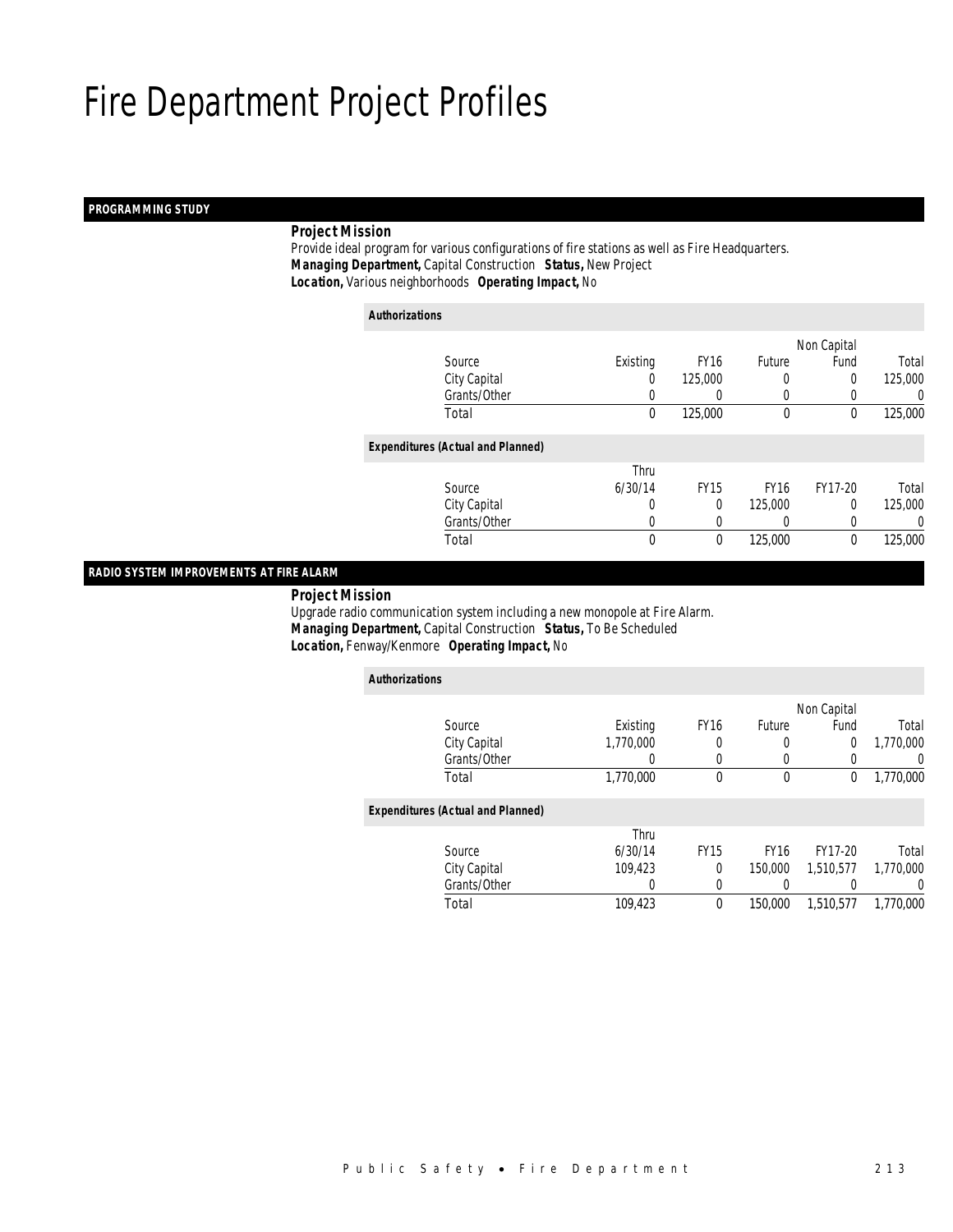# Fire Department Project Profiles

## PROGRAMMING STUDY

***Project Mission***

Provide ideal program for various configurations of fire stations as well as Fire Headquarters.

***Managing Department,*** Capital Construction ***Status,*** New Project

***Location,*** Various neighborhoods ***Operating Impact,*** No

***Authorizations***

| Source | Existing | FY16 | Future | Non Capital Fund | Total |
|---|---|---|---|---|---|
| City Capital | 0 | 125,000 | 0 | 0 | 125,000 |
| Grants/Other | 0 | 0 | 0 | 0 | 0 |
| Total | 0 | 125,000 | 0 | 0 | 125,000 |

***Expenditures (Actual and Planned)***

| Source | Thru 6/30/14 | FY15 | FY16 | FY17-20 | Total |
|---|---|---|---|---|---|
| City Capital | 0 | 0 | 125,000 | 0 | 125,000 |
| Grants/Other | 0 | 0 | 0 | 0 | 0 |
| Total | 0 | 0 | 125,000 | 0 | 125,000 |

## RADIO SYSTEM IMPROVEMENTS AT FIRE ALARM

***Project Mission***

Upgrade radio communication system including a new monopole at Fire Alarm.

***Managing Department,*** Capital Construction ***Status,*** To Be Scheduled

***Location,*** Fenway/Kenmore ***Operating Impact,*** No

***Authorizations***

| Source | Existing | FY16 | Future | Non Capital Fund | Total |
|---|---|---|---|---|---|
| City Capital | 1,770,000 | 0 | 0 | 0 | 1,770,000 |
| Grants/Other | 0 | 0 | 0 | 0 | 0 |
| Total | 1,770,000 | 0 | 0 | 0 | 1,770,000 |

***Expenditures (Actual and Planned)***

| Source | Thru 6/30/14 | FY15 | FY16 | FY17-20 | Total |
|---|---|---|---|---|---|
| City Capital | 109,423 | 0 | 150,000 | 1,510,577 | 1,770,000 |
| Grants/Other | 0 | 0 | 0 | 0 | 0 |
| Total | 109,423 | 0 | 150,000 | 1,510,577 | 1,770,000 |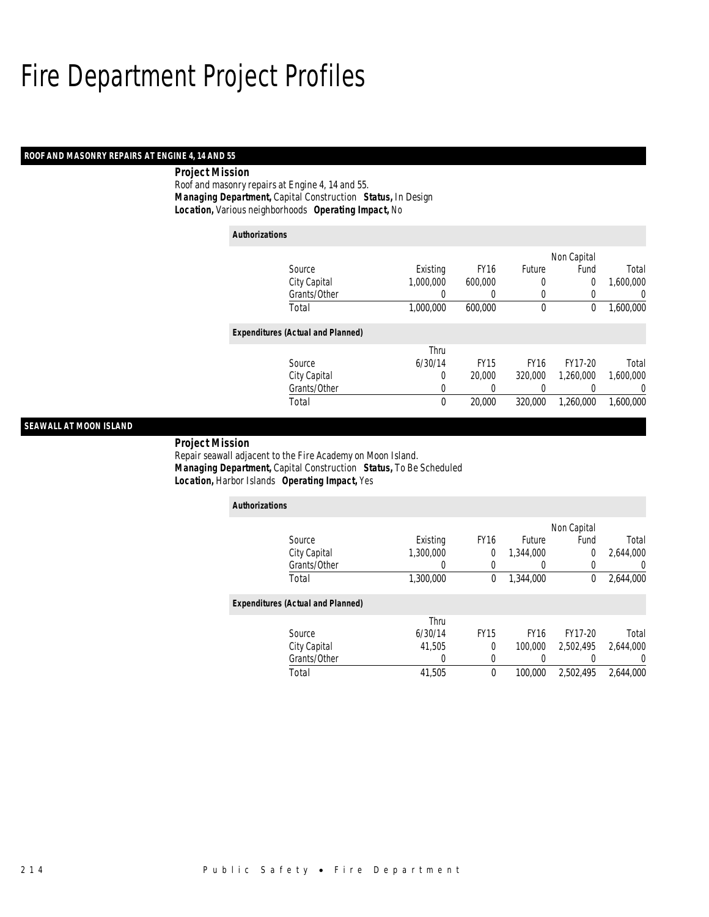# Fire Department Project Profiles

## ROOF AND MASONRY REPAIRS AT ENGINE 4, 14 AND 55

**Project Mission**

Roof and masonry repairs at Engine 4, 14 and 55.

***Managing Department,*** Capital Construction ***Status,*** In Design

***Location,*** Various neighborhoods ***Operating Impact,*** No

***Authorizations***

| Source | Existing | FY16 | Future | Non Capital Fund | Total |
|---|---|---|---|---|---|
| City Capital | 1,000,000 | 600,000 | 0 | 0 | 1,600,000 |
| Grants/Other | 0 | 0 | 0 | 0 | 0 |
| Total | 1,000,000 | 600,000 | 0 | 0 | 1,600,000 |

***Expenditures (Actual and Planned)***

| Source | Thru 6/30/14 | FY15 | FY16 | FY17-20 | Total |
|---|---|---|---|---|---|
| City Capital | 0 | 20,000 | 320,000 | 1,260,000 | 1,600,000 |
| Grants/Other | 0 | 0 | 0 | 0 | 0 |
| Total | 0 | 20,000 | 320,000 | 1,260,000 | 1,600,000 |

## SEAWALL AT MOON ISLAND

**Project Mission**

Repair seawall adjacent to the Fire Academy on Moon Island.

***Managing Department,*** Capital Construction ***Status,*** To Be Scheduled

***Location,*** Harbor Islands ***Operating Impact,*** Yes

***Authorizations***

| Source | Existing | FY16 | Future | Non Capital Fund | Total |
|---|---|---|---|---|---|
| City Capital | 1,300,000 | 0 | 1,344,000 | 0 | 2,644,000 |
| Grants/Other | 0 | 0 | 0 | 0 | 0 |
| Total | 1,300,000 | 0 | 1,344,000 | 0 | 2,644,000 |

***Expenditures (Actual and Planned)***

| Source | Thru 6/30/14 | FY15 | FY16 | FY17-20 | Total |
|---|---|---|---|---|---|
| City Capital | 41,505 | 0 | 100,000 | 2,502,495 | 2,644,000 |
| Grants/Other | 0 | 0 | 0 | 0 | 0 |
| Total | 41,505 | 0 | 100,000 | 2,502,495 | 2,644,000 |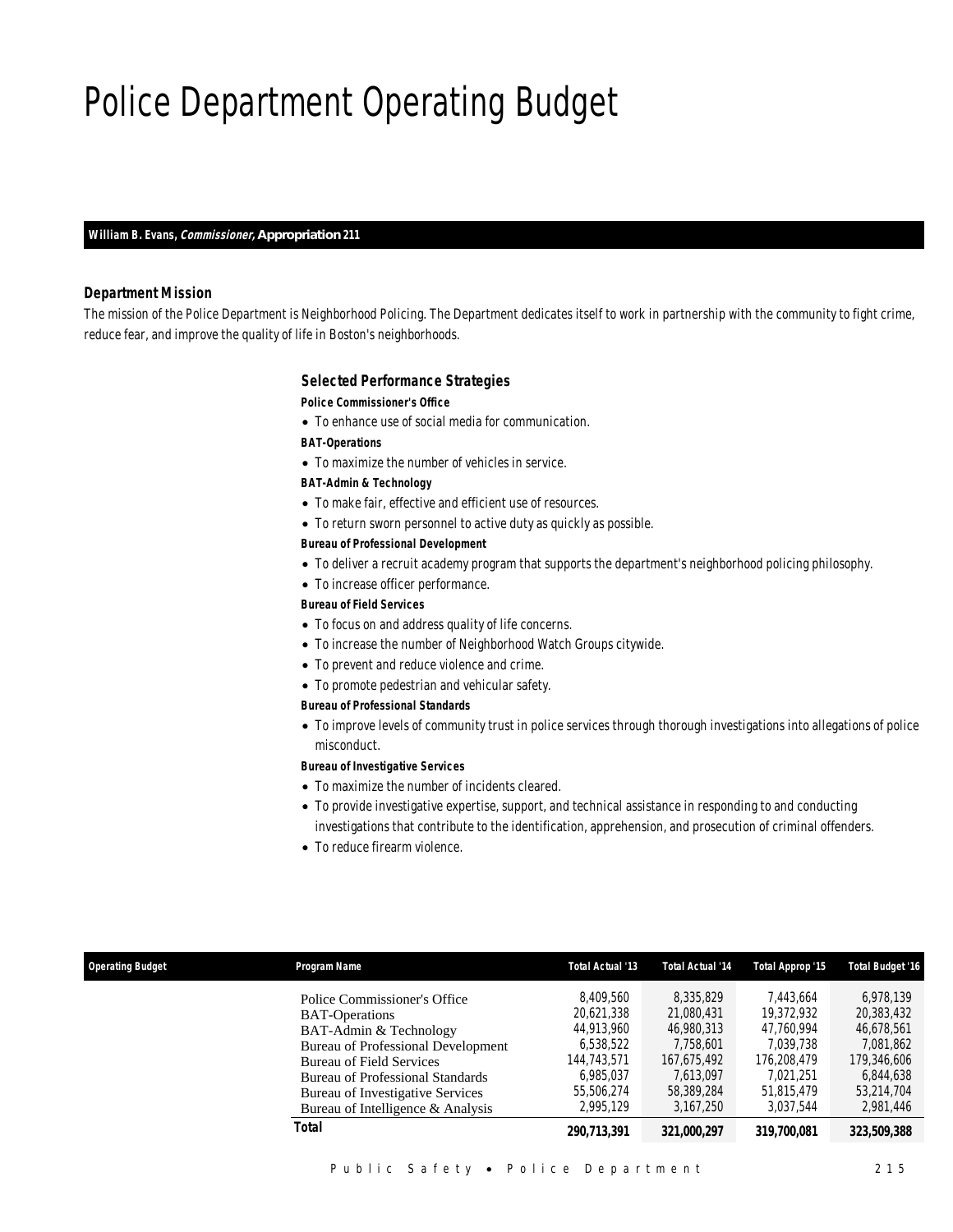# Police Department Operating Budget

**William B. Evans, *Commissioner,* Appropriation 211**

### *Department Mission*

*The mission of the Police Department is Neighborhood Policing. The Department dedicates itself to work in partnership with the community to fight crime, reduce fear, and improve the quality of life in Boston's neighborhoods.*

### *Selected Performance Strategies*

***Police Commissioner's Office***

- To enhance use of social media for communication.

***BAT-Operations***

- To maximize the number of vehicles in service.

***BAT-Admin & Technology***

- To make fair, effective and efficient use of resources.
- To return sworn personnel to active duty as quickly as possible.

***Bureau of Professional Development***

- To deliver a recruit academy program that supports the department's neighborhood policing philosophy.
- To increase officer performance.

***Bureau of Field Services***

- To focus on and address quality of life concerns.
- To increase the number of Neighborhood Watch Groups citywide.
- To prevent and reduce violence and crime.
- To promote pedestrian and vehicular safety.

***Bureau of Professional Standards***

- To improve levels of community trust in police services through thorough investigations into allegations of police misconduct.

***Bureau of Investigative Services***

- To maximize the number of incidents cleared.
- To provide investigative expertise, support, and technical assistance in responding to and conducting investigations that contribute to the identification, apprehension, and prosecution of criminal offenders.
- To reduce firearm violence.

| Operating Budget | Program Name | Total Actual '13 | Total Actual '14 | Total Approp '15 | Total Budget '16 |
|---|---|---|---|---|---|
| | Police Commissioner's Office | 8,409,560 | 8,335,829 | 7,443,664 | 6,978,139 |
| | BAT-Operations | 20,621,338 | 21,080,431 | 19,372,932 | 20,383,432 |
| | BAT-Admin & Technology | 44,913,960 | 46,980,313 | 47,760,994 | 46,678,561 |
| | Bureau of Professional Development | 6,538,522 | 7,758,601 | 7,039,738 | 7,081,862 |
| | Bureau of Field Services | 144,743,571 | 167,675,492 | 176,208,479 | 179,346,606 |
| | Bureau of Professional Standards | 6,985,037 | 7,613,097 | 7,021,251 | 6,844,638 |
| | Bureau of Investigative Services | 55,506,274 | 58,389,284 | 51,815,479 | 53,214,704 |
| | Bureau of Intelligence & Analysis | 2,995,129 | 3,167,250 | 3,037,544 | 2,981,446 |
| | **Total** | **290,713,391** | **321,000,297** | **319,700,081** | **323,509,388** |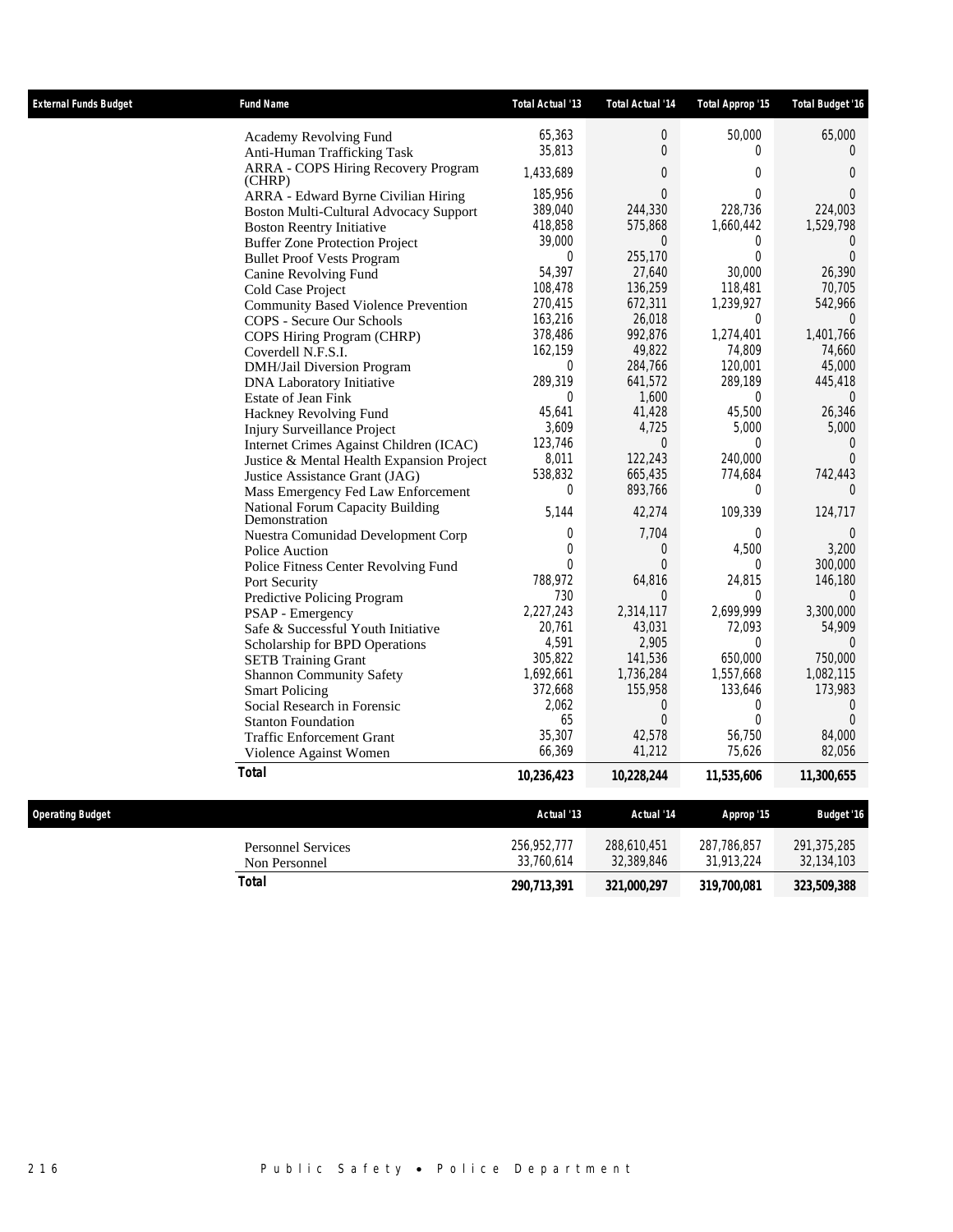| External Funds Budget | Fund Name | Total Actual '13 | Total Actual '14 | Total Approp '15 | Total Budget '16 |
|---|---|---|---|---|---|
| | Academy Revolving Fund | 65,363 | 0 | 50,000 | 65,000 |
| | Anti-Human Trafficking Task | 35,813 | 0 | 0 | 0 |
| | ARRA - COPS Hiring Recovery Program (CHRP) | 1,433,689 | 0 | 0 | 0 |
| | ARRA - Edward Byrne Civilian Hiring | 185,956 | 0 | 0 | 0 |
| | Boston Multi-Cultural Advocacy Support | 389,040 | 244,330 | 228,736 | 224,003 |
| | Boston Reentry Initiative | 418,858 | 575,868 | 1,660,442 | 1,529,798 |
| | Buffer Zone Protection Project | 39,000 | 0 | 0 | 0 |
| | Bullet Proof Vests Program | 0 | 255,170 | 0 | 0 |
| | Canine Revolving Fund | 54,397 | 27,640 | 30,000 | 26,390 |
| | Cold Case Project | 108,478 | 136,259 | 118,481 | 70,705 |
| | Community Based Violence Prevention | 270,415 | 672,311 | 1,239,927 | 542,966 |
| | COPS - Secure Our Schools | 163,216 | 26,018 | 0 | 0 |
| | COPS Hiring Program (CHRP) | 378,486 | 992,876 | 1,274,401 | 1,401,766 |
| | Coverdell N.F.S.I. | 162,159 | 49,822 | 74,809 | 74,660 |
| | DMH/Jail Diversion Program | 0 | 284,766 | 120,001 | 45,000 |
| | DNA Laboratory Initiative | 289,319 | 641,572 | 289,189 | 445,418 |
| | Estate of Jean Fink | 0 | 1,600 | 0 | 0 |
| | Hackney Revolving Fund | 45,641 | 41,428 | 45,500 | 26,346 |
| | Injury Surveillance Project | 3,609 | 4,725 | 5,000 | 5,000 |
| | Internet Crimes Against Children (ICAC) | 123,746 | 0 | 0 | 0 |
| | Justice & Mental Health Expansion Project | 8,011 | 122,243 | 240,000 | 0 |
| | Justice Assistance Grant (JAG) | 538,832 | 665,435 | 774,684 | 742,443 |
| | Mass Emergency Fed Law Enforcement | 0 | 893,766 | 0 | 0 |
| | National Forum Capacity Building Demonstration | 5,144 | 42,274 | 109,339 | 124,717 |
| | Nuestra Comunidad Development Corp | 0 | 7,704 | 0 | 0 |
| | Police Auction | 0 | 0 | 4,500 | 3,200 |
| | Police Fitness Center Revolving Fund | 0 | 0 | 0 | 300,000 |
| | Port Security | 788,972 | 64,816 | 24,815 | 146,180 |
| | Predictive Policing Program | 730 | 0 | 0 | 0 |
| | PSAP - Emergency | 2,227,243 | 2,314,117 | 2,699,999 | 3,300,000 |
| | Safe & Successful Youth Initiative | 20,761 | 43,031 | 72,093 | 54,909 |
| | Scholarship for BPD Operations | 4,591 | 2,905 | 0 | 0 |
| | SETB Training Grant | 305,822 | 141,536 | 650,000 | 750,000 |
| | Shannon Community Safety | 1,692,661 | 1,736,284 | 1,557,668 | 1,082,115 |
| | Smart Policing | 372,668 | 155,958 | 133,646 | 173,983 |
| | Social Research in Forensic | 2,062 | 0 | 0 | 0 |
| | Stanton Foundation | 65 | 0 | 0 | 0 |
| | Traffic Enforcement Grant | 35,307 | 42,578 | 56,750 | 84,000 |
| | Violence Against Women | 66,369 | 41,212 | 75,626 | 82,056 |
| | **Total** | **10,236,423** | **10,228,244** | **11,535,606** | **11,300,655** |

| Operating Budget | | Actual '13 | Actual '14 | Approp '15 | Budget '16 |
|---|---|---|---|---|---|
| | Personnel Services | 256,952,777 | 288,610,451 | 287,786,857 | 291,375,285 |
| | Non Personnel | 33,760,614 | 32,389,846 | 31,913,224 | 32,134,103 |
| | **Total** | **290,713,391** | **321,000,297** | **319,700,081** | **323,509,388** |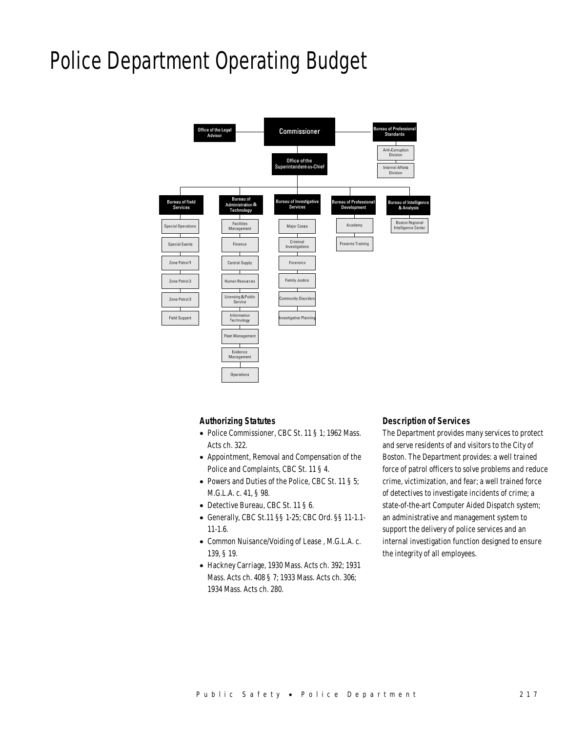# Police Department Operating Budget

Commissioner

- Office of the Legal Advisor
- Bureau of Professional Standards
  - Anti-Corruption Division
  - Internal Affairs Division
- Office of the Superintendent-in-Chief
  - Bureau of Field Services
    - Special Operations
    - Special Events
    - Zone Patrol 1
    - Zone Patrol 2
    - Zone Patrol 3
    - Field Support
  - Bureau of Administration & Technology
    - Facilities Management
    - Finance
    - Central Supply
    - Human Resources
    - Licensing & Public Service
    - Information Technology
    - Fleet Management
    - Evidence Management
    - Operations
  - Bureau of Investigative Services
    - Major Cases
    - Criminal Investigations
    - Forensics
    - Family Justice
    - Community Disorders
    - Investigative Planning
  - Bureau of Professional Development
    - Academy
    - Firearms Training
  - Bureau of Intelligence & Analysis
    - Boston Regional Intelligence Center

### Authorizing Statutes

- Police Commissioner, CBC St. 11 § 1; 1962 Mass. Acts ch. 322.
- Appointment, Removal and Compensation of the Police and Complaints, CBC St. 11 § 4.
- Powers and Duties of the Police, CBC St. 11 § 5; M.G.L.A. c. 41, § 98.
- Detective Bureau, CBC St. 11 § 6.
- Generally, CBC St.11 §§ 1-25; CBC Ord. §§ 11-1.1-11-1.6.
- Common Nuisance/Voiding of Lease , M.G.L.A. c. 139, § 19.
- Hackney Carriage, 1930 Mass. Acts ch. 392; 1931 Mass. Acts ch. 408 § 7; 1933 Mass. Acts ch. 306; 1934 Mass. Acts ch. 280.

### Description of Services

The Department provides many services to protect and serve residents of and visitors to the City of Boston. The Department provides: a well trained force of patrol officers to solve problems and reduce crime, victimization, and fear; a well trained force of detectives to investigate incidents of crime; a state-of-the-art Computer Aided Dispatch system; an administrative and management system to support the delivery of police services and an internal investigation function designed to ensure the integrity of all employees.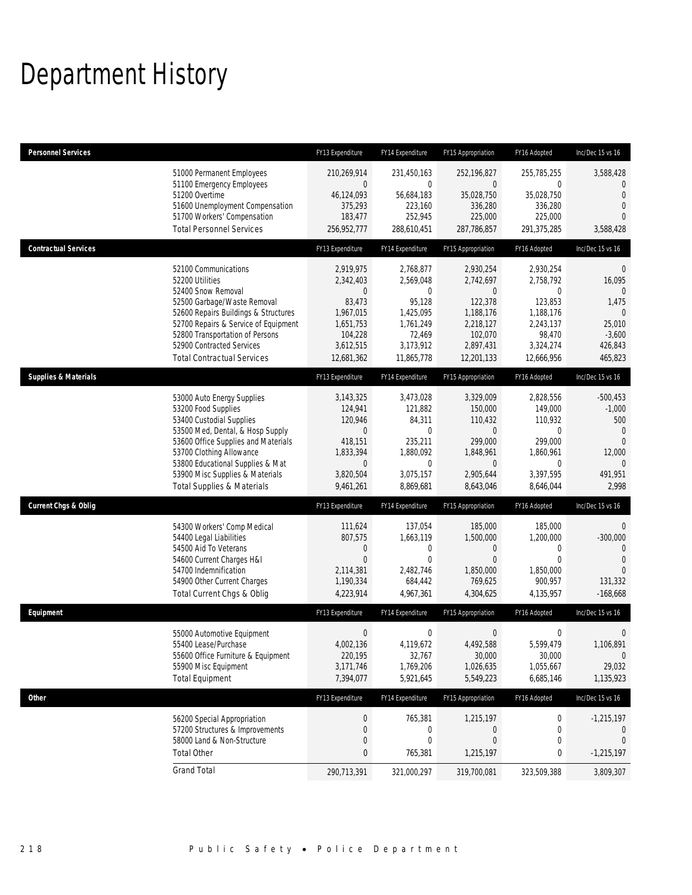# Department History

| Personnel Services | FY13 Expenditure | FY14 Expenditure | FY15 Appropriation | FY16 Adopted | Inc/Dec 15 vs 16 |
|---|---|---|---|---|---|
| 51000 Permanent Employees | 210,269,914 | 231,450,163 | 252,196,827 | 255,785,255 | 3,588,428 |
| 51100 Emergency Employees | 0 | 0 | 0 | 0 | 0 |
| 51200 Overtime | 46,124,093 | 56,684,183 | 35,028,750 | 35,028,750 | 0 |
| 51600 Unemployment Compensation | 375,293 | 223,160 | 336,280 | 336,280 | 0 |
| 51700 Workers' Compensation | 183,477 | 252,945 | 225,000 | 225,000 | 0 |
| Total Personnel Services | 256,952,777 | 288,610,451 | 287,786,857 | 291,375,285 | 3,588,428 |
| **Contractual Services** | **FY13 Expenditure** | **FY14 Expenditure** | **FY15 Appropriation** | **FY16 Adopted** | **Inc/Dec 15 vs 16** |
| 52100 Communications | 2,919,975 | 2,768,877 | 2,930,254 | 2,930,254 | 0 |
| 52200 Utilities | 2,342,403 | 2,569,048 | 2,742,697 | 2,758,792 | 16,095 |
| 52400 Snow Removal | 0 | 0 | 0 | 0 | 0 |
| 52500 Garbage/Waste Removal | 83,473 | 95,128 | 122,378 | 123,853 | 1,475 |
| 52600 Repairs Buildings & Structures | 1,967,015 | 1,425,095 | 1,188,176 | 1,188,176 | 0 |
| 52700 Repairs & Service of Equipment | 1,651,753 | 1,761,249 | 2,218,127 | 2,243,137 | 25,010 |
| 52800 Transportation of Persons | 104,228 | 72,469 | 102,070 | 98,470 | -3,600 |
| 52900 Contracted Services | 3,612,515 | 3,173,912 | 2,897,431 | 3,324,274 | 426,843 |
| Total Contractual Services | 12,681,362 | 11,865,778 | 12,201,133 | 12,666,956 | 465,823 |
| **Supplies & Materials** | **FY13 Expenditure** | **FY14 Expenditure** | **FY15 Appropriation** | **FY16 Adopted** | **Inc/Dec 15 vs 16** |
| 53000 Auto Energy Supplies | 3,143,325 | 3,473,028 | 3,329,009 | 2,828,556 | -500,453 |
| 53200 Food Supplies | 124,941 | 121,882 | 150,000 | 149,000 | -1,000 |
| 53400 Custodial Supplies | 120,946 | 84,311 | 110,432 | 110,932 | 500 |
| 53500 Med, Dental, & Hosp Supply | 0 | 0 | 0 | 0 | 0 |
| 53600 Office Supplies and Materials | 418,151 | 235,211 | 299,000 | 299,000 | 0 |
| 53700 Clothing Allowance | 1,833,394 | 1,880,092 | 1,848,961 | 1,860,961 | 12,000 |
| 53800 Educational Supplies & Mat | 0 | 0 | 0 | 0 | 0 |
| 53900 Misc Supplies & Materials | 3,820,504 | 3,075,157 | 2,905,644 | 3,397,595 | 491,951 |
| Total Supplies & Materials | 9,461,261 | 8,869,681 | 8,643,046 | 8,646,044 | 2,998 |
| **Current Chgs & Oblig** | **FY13 Expenditure** | **FY14 Expenditure** | **FY15 Appropriation** | **FY16 Adopted** | **Inc/Dec 15 vs 16** |
| 54300 Workers' Comp Medical | 111,624 | 137,054 | 185,000 | 185,000 | 0 |
| 54400 Legal Liabilities | 807,575 | 1,663,119 | 1,500,000 | 1,200,000 | -300,000 |
| 54500 Aid To Veterans | 0 | 0 | 0 | 0 | 0 |
| 54600 Current Charges H&I | 0 | 0 | 0 | 0 | 0 |
| 54700 Indemnification | 2,114,381 | 2,482,746 | 1,850,000 | 1,850,000 | 0 |
| 54900 Other Current Charges | 1,190,334 | 684,442 | 769,625 | 900,957 | 131,332 |
| Total Current Chgs & Oblig | 4,223,914 | 4,967,361 | 4,304,625 | 4,135,957 | -168,668 |
| **Equipment** | **FY13 Expenditure** | **FY14 Expenditure** | **FY15 Appropriation** | **FY16 Adopted** | **Inc/Dec 15 vs 16** |
| 55000 Automotive Equipment | 0 | 0 | 0 | 0 | 0 |
| 55400 Lease/Purchase | 4,002,136 | 4,119,672 | 4,492,588 | 5,599,479 | 1,106,891 |
| 55600 Office Furniture & Equipment | 220,195 | 32,767 | 30,000 | 30,000 | 0 |
| 55900 Misc Equipment | 3,171,746 | 1,769,206 | 1,026,635 | 1,055,667 | 29,032 |
| Total Equipment | 7,394,077 | 5,921,645 | 5,549,223 | 6,685,146 | 1,135,923 |
| **Other** | **FY13 Expenditure** | **FY14 Expenditure** | **FY15 Appropriation** | **FY16 Adopted** | **Inc/Dec 15 vs 16** |
| 56200 Special Appropriation | 0 | 765,381 | 1,215,197 | 0 | -1,215,197 |
| 57200 Structures & Improvements | 0 | 0 | 0 | 0 | 0 |
| 58000 Land & Non-Structure | 0 | 0 | 0 | 0 | 0 |
| Total Other | 0 | 765,381 | 1,215,197 | 0 | -1,215,197 |
| Grand Total | 290,713,391 | 321,000,297 | 319,700,081 | 323,509,388 | 3,809,307 |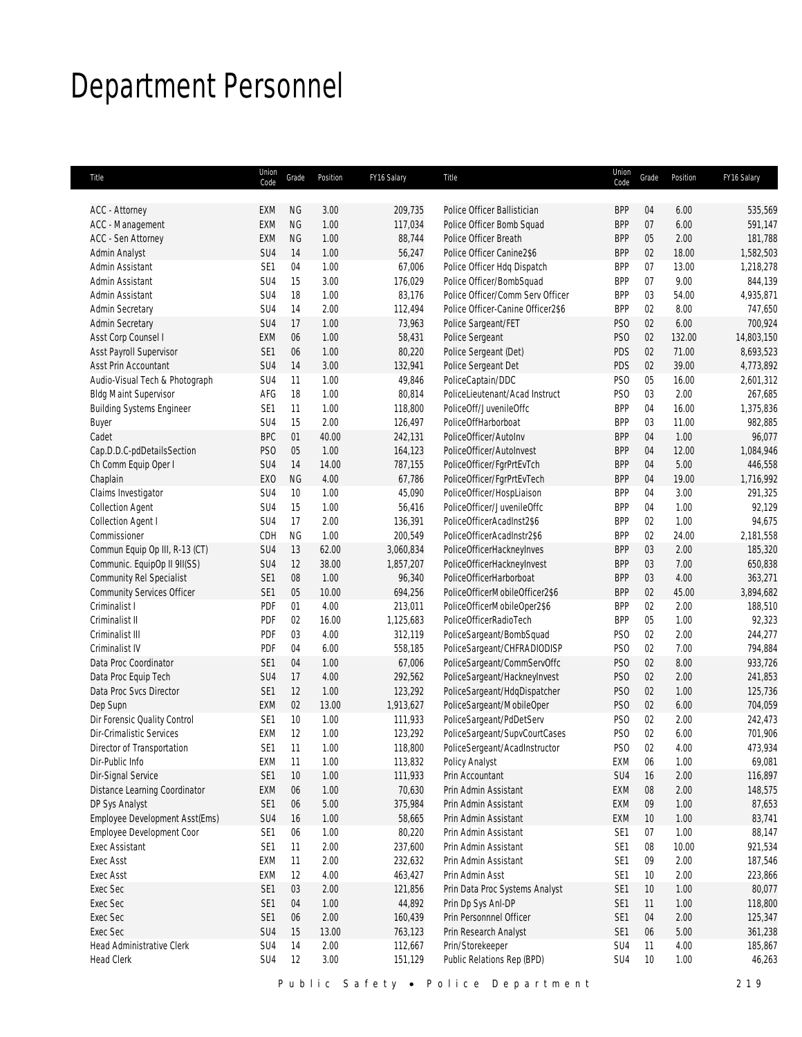# Department Personnel

| Title | Union Code | Grade | Position | FY16 Salary | Title | Union Code | Grade | Position | FY16 Salary |
|---|---|---|---|---|---|---|---|---|---|
| ACC - Attorney | EXM | NG | 3.00 | 209,735 | Police Officer Ballistician | BPP | 04 | 6.00 | 535,569 |
| ACC - Management | EXM | NG | 1.00 | 117,034 | Police Officer Bomb Squad | BPP | 07 | 6.00 | 591,147 |
| ACC - Sen Attorney | EXM | NG | 1.00 | 88,744 | Police Officer Breath | BPP | 05 | 2.00 | 181,788 |
| Admin Analyst | SU4 | 14 | 1.00 | 56,247 | Police Officer Canine2$6 | BPP | 02 | 18.00 | 1,582,503 |
| Admin Assistant | SE1 | 04 | 1.00 | 67,006 | Police Officer Hdq Dispatch | BPP | 07 | 13.00 | 1,218,278 |
| Admin Assistant | SU4 | 15 | 3.00 | 176,029 | Police Officer/BombSquad | BPP | 07 | 9.00 | 844,139 |
| Admin Assistant | SU4 | 18 | 1.00 | 83,176 | Police Officer/Comm Serv Officer | BPP | 03 | 54.00 | 4,935,871 |
| Admin Secretary | SU4 | 14 | 2.00 | 112,494 | Police Officer-Canine Officer2$6 | BPP | 02 | 8.00 | 747,650 |
| Admin Secretary | SU4 | 17 | 1.00 | 73,963 | Police Sargeant/FET | PSO | 02 | 6.00 | 700,924 |
| Asst Corp Counsel I | EXM | 06 | 1.00 | 58,431 | Police Sergeant | PSO | 02 | 132.00 | 14,803,150 |
| Asst Payroll Supervisor | SE1 | 06 | 1.00 | 80,220 | Police Sergeant (Det) | PDS | 02 | 71.00 | 8,693,523 |
| Asst Prin Accountant | SU4 | 14 | 3.00 | 132,941 | Police Sergeant Det | PDS | 02 | 39.00 | 4,773,892 |
| Audio-Visual Tech & Photograph | SU4 | 11 | 1.00 | 49,846 | PoliceCaptain/DDC | PSO | 05 | 16.00 | 2,601,312 |
| Bldg Maint Supervisor | AFG | 18 | 1.00 | 80,814 | PoliceLieutenant/Acad Instruct | PSO | 03 | 2.00 | 267,685 |
| Building Systems Engineer | SE1 | 11 | 1.00 | 118,800 | PoliceOff/JuvenileOffc | BPP | 04 | 16.00 | 1,375,836 |
| Buyer | SU4 | 15 | 2.00 | 126,497 | PoliceOffHarborboat | BPP | 03 | 11.00 | 982,885 |
| Cadet | BPC | 01 | 40.00 | 242,131 | PoliceOfficer/AutoInv | BPP | 04 | 1.00 | 96,077 |
| Cap.D.D.C-pdDetailsSection | PSO | 05 | 1.00 | 164,123 | PoliceOfficer/AutoInvest | BPP | 04 | 12.00 | 1,084,946 |
| Ch Comm Equip Oper I | SU4 | 14 | 14.00 | 787,155 | PoliceOfficer/FgrPrtEvTch | BPP | 04 | 5.00 | 446,558 |
| Chaplain | EXO | NG | 4.00 | 67,786 | PoliceOfficer/FgrPrtEvTech | BPP | 04 | 19.00 | 1,716,992 |
| Claims Investigator | SU4 | 10 | 1.00 | 45,090 | PoliceOfficer/HospLiaison | BPP | 04 | 3.00 | 291,325 |
| Collection Agent | SU4 | 15 | 1.00 | 56,416 | PoliceOfficer/JuvenileOffc | BPP | 04 | 1.00 | 92,129 |
| Collection Agent I | SU4 | 17 | 2.00 | 136,391 | PoliceOfficerAcadInst2$6 | BPP | 02 | 1.00 | 94,675 |
| Commissioner | CDH | NG | 1.00 | 200,549 | PoliceOfficerAcadInstr2$6 | BPP | 02 | 24.00 | 2,181,558 |
| Commun Equip Op III, R-13 (CT) | SU4 | 13 | 62.00 | 3,060,834 | PoliceOfficerHackneyInves | BPP | 03 | 2.00 | 185,320 |
| Communic. EquipOp II 9II(SS) | SU4 | 12 | 38.00 | 1,857,207 | PoliceOfficerHackneyInvest | BPP | 03 | 7.00 | 650,838 |
| Community Rel Specialist | SE1 | 08 | 1.00 | 96,340 | PoliceOfficerHarborboat | BPP | 03 | 4.00 | 363,271 |
| Community Services Officer | SE1 | 05 | 10.00 | 694,256 | PoliceOfficerMobileOfficer2$6 | BPP | 02 | 45.00 | 3,894,682 |
| Criminalist I | PDF | 01 | 4.00 | 213,011 | PoliceOfficerMobileOper2$6 | BPP | 02 | 2.00 | 188,510 |
| Criminalist II | PDF | 02 | 16.00 | 1,125,683 | PoliceOfficerRadioTech | BPP | 05 | 1.00 | 92,323 |
| Criminalist III | PDF | 03 | 4.00 | 312,119 | PoliceSargeant/BombSquad | PSO | 02 | 2.00 | 244,277 |
| Criminalist IV | PDF | 04 | 6.00 | 558,185 | PoliceSargeant/CHFRADIODISP | PSO | 02 | 7.00 | 794,884 |
| Data Proc Coordinator | SE1 | 04 | 1.00 | 67,006 | PoliceSargeant/CommServOffc | PSO | 02 | 8.00 | 933,726 |
| Data Proc Equip Tech | SU4 | 17 | 4.00 | 292,562 | PoliceSargeant/HackneyInvest | PSO | 02 | 2.00 | 241,853 |
| Data Proc Svcs Director | SE1 | 12 | 1.00 | 123,292 | PoliceSargeant/HdqDispatcher | PSO | 02 | 1.00 | 125,736 |
| Dep Supn | EXM | 02 | 13.00 | 1,913,627 | PoliceSargeant/MobileOper | PSO | 02 | 6.00 | 704,059 |
| Dir Forensic Quality Control | SE1 | 10 | 1.00 | 111,933 | PoliceSargeant/PdDetServ | PSO | 02 | 2.00 | 242,473 |
| Dir-Crimalistic Services | EXM | 12 | 1.00 | 123,292 | PoliceSargeant/SupvCourtCases | PSO | 02 | 6.00 | 701,906 |
| Director of Transportation | SE1 | 11 | 1.00 | 118,800 | PoliceSergeant/AcadInstructor | PSO | 02 | 4.00 | 473,934 |
| Dir-Public Info | EXM | 11 | 1.00 | 113,832 | Policy Analyst | EXM | 06 | 1.00 | 69,081 |
| Dir-Signal Service | SE1 | 10 | 1.00 | 111,933 | Prin Accountant | SU4 | 16 | 2.00 | 116,897 |
| Distance Learning Coordinator | EXM | 06 | 1.00 | 70,630 | Prin Admin Assistant | EXM | 08 | 2.00 | 148,575 |
| DP Sys Analyst | SE1 | 06 | 5.00 | 375,984 | Prin Admin Assistant | EXM | 09 | 1.00 | 87,653 |
| Employee Development Asst(Ems) | SU4 | 16 | 1.00 | 58,665 | Prin Admin Assistant | EXM | 10 | 1.00 | 83,741 |
| Employee Development Coor | SE1 | 06 | 1.00 | 80,220 | Prin Admin Assistant | SE1 | 07 | 1.00 | 88,147 |
| Exec Assistant | SE1 | 11 | 2.00 | 237,600 | Prin Admin Assistant | SE1 | 08 | 10.00 | 921,534 |
| Exec Asst | EXM | 11 | 2.00 | 232,632 | Prin Admin Assistant | SE1 | 09 | 2.00 | 187,546 |
| Exec Asst | EXM | 12 | 4.00 | 463,427 | Prin Admin Asst | SE1 | 10 | 2.00 | 223,866 |
| Exec Sec | SE1 | 03 | 2.00 | 121,856 | Prin Data Proc Systems Analyst | SE1 | 10 | 1.00 | 80,077 |
| Exec Sec | SE1 | 04 | 1.00 | 44,892 | Prin Dp Sys Anl-DP | SE1 | 11 | 1.00 | 118,800 |
| Exec Sec | SE1 | 06 | 2.00 | 160,439 | Prin Personnnel Officer | SE1 | 04 | 2.00 | 125,347 |
| Exec Sec | SU4 | 15 | 13.00 | 763,123 | Prin Research Analyst | SE1 | 06 | 5.00 | 361,238 |
| Head Administrative Clerk | SU4 | 14 | 2.00 | 112,667 | Prin/Storekeeper | SU4 | 11 | 4.00 | 185,867 |
| Head Clerk | SU4 | 12 | 3.00 | 151,129 | Public Relations Rep (BPD) | SU4 | 10 | 1.00 | 46,263 |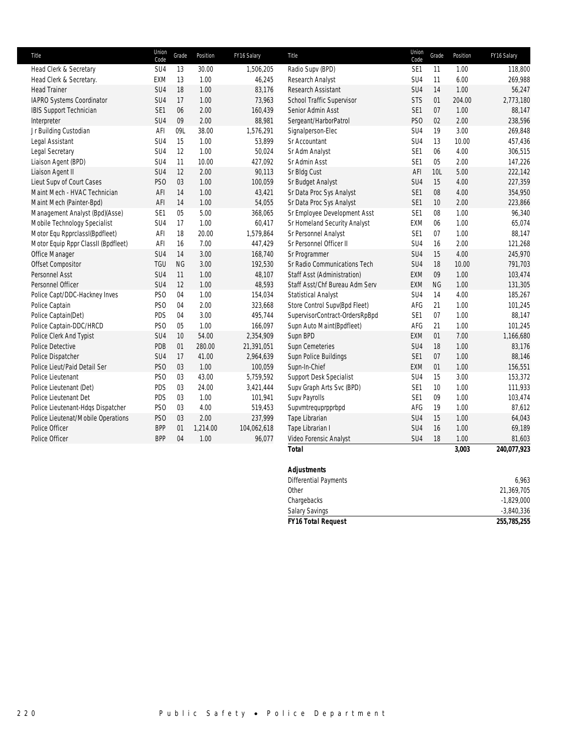| Title | Union Code | Grade | Position | FY16 Salary |
|---|---|---|---|---|
| Head Clerk & Secretary | SU4 | 13 | 30.00 | 1,506,205 |
| Head Clerk & Secretary. | EXM | 13 | 1.00 | 46,245 |
| Head Trainer | SU4 | 18 | 1.00 | 83,176 |
| IAPRO Systems Coordinator | SU4 | 17 | 1.00 | 73,963 |
| IBIS Support Technician | SE1 | 06 | 2.00 | 160,439 |
| Interpreter | SU4 | 09 | 2.00 | 88,981 |
| Jr Building Custodian | AFI | 09L | 38.00 | 1,576,291 |
| Legal Assistant | SU4 | 15 | 1.00 | 53,899 |
| Legal Secretary | SU4 | 12 | 1.00 | 50,024 |
| Liaison Agent (BPD) | SU4 | 11 | 10.00 | 427,092 |
| Liaison Agent II | SU4 | 12 | 2.00 | 90,113 |
| Lieut Supv of Court Cases | PSO | 03 | 1.00 | 100,059 |
| Maint Mech - HVAC Technician | AFI | 14 | 1.00 | 43,421 |
| Maint Mech (Painter-Bpd) | AFI | 14 | 1.00 | 54,055 |
| Management Analyst (Bpd)(Asse) | SE1 | 05 | 5.00 | 368,065 |
| Mobile Technology Specialist | SU4 | 17 | 1.00 | 60,417 |
| Motor Equ RpprclassI(Bpdfleet) | AFI | 18 | 20.00 | 1,579,864 |
| Motor Equip Rppr ClassII (Bpdfleet) | AFI | 16 | 7.00 | 447,429 |
| Office Manager | SU4 | 14 | 3.00 | 168,740 |
| Offset Compositor | TGU | NG | 3.00 | 192,530 |
| Personnel Asst | SU4 | 11 | 1.00 | 48,107 |
| Personnel Officer | SU4 | 12 | 1.00 | 48,593 |
| Police Capt/DDC-Hackney Inves | PSO | 04 | 1.00 | 154,034 |
| Police Captain | PSO | 04 | 2.00 | 323,668 |
| Police Captain(Det) | PDS | 04 | 3.00 | 495,744 |
| Police Captain-DDC/HRCD | PSO | 05 | 1.00 | 166,097 |
| Police Clerk And Typist | SU4 | 10 | 54.00 | 2,354,909 |
| Police Detective | PDB | 01 | 280.00 | 21,391,051 |
| Police Dispatcher | SU4 | 17 | 41.00 | 2,964,639 |
| Police Lieut/Paid Detail Ser | PSO | 03 | 1.00 | 100,059 |
| Police Lieutenant | PSO | 03 | 43.00 | 5,759,592 |
| Police Lieutenant (Det) | PDS | 03 | 24.00 | 3,421,444 |
| Police Lieutenant Det | PDS | 03 | 1.00 | 101,941 |
| Police Lieutenant-Hdqs Dispatcher | PSO | 03 | 4.00 | 519,453 |
| Police Lieutenat/Mobile Operations | PSO | 03 | 2.00 | 237,999 |
| Police Officer | BPP | 01 | 1,214.00 | 104,062,618 |
| Police Officer | BPP | 04 | 1.00 | 96,077 |
| Radio Supv (BPD) | SE1 | 11 | 1.00 | 118,800 |
| Research Analyst | SU4 | 11 | 6.00 | 269,988 |
| Research Assistant | SU4 | 14 | 1.00 | 56,247 |
| School Traffic Supervisor | STS | 01 | 204.00 | 2,773,180 |
| Senior Admin Asst | SE1 | 07 | 1.00 | 88,147 |
| Sergeant/HarborPatrol | PSO | 02 | 2.00 | 238,596 |
| Signalperson-Elec | SU4 | 19 | 3.00 | 269,848 |
| Sr Accountant | SU4 | 13 | 10.00 | 457,436 |
| Sr Adm Analyst | SE1 | 06 | 4.00 | 306,515 |
| Sr Admin Asst | SE1 | 05 | 2.00 | 147,226 |
| Sr Bldg Cust | AFI | 10L | 5.00 | 222,142 |
| Sr Budget Analyst | SU4 | 15 | 4.00 | 227,359 |
| Sr Data Proc Sys Analyst | SE1 | 08 | 4.00 | 354,950 |
| Sr Data Proc Sys Analyst | SE1 | 10 | 2.00 | 223,866 |
| Sr Employee Development Asst | SE1 | 08 | 1.00 | 96,340 |
| Sr Homeland Security Analyst | EXM | 06 | 1.00 | 65,074 |
| Sr Personnel Analyst | SE1 | 07 | 1.00 | 88,147 |
| Sr Personnel Officer II | SU4 | 16 | 2.00 | 121,268 |
| Sr Programmer | SU4 | 15 | 4.00 | 245,970 |
| Sr Radio Communications Tech | SU4 | 18 | 10.00 | 791,703 |
| Staff Asst (Administration) | EXM | 09 | 1.00 | 103,474 |
| Staff Asst/Chf Bureau Adm Serv | EXM | NG | 1.00 | 131,305 |
| Statistical Analyst | SU4 | 14 | 4.00 | 185,267 |
| Store Control Supv(Bpd Fleet) | AFG | 21 | 1.00 | 101,245 |
| SupervisorContract-OrdersRpBpd | SE1 | 07 | 1.00 | 88,147 |
| Supn Auto Maint(Bpdfleet) | AFG | 21 | 1.00 | 101,245 |
| Supn BPD | EXM | 01 | 7.00 | 1,166,680 |
| Supn Cemeteries | SU4 | 18 | 1.00 | 83,176 |
| Supn Police Buildings | SE1 | 07 | 1.00 | 88,146 |
| Supn-In-Chief | EXM | 01 | 1.00 | 156,551 |
| Support Desk Specialist | SU4 | 15 | 3.00 | 153,372 |
| Supv Graph Arts Svc (BPD) | SE1 | 10 | 1.00 | 111,933 |
| Supv Payrolls | SE1 | 09 | 1.00 | 103,474 |
| Supvmtrequprpprbpd | AFG | 19 | 1.00 | 87,612 |
| Tape Librarian | SU4 | 15 | 1.00 | 64,043 |
| Tape Librarian I | SU4 | 16 | 1.00 | 69,189 |
| Video Forensic Analyst | SU4 | 18 | 1.00 | 81,603 |
| **Total** | | | **3,003** | **240,077,923** |

| **Adjustments** | |
|---|---|
| Differential Payments | 6,963 |
| Other | 21,369,705 |
| Chargebacks | -1,829,000 |
| Salary Savings | -3,840,336 |
| ***FY16 Total Request*** | **255,785,255** |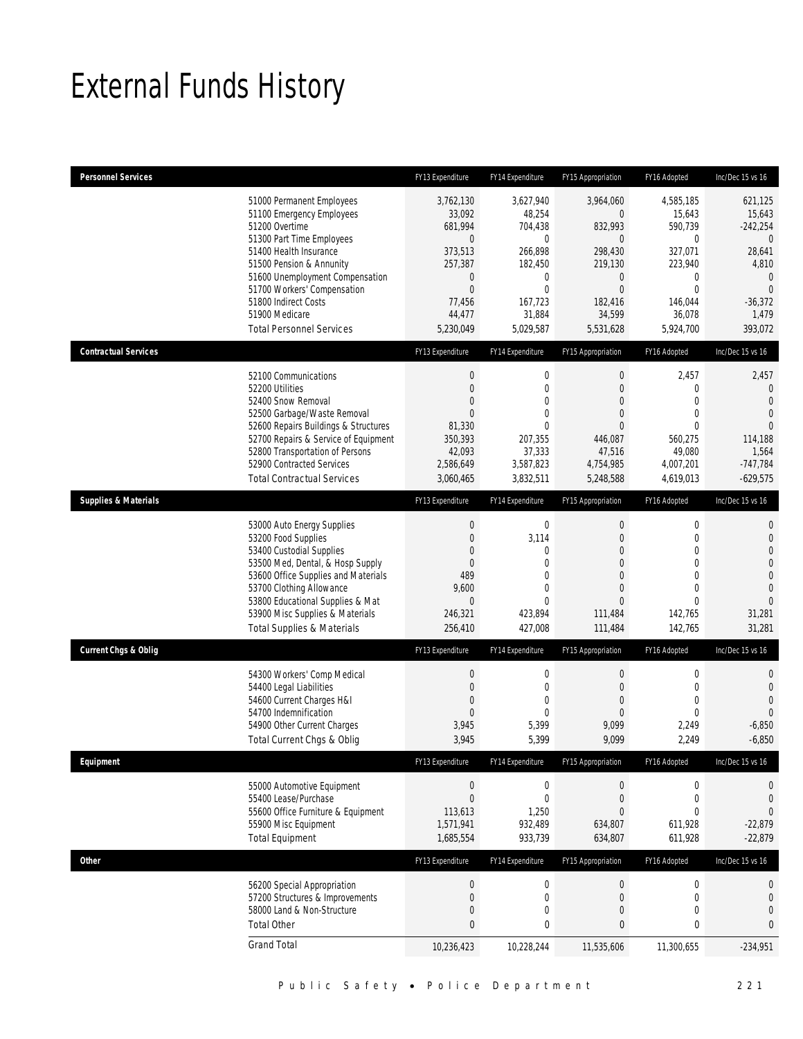# External Funds History

| Personnel Services | | FY13 Expenditure | FY14 Expenditure | FY15 Appropriation | FY16 Adopted | Inc/Dec 15 vs 16 |
|---|---|---|---|---|---|---|
| | 51000 Permanent Employees | 3,762,130 | 3,627,940 | 3,964,060 | 4,585,185 | 621,125 |
| | 51100 Emergency Employees | 33,092 | 48,254 | 0 | 15,643 | 15,643 |
| | 51200 Overtime | 681,994 | 704,438 | 832,993 | 590,739 | -242,254 |
| | 51300 Part Time Employees | 0 | 0 | 0 | 0 | 0 |
| | 51400 Health Insurance | 373,513 | 266,898 | 298,430 | 327,071 | 28,641 |
| | 51500 Pension & Annunity | 257,387 | 182,450 | 219,130 | 223,940 | 4,810 |
| | 51600 Unemployment Compensation | 0 | 0 | 0 | 0 | 0 |
| | 51700 Workers' Compensation | 0 | 0 | 0 | 0 | 0 |
| | 51800 Indirect Costs | 77,456 | 167,723 | 182,416 | 146,044 | -36,372 |
| | 51900 Medicare | 44,477 | 31,884 | 34,599 | 36,078 | 1,479 |
| | Total Personnel Services | 5,230,049 | 5,029,587 | 5,531,628 | 5,924,700 | 393,072 |

| Contractual Services | | FY13 Expenditure | FY14 Expenditure | FY15 Appropriation | FY16 Adopted | Inc/Dec 15 vs 16 |
|---|---|---|---|---|---|---|
| | 52100 Communications | 0 | 0 | 0 | 2,457 | 2,457 |
| | 52200 Utilities | 0 | 0 | 0 | 0 | 0 |
| | 52400 Snow Removal | 0 | 0 | 0 | 0 | 0 |
| | 52500 Garbage/Waste Removal | 0 | 0 | 0 | 0 | 0 |
| | 52600 Repairs Buildings & Structures | 81,330 | 0 | 0 | 0 | 0 |
| | 52700 Repairs & Service of Equipment | 350,393 | 207,355 | 446,087 | 560,275 | 114,188 |
| | 52800 Transportation of Persons | 42,093 | 37,333 | 47,516 | 49,080 | 1,564 |
| | 52900 Contracted Services | 2,586,649 | 3,587,823 | 4,754,985 | 4,007,201 | -747,784 |
| | Total Contractual Services | 3,060,465 | 3,832,511 | 5,248,588 | 4,619,013 | -629,575 |

| Supplies & Materials | | FY13 Expenditure | FY14 Expenditure | FY15 Appropriation | FY16 Adopted | Inc/Dec 15 vs 16 |
|---|---|---|---|---|---|---|
| | 53000 Auto Energy Supplies | 0 | 0 | 0 | 0 | 0 |
| | 53200 Food Supplies | 0 | 3,114 | 0 | 0 | 0 |
| | 53400 Custodial Supplies | 0 | 0 | 0 | 0 | 0 |
| | 53500 Med, Dental, & Hosp Supply | 0 | 0 | 0 | 0 | 0 |
| | 53600 Office Supplies and Materials | 489 | 0 | 0 | 0 | 0 |
| | 53700 Clothing Allowance | 9,600 | 0 | 0 | 0 | 0 |
| | 53800 Educational Supplies & Mat | 0 | 0 | 0 | 0 | 0 |
| | 53900 Misc Supplies & Materials | 246,321 | 423,894 | 111,484 | 142,765 | 31,281 |
| | Total Supplies & Materials | 256,410 | 427,008 | 111,484 | 142,765 | 31,281 |

| Current Chgs & Oblig | | FY13 Expenditure | FY14 Expenditure | FY15 Appropriation | FY16 Adopted | Inc/Dec 15 vs 16 |
|---|---|---|---|---|---|---|
| | 54300 Workers' Comp Medical | 0 | 0 | 0 | 0 | 0 |
| | 54400 Legal Liabilities | 0 | 0 | 0 | 0 | 0 |
| | 54600 Current Charges H&I | 0 | 0 | 0 | 0 | 0 |
| | 54700 Indemnification | 0 | 0 | 0 | 0 | 0 |
| | 54900 Other Current Charges | 3,945 | 5,399 | 9,099 | 2,249 | -6,850 |
| | Total Current Chgs & Oblig | 3,945 | 5,399 | 9,099 | 2,249 | -6,850 |

| Equipment | | FY13 Expenditure | FY14 Expenditure | FY15 Appropriation | FY16 Adopted | Inc/Dec 15 vs 16 |
|---|---|---|---|---|---|---|
| | 55000 Automotive Equipment | 0 | 0 | 0 | 0 | 0 |
| | 55400 Lease/Purchase | 0 | 0 | 0 | 0 | 0 |
| | 55600 Office Furniture & Equipment | 113,613 | 1,250 | 0 | 0 | 0 |
| | 55900 Misc Equipment | 1,571,941 | 932,489 | 634,807 | 611,928 | -22,879 |
| | Total Equipment | 1,685,554 | 933,739 | 634,807 | 611,928 | -22,879 |

| Other | | FY13 Expenditure | FY14 Expenditure | FY15 Appropriation | FY16 Adopted | Inc/Dec 15 vs 16 |
|---|---|---|---|---|---|---|
| | 56200 Special Appropriation | 0 | 0 | 0 | 0 | 0 |
| | 57200 Structures & Improvements | 0 | 0 | 0 | 0 | 0 |
| | 58000 Land & Non-Structure | 0 | 0 | 0 | 0 | 0 |
| | Total Other | 0 | 0 | 0 | 0 | 0 |
| | Grand Total | 10,236,423 | 10,228,244 | 11,535,606 | 11,300,655 | -234,951 |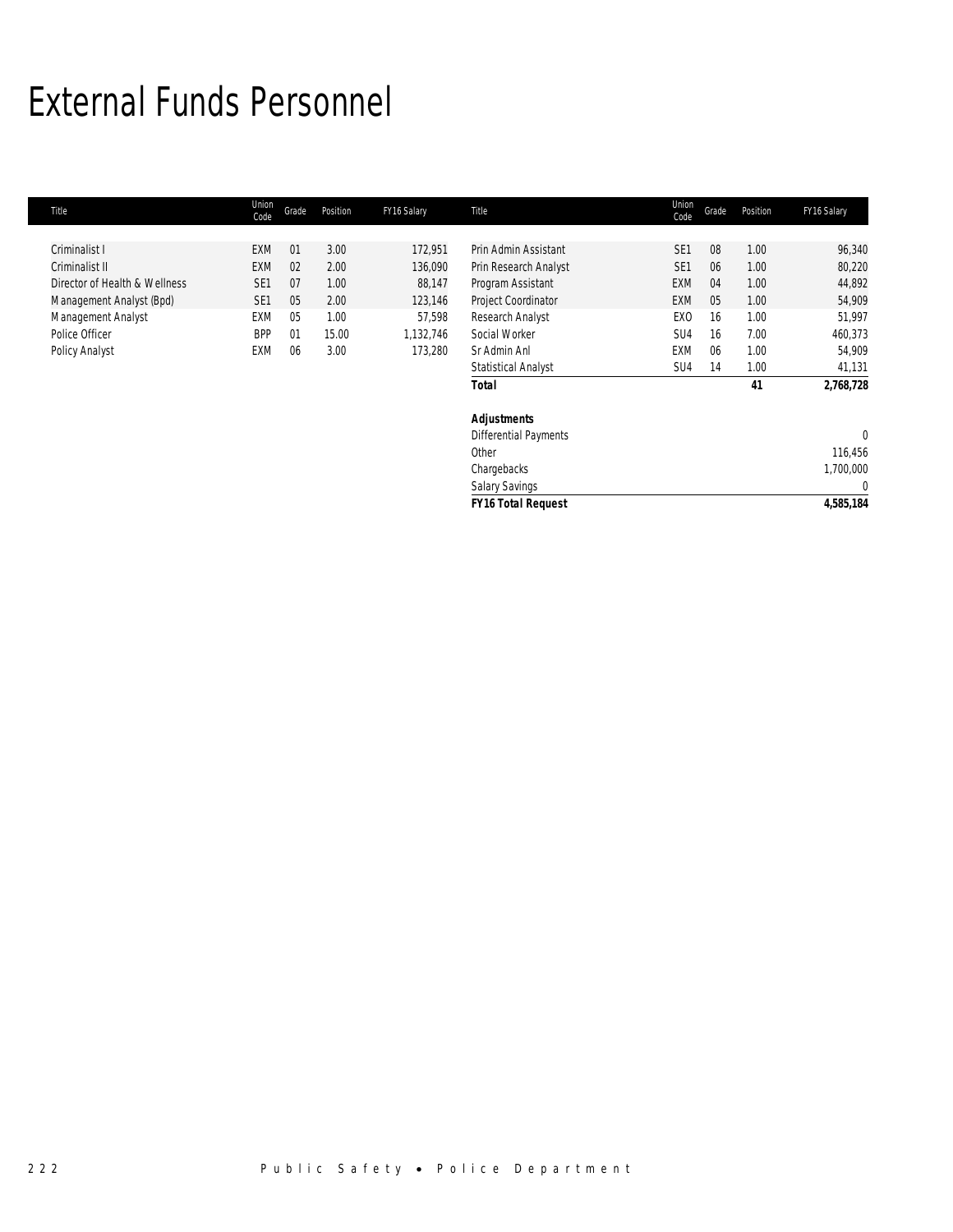# External Funds Personnel

| Title | Union Code | Grade | Position | FY16 Salary | Title | Union Code | Grade | Position | FY16 Salary |
|---|---|---|---|---|---|---|---|---|---|
| Criminalist I | EXM | 01 | 3.00 | 172,951 | Prin Admin Assistant | SE1 | 08 | 1.00 | 96,340 |
| Criminalist II | EXM | 02 | 2.00 | 136,090 | Prin Research Analyst | SE1 | 06 | 1.00 | 80,220 |
| Director of Health & Wellness | SE1 | 07 | 1.00 | 88,147 | Program Assistant | EXM | 04 | 1.00 | 44,892 |
| Management Analyst (Bpd) | SE1 | 05 | 2.00 | 123,146 | Project Coordinator | EXM | 05 | 1.00 | 54,909 |
| Management Analyst | EXM | 05 | 1.00 | 57,598 | Research Analyst | EXO | 16 | 1.00 | 51,997 |
| Police Officer | BPP | 01 | 15.00 | 1,132,746 | Social Worker | SU4 | 16 | 7.00 | 460,373 |
| Policy Analyst | EXM | 06 | 3.00 | 173,280 | Sr Admin Anl | EXM | 06 | 1.00 | 54,909 |
| | | | | | Statistical Analyst | SU4 | 14 | 1.00 | 41,131 |
| | | | | | **Total** | | | **41** | **2,768,728** |
| | | | | | | | | | |
| | | | | | **Adjustments** | | | | |
| | | | | | Differential Payments | | | | 0 |
| | | | | | Other | | | | 116,456 |
| | | | | | Chargebacks | | | | 1,700,000 |
| | | | | | Salary Savings | | | | 0 |
| | | | | | **FY16 Total Request** | | | | **4,585,184** |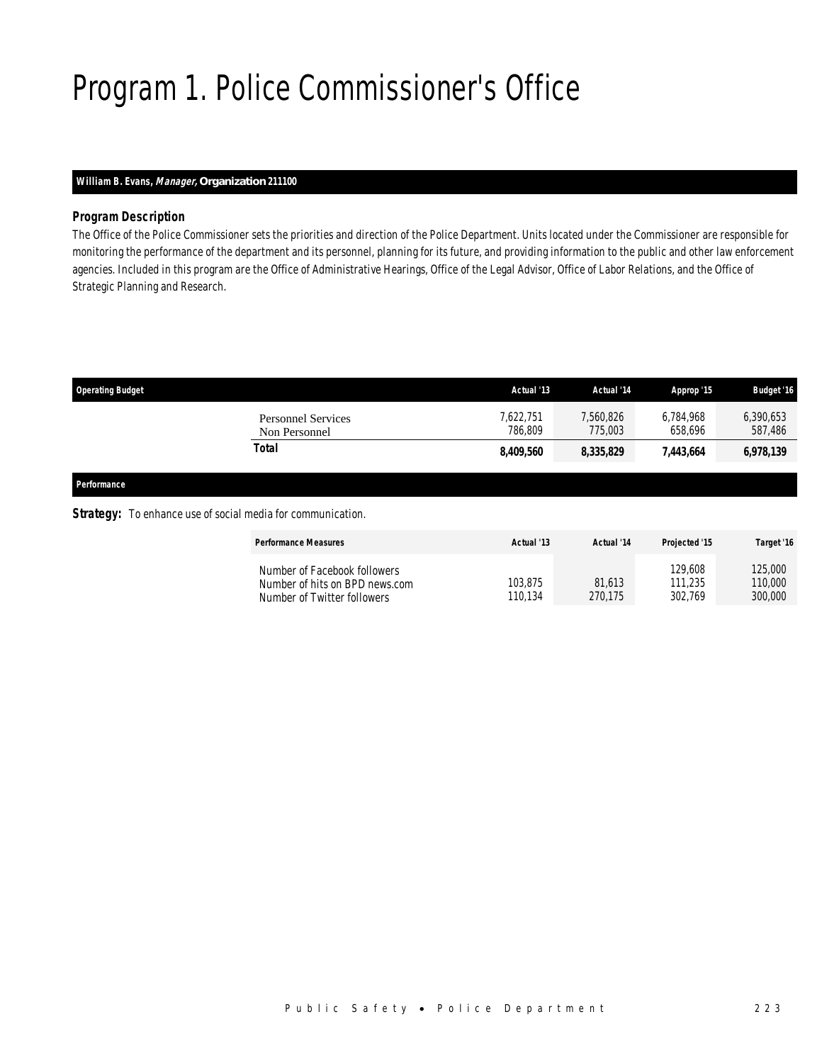# Program 1. Police Commissioner's Office

**William B. Evans, *Manager,* Organization 211100**

***Program Description***

The Office of the Police Commissioner sets the priorities and direction of the Police Department. Units located under the Commissioner are responsible for monitoring the performance of the department and its personnel, planning for its future, and providing information to the public and other law enforcement agencies. Included in this program are the Office of Administrative Hearings, Office of the Legal Advisor, Office of Labor Relations, and the Office of Strategic Planning and Research.

| Operating Budget | Actual '13 | Actual '14 | Approp '15 | Budget '16 |
|---|---|---|---|---|
| Personnel Services | 7,622,751 | 7,560,826 | 6,784,968 | 6,390,653 |
| Non Personnel | 786,809 | 775,003 | 658,696 | 587,486 |
| **Total** | **8,409,560** | **8,335,829** | **7,443,664** | **6,978,139** |

***Performance***

***Strategy:*** To enhance use of social media for communication.

| Performance Measures | Actual '13 | Actual '14 | Projected '15 | Target '16 |
|---|---|---|---|---|
| Number of Facebook followers | | | 129,608 | 125,000 |
| Number of hits on BPD news.com | 103,875 | 81,613 | 111,235 | 110,000 |
| Number of Twitter followers | 110,134 | 270,175 | 302,769 | 300,000 |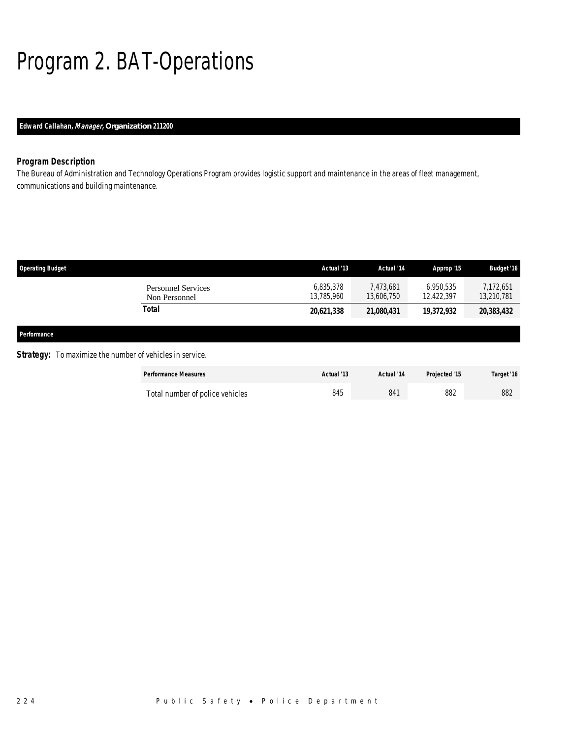# Program 2. BAT-Operations

**Edward Callahan, *Manager,* Organization 211200**

### Program Description

The Bureau of Administration and Technology Operations Program provides logistic support and maintenance in the areas of fleet management, communications and building maintenance.

| Operating Budget | Actual '13 | Actual '14 | Approp '15 | Budget '16 |
|---|---|---|---|---|
| Personnel Services | 6,835,378 | 7,473,681 | 6,950,535 | 7,172,651 |
| Non Personnel | 13,785,960 | 13,606,750 | 12,422,397 | 13,210,781 |
| **Total** | **20,621,338** | **21,080,431** | **19,372,932** | **20,383,432** |

### Performance

**Strategy:** To maximize the number of vehicles in service.

| Performance Measures | Actual '13 | Actual '14 | Projected '15 | Target '16 |
|---|---|---|---|---|
| Total number of police vehicles | 845 | 841 | 882 | 882 |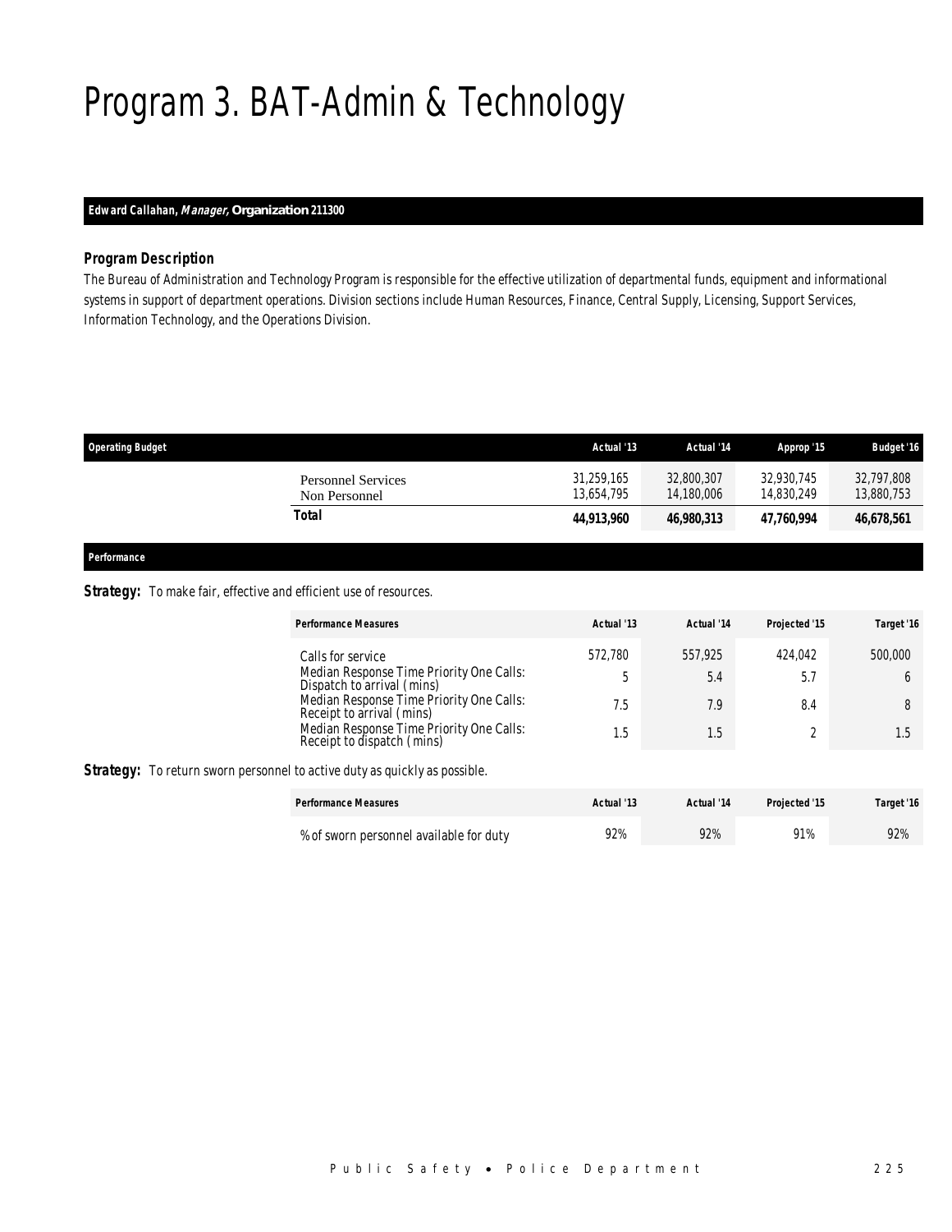# Program 3. BAT-Admin & Technology

**Edward Callahan, *Manager,* Organization 211300**

### *Program Description*

*The Bureau of Administration and Technology Program is responsible for the effective utilization of departmental funds, equipment and informational systems in support of department operations. Division sections include Human Resources, Finance, Central Supply, Licensing, Support Services, Information Technology, and the Operations Division.*

| Operating Budget | Actual '13 | Actual '14 | Approp '15 | Budget '16 |
|---|---|---|---|---|
| Personnel Services | 31,259,165 | 32,800,307 | 32,930,745 | 32,797,808 |
| Non Personnel | 13,654,795 | 14,180,006 | 14,830,249 | 13,880,753 |
| **Total** | **44,913,960** | **46,980,313** | **47,760,994** | **46,678,561** |

### *Performance*

**Strategy:** To make fair, effective and efficient use of resources.

| Performance Measures | Actual '13 | Actual '14 | Projected '15 | Target '16 |
|---|---|---|---|---|
| Calls for service | 572,780 | 557,925 | 424,042 | 500,000 |
| Median Response Time Priority One Calls: Dispatch to arrival (mins) | 5 | 5.4 | 5.7 | 6 |
| Median Response Time Priority One Calls: Receipt to arrival (mins) | 7.5 | 7.9 | 8.4 | 8 |
| Median Response Time Priority One Calls: Receipt to dispatch (mins) | 1.5 | 1.5 | 2 | 1.5 |

**Strategy:** To return sworn personnel to active duty as quickly as possible.

| Performance Measures | Actual '13 | Actual '14 | Projected '15 | Target '16 |
|---|---|---|---|---|
| % of sworn personnel available for duty | 92% | 92% | 91% | 92% |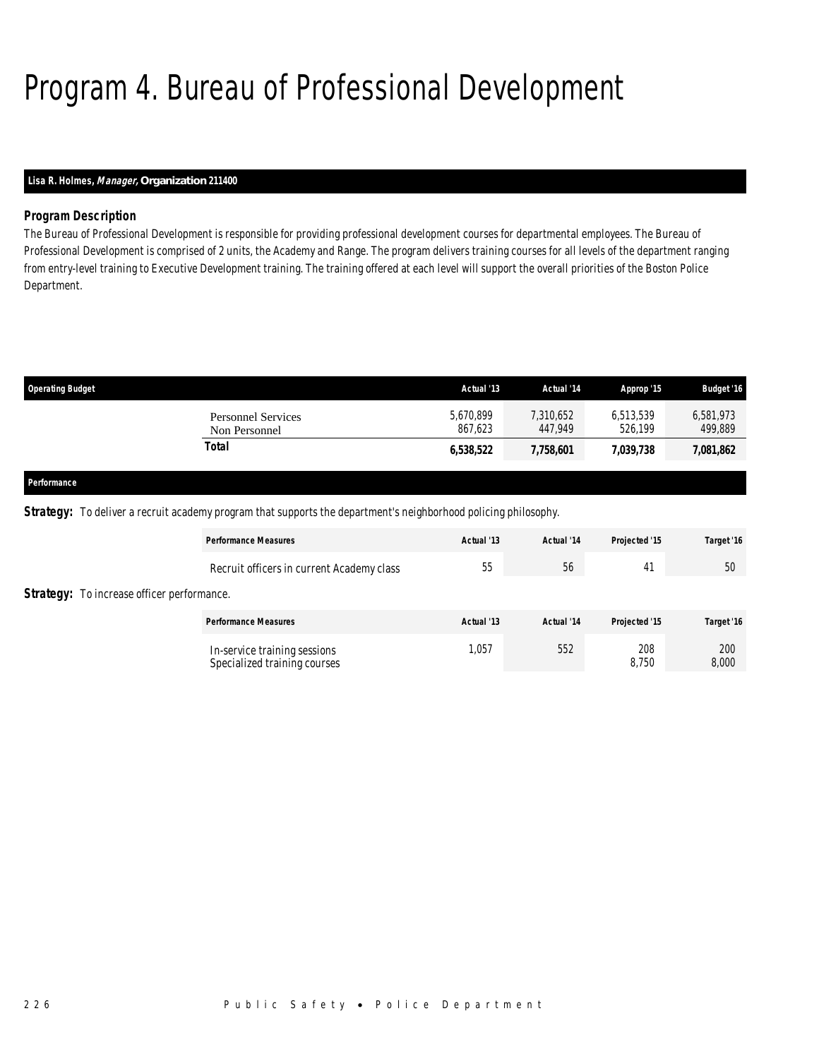# Program 4. Bureau of Professional Development

**Lisa R. Holmes, *Manager*, Organization 211400**

### Program Description

The Bureau of Professional Development is responsible for providing professional development courses for departmental employees. The Bureau of Professional Development is comprised of 2 units, the Academy and Range. The program delivers training courses for all levels of the department ranging from entry-level training to Executive Development training. The training offered at each level will support the overall priorities of the Boston Police Department.

| Operating Budget | Actual '13 | Actual '14 | Approp '15 | Budget '16 |
|---|---|---|---|---|
| Personnel Services | 5,670,899 | 7,310,652 | 6,513,539 | 6,581,973 |
| Non Personnel | 867,623 | 447,949 | 526,199 | 499,889 |
| **Total** | **6,538,522** | **7,758,601** | **7,039,738** | **7,081,862** |

### Performance

**Strategy:** To deliver a recruit academy program that supports the department's neighborhood policing philosophy.

| Performance Measures | Actual '13 | Actual '14 | Projected '15 | Target '16 |
|---|---|---|---|---|
| Recruit officers in current Academy class | 55 | 56 | 41 | 50 |

**Strategy:** To increase officer performance.

| Performance Measures | Actual '13 | Actual '14 | Projected '15 | Target '16 |
|---|---|---|---|---|
| In-service training sessions | 1,057 | 552 | 208 | 200 |
| Specialized training courses | | | 8,750 | 8,000 |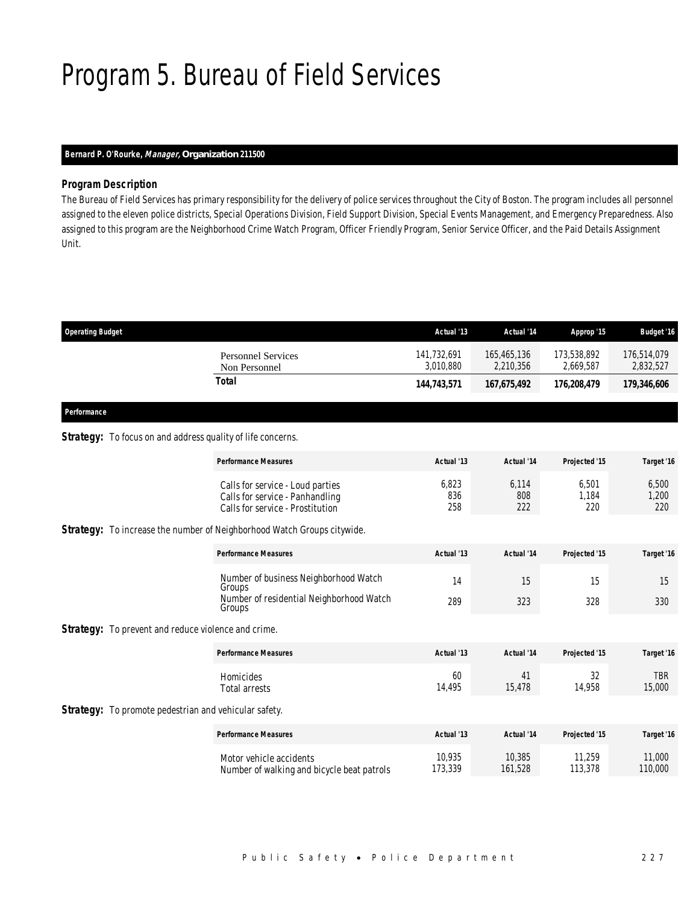# Program 5. Bureau of Field Services

**Bernard P. O'Rourke, *Manager*, Organization 211500**

### *Program Description*

The Bureau of Field Services has primary responsibility for the delivery of police services throughout the City of Boston. The program includes all personnel assigned to the eleven police districts, Special Operations Division, Field Support Division, Special Events Management, and Emergency Preparedness. Also assigned to this program are the Neighborhood Crime Watch Program, Officer Friendly Program, Senior Service Officer, and the Paid Details Assignment Unit.

| Operating Budget | Actual '13 | Actual '14 | Approp '15 | Budget '16 |
|---|---|---|---|---|
| Personnel Services | 141,732,691 | 165,465,136 | 173,538,892 | 176,514,079 |
| Non Personnel | 3,010,880 | 2,210,356 | 2,669,587 | 2,832,527 |
| **Total** | **144,743,571** | **167,675,492** | **176,208,479** | **179,346,606** |

**Performance**

**Strategy:** To focus on and address quality of life concerns.

| Performance Measures | Actual '13 | Actual '14 | Projected '15 | Target '16 |
|---|---|---|---|---|
| Calls for service - Loud parties | 6,823 | 6,114 | 6,501 | 6,500 |
| Calls for service - Panhandling | 836 | 808 | 1,184 | 1,200 |
| Calls for service - Prostitution | 258 | 222 | 220 | 220 |

**Strategy:** To increase the number of Neighborhood Watch Groups citywide.

| Performance Measures | Actual '13 | Actual '14 | Projected '15 | Target '16 |
|---|---|---|---|---|
| Number of business Neighborhood Watch Groups | 14 | 15 | 15 | 15 |
| Number of residential Neighborhood Watch Groups | 289 | 323 | 328 | 330 |

**Strategy:** To prevent and reduce violence and crime.

| Performance Measures | Actual '13 | Actual '14 | Projected '15 | Target '16 |
|---|---|---|---|---|
| Homicides | 60 | 41 | 32 | TBR |
| Total arrests | 14,495 | 15,478 | 14,958 | 15,000 |

**Strategy:** To promote pedestrian and vehicular safety.

| Performance Measures | Actual '13 | Actual '14 | Projected '15 | Target '16 |
|---|---|---|---|---|
| Motor vehicle accidents | 10,935 | 10,385 | 11,259 | 11,000 |
| Number of walking and bicycle beat patrols | 173,339 | 161,528 | 113,378 | 110,000 |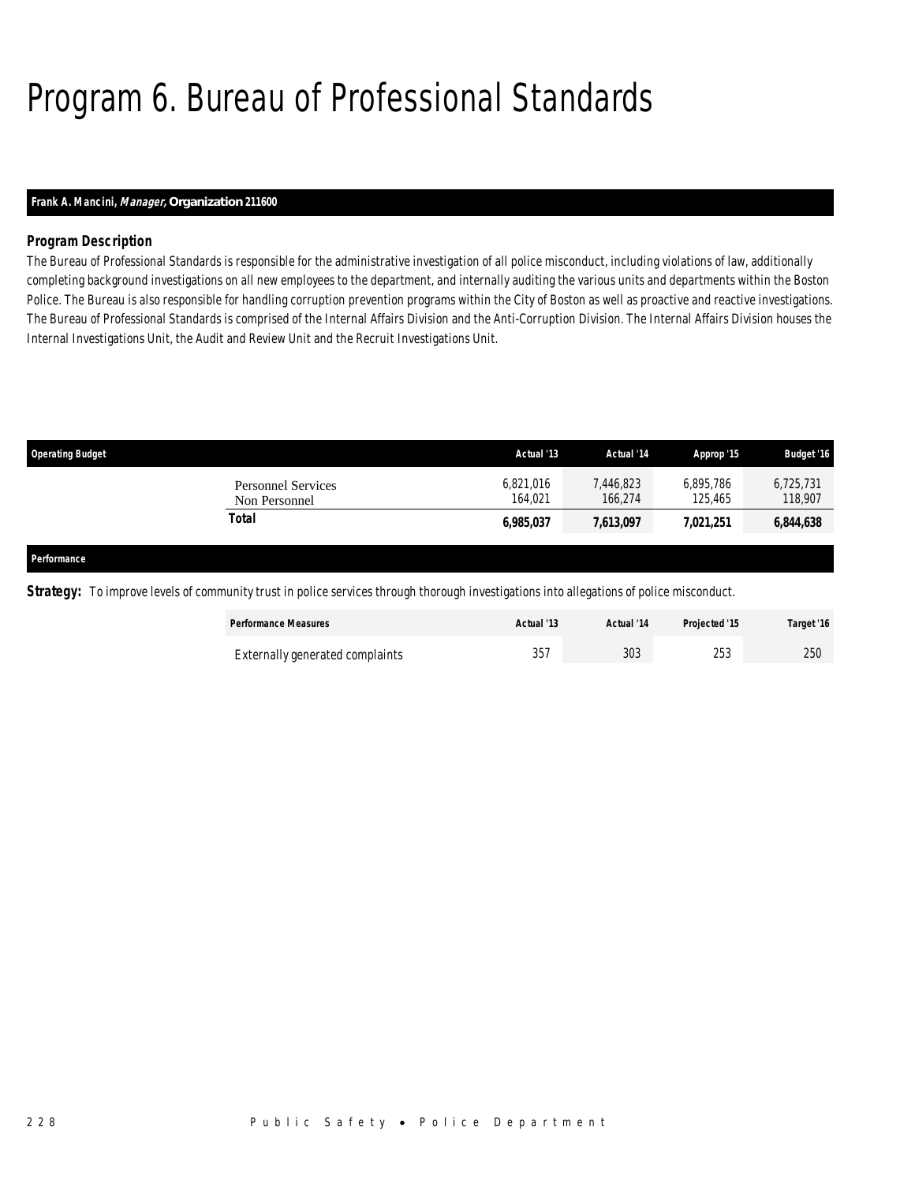# Program 6. Bureau of Professional Standards

**Frank A. Mancini, *Manager*, Organization 211600**

### *Program Description*

The Bureau of Professional Standards is responsible for the administrative investigation of all police misconduct, including violations of law, additionally completing background investigations on all new employees to the department, and internally auditing the various units and departments within the Boston Police. The Bureau is also responsible for handling corruption prevention programs within the City of Boston as well as proactive and reactive investigations. The Bureau of Professional Standards is comprised of the Internal Affairs Division and the Anti-Corruption Division. The Internal Affairs Division houses the Internal Investigations Unit, the Audit and Review Unit and the Recruit Investigations Unit.

| Operating Budget | Actual '13 | Actual '14 | Approp '15 | Budget '16 |
|---|---|---|---|---|
| Personnel Services | 6,821,016 | 7,446,823 | 6,895,786 | 6,725,731 |
| Non Personnel | 164,021 | 166,274 | 125,465 | 118,907 |
| **Total** | **6,985,037** | **7,613,097** | **7,021,251** | **6,844,638** |

**Performance**

**Strategy:** To improve levels of community trust in police services through thorough investigations into allegations of police misconduct.

| Performance Measures | Actual '13 | Actual '14 | Projected '15 | Target '16 |
|---|---|---|---|---|
| Externally generated complaints | 357 | 303 | 253 | 250 |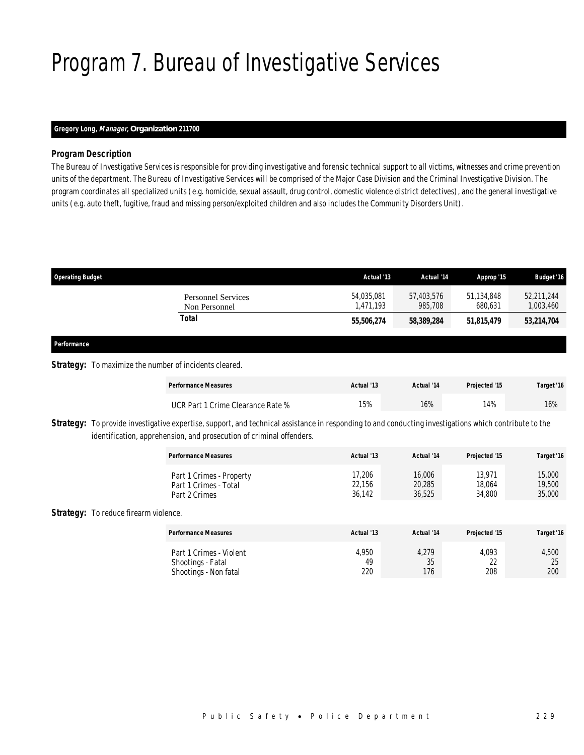# Program 7. Bureau of Investigative Services

**Gregory Long, *Manager,* Organization 211700**

### *Program Description*

*The Bureau of Investigative Services is responsible for providing investigative and forensic technical support to all victims, witnesses and crime prevention units of the department. The Bureau of Investigative Services will be comprised of the Major Case Division and the Criminal Investigative Division. The program coordinates all specialized units (e.g. homicide, sexual assault, drug control, domestic violence district detectives), and the general investigative units (e.g. auto theft, fugitive, fraud and missing person/exploited children and also includes the Community Disorders Unit).*

| Operating Budget | Actual '13 | Actual '14 | Approp '15 | Budget '16 |
|---|---|---|---|---|
| Personnel Services | 54,035,081 | 57,403,576 | 51,134,848 | 52,211,244 |
| Non Personnel | 1,471,193 | 985,708 | 680,631 | 1,003,460 |
| **Total** | **55,506,274** | **58,389,284** | **51,815,479** | **53,214,704** |

### Performance

**Strategy:** To maximize the number of incidents cleared.

| Performance Measures | Actual '13 | Actual '14 | Projected '15 | Target '16 |
|---|---|---|---|---|
| UCR Part 1 Crime Clearance Rate % | 15% | 16% | 14% | 16% |

**Strategy:** To provide investigative expertise, support, and technical assistance in responding to and conducting investigations which contribute to the identification, apprehension, and prosecution of criminal offenders.

| Performance Measures | Actual '13 | Actual '14 | Projected '15 | Target '16 |
|---|---|---|---|---|
| Part 1 Crimes - Property | 17,206 | 16,006 | 13,971 | 15,000 |
| Part 1 Crimes - Total | 22,156 | 20,285 | 18,064 | 19,500 |
| Part 2 Crimes | 36,142 | 36,525 | 34,800 | 35,000 |

**Strategy:** To reduce firearm violence.

| Performance Measures | Actual '13 | Actual '14 | Projected '15 | Target '16 |
|---|---|---|---|---|
| Part 1 Crimes - Violent | 4,950 | 4,279 | 4,093 | 4,500 |
| Shootings - Fatal | 49 | 35 | 22 | 25 |
| Shootings - Non fatal | 220 | 176 | 208 | 200 |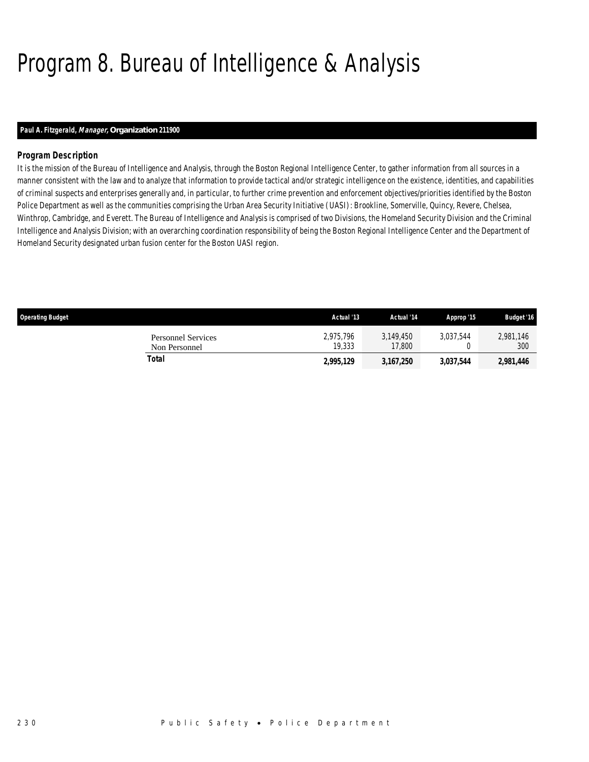# Program 8. Bureau of Intelligence & Analysis

**Paul A. Fitzgerald, *Manager,* Organization 211900**

### *Program Description*

*It is the mission of the Bureau of Intelligence and Analysis, through the Boston Regional Intelligence Center, to gather information from all sources in a manner consistent with the law and to analyze that information to provide tactical and/or strategic intelligence on the existence, identities, and capabilities of criminal suspects and enterprises generally and, in particular, to further crime prevention and enforcement objectives/priorities identified by the Boston Police Department as well as the communities comprising the Urban Area Security Initiative (UASI): Brookline, Somerville, Quincy, Revere, Chelsea, Winthrop, Cambridge, and Everett. The Bureau of Intelligence and Analysis is comprised of two Divisions, the Homeland Security Division and the Criminal Intelligence and Analysis Division; with an overarching coordination responsibility of being the Boston Regional Intelligence Center and the Department of Homeland Security designated urban fusion center for the Boston UASI region.*

| Operating Budget | Actual '13 | Actual '14 | Approp '15 | Budget '16 |
|---|---|---|---|---|
| Personnel Services | 2,975,796 | 3,149,450 | 3,037,544 | 2,981,146 |
| Non Personnel | 19,333 | 17,800 | 0 | 300 |
| **Total** | **2,995,129** | **3,167,250** | **3,037,544** | **2,981,446** |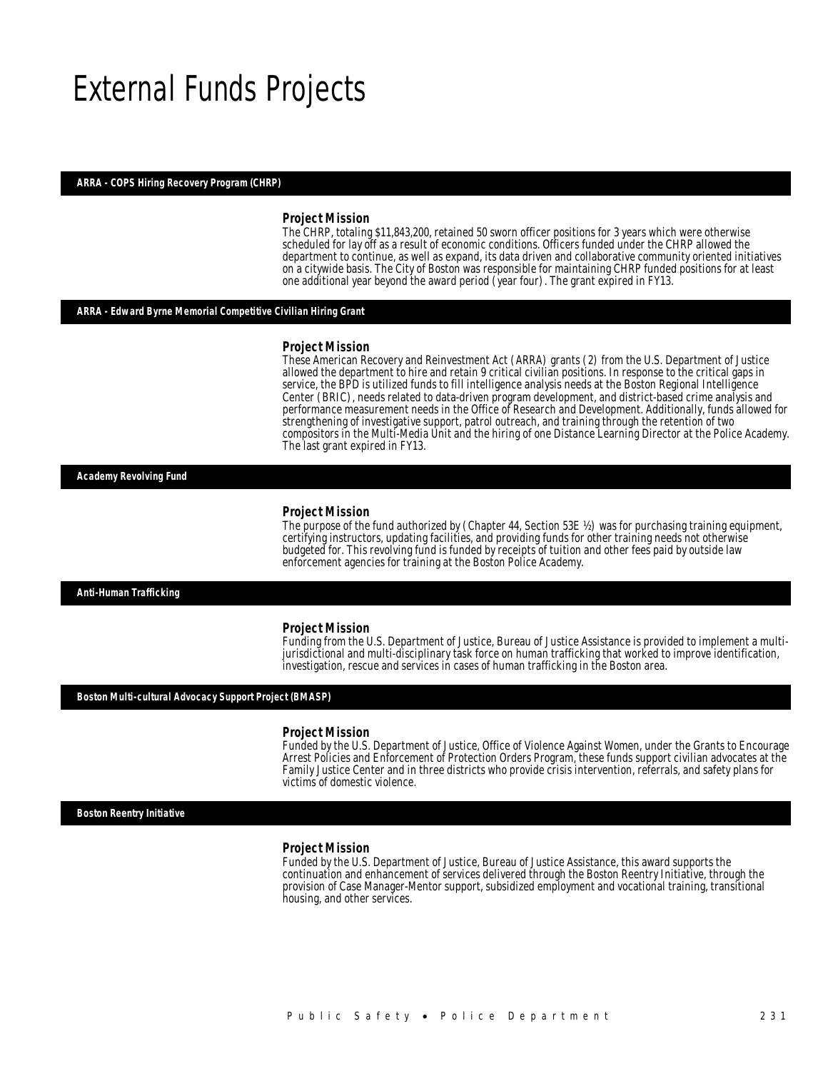# External Funds Projects

## ARRA - COPS Hiring Recovery Program (CHRP)

### Project Mission

The CHRP, totaling $11,843,200, retained 50 sworn officer positions for 3 years which were otherwise scheduled for lay off as a result of economic conditions. Officers funded under the CHRP allowed the department to continue, as well as expand, its data driven and collaborative community oriented initiatives on a citywide basis. The City of Boston was responsible for maintaining CHRP funded positions for at least one additional year beyond the award period (year four). The grant expired in FY13.

## ARRA - Edward Byrne Memorial Competitive Civilian Hiring Grant

### Project Mission

These American Recovery and Reinvestment Act (ARRA) grants (2) from the U.S. Department of Justice allowed the department to hire and retain 9 critical civilian positions. In response to the critical gaps in service, the BPD is utilized funds to fill intelligence analysis needs at the Boston Regional Intelligence Center (BRIC), needs related to data-driven program development, and district-based crime analysis and performance measurement needs in the Office of Research and Development. Additionally, funds allowed for strengthening of investigative support, patrol outreach, and training through the retention of two compositors in the Multi-Media Unit and the hiring of one Distance Learning Director at the Police Academy. The last grant expired in FY13.

## Academy Revolving Fund

### Project Mission

The purpose of the fund authorized by (Chapter 44, Section 53E ½) was for purchasing training equipment, certifying instructors, updating facilities, and providing funds for other training needs not otherwise budgeted for. This revolving fund is funded by receipts of tuition and other fees paid by outside law enforcement agencies for training at the Boston Police Academy.

## Anti-Human Trafficking

### Project Mission

Funding from the U.S. Department of Justice, Bureau of Justice Assistance is provided to implement a multi-jurisdictional and multi-disciplinary task force on human trafficking that worked to improve identification, investigation, rescue and services in cases of human trafficking in the Boston area.

## Boston Multi-cultural Advocacy Support Project (BMASP)

### Project Mission

Funded by the U.S. Department of Justice, Office of Violence Against Women, under the Grants to Encourage Arrest Policies and Enforcement of Protection Orders Program, these funds support civilian advocates at the Family Justice Center and in three districts who provide crisis intervention, referrals, and safety plans for victims of domestic violence.

## Boston Reentry Initiative

### Project Mission

Funded by the U.S. Department of Justice, Bureau of Justice Assistance, this award supports the continuation and enhancement of services delivered through the Boston Reentry Initiative, through the provision of Case Manager-Mentor support, subsidized employment and vocational training, transitional housing, and other services.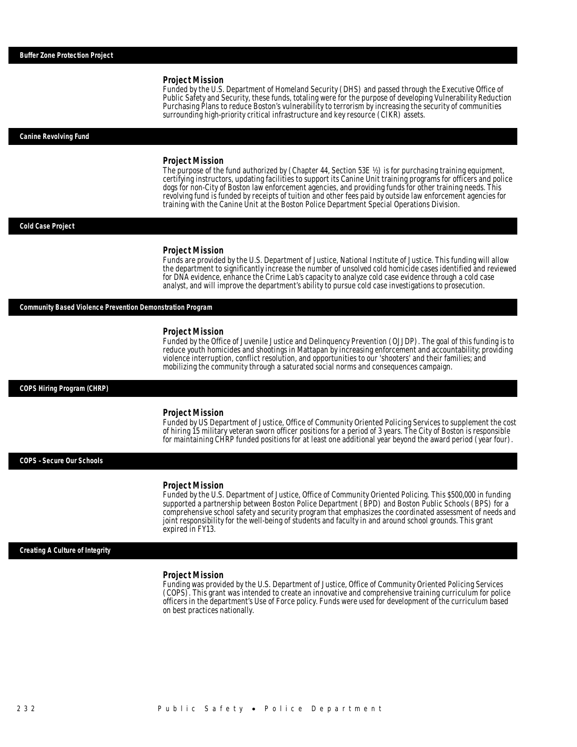## Buffer Zone Protection Project

### Project Mission

Funded by the U.S. Department of Homeland Security (DHS) and passed through the Executive Office of Public Safety and Security, these funds, totaling were for the purpose of developing Vulnerability Reduction Purchasing Plans to reduce Boston's vulnerability to terrorism by increasing the security of communities surrounding high-priority critical infrastructure and key resource (CIKR) assets.

## Canine Revolving Fund

### Project Mission

The purpose of the fund authorized by (Chapter 44, Section 53E ½) is for purchasing training equipment, certifying instructors, updating facilities to support its Canine Unit training programs for officers and police dogs for non-City of Boston law enforcement agencies, and providing funds for other training needs. This revolving fund is funded by receipts of tuition and other fees paid by outside law enforcement agencies for training with the Canine Unit at the Boston Police Department Special Operations Division.

## Cold Case Project

### Project Mission

Funds are provided by the U.S. Department of Justice, National Institute of Justice. This funding will allow the department to significantly increase the number of unsolved cold homicide cases identified and reviewed for DNA evidence, enhance the Crime Lab's capacity to analyze cold case evidence through a cold case analyst, and will improve the department's ability to pursue cold case investigations to prosecution.

## Community Based Violence Prevention Demonstration Program

### Project Mission

Funded by the Office of Juvenile Justice and Delinquency Prevention (OJJDP). The goal of this funding is to reduce youth homicides and shootings in Mattapan by increasing enforcement and accountability; providing violence interruption, conflict resolution, and opportunities to our 'shooters' and their families; and mobilizing the community through a saturated social norms and consequences campaign.

## COPS Hiring Program (CHRP)

### Project Mission

Funded by US Department of Justice, Office of Community Oriented Policing Services to supplement the cost of hiring 15 military veteran sworn officer positions for a period of 3 years. The City of Boston is responsible for maintaining CHRP funded positions for at least one additional year beyond the award period (year four).

## COPS - Secure Our Schools

### Project Mission

Funded by the U.S. Department of Justice, Office of Community Oriented Policing. This $500,000 in funding supported a partnership between Boston Police Department (BPD) and Boston Public Schools (BPS) for a comprehensive school safety and security program that emphasizes the coordinated assessment of needs and joint responsibility for the well-being of students and faculty in and around school grounds. This grant expired in FY13.

## Creating A Culture of Integrity

### Project Mission

Funding was provided by the U.S. Department of Justice, Office of Community Oriented Policing Services (COPS). This grant was intended to create an innovative and comprehensive training curriculum for police officers in the department's Use of Force policy. Funds were used for development of the curriculum based on best practices nationally.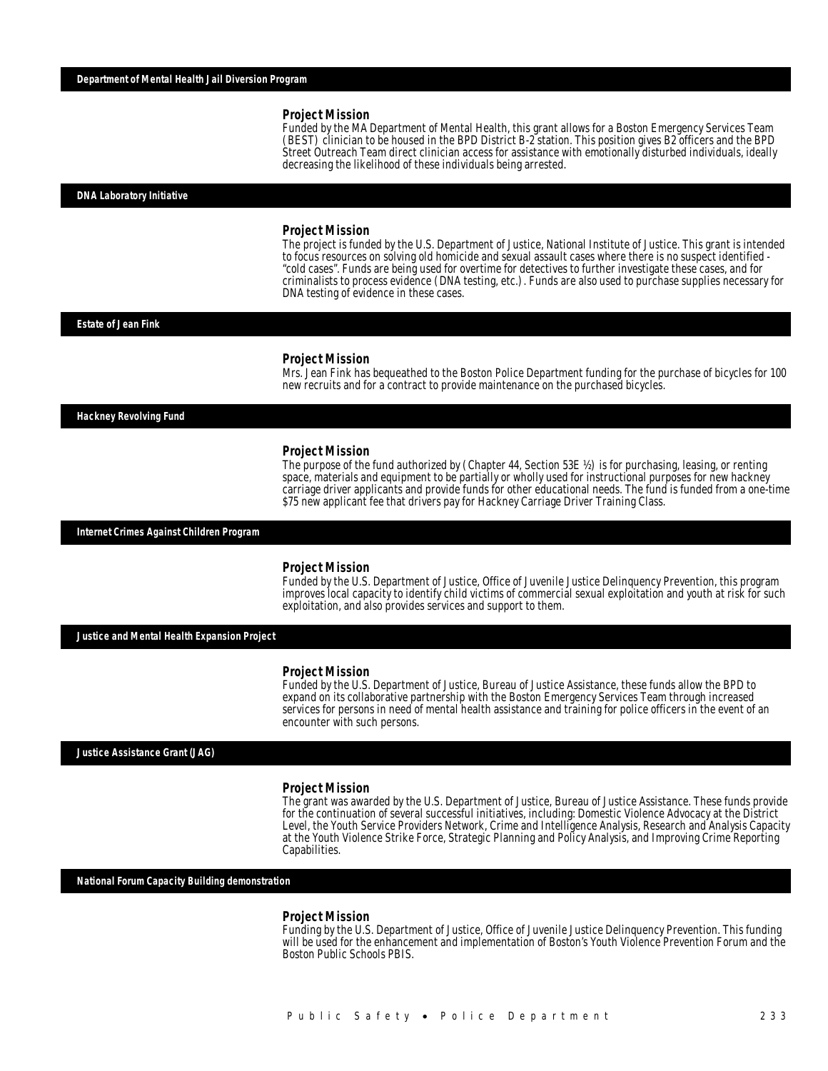## Department of Mental Health Jail Diversion Program

### Project Mission

Funded by the MA Department of Mental Health, this grant allows for a Boston Emergency Services Team (BEST) clinician to be housed in the BPD District B-2 station. This position gives B2 officers and the BPD Street Outreach Team direct clinician access for assistance with emotionally disturbed individuals, ideally decreasing the likelihood of these individuals being arrested.

## DNA Laboratory Initiative

### Project Mission

The project is funded by the U.S. Department of Justice, National Institute of Justice. This grant is intended to focus resources on solving old homicide and sexual assault cases where there is no suspect identified - "cold cases". Funds are being used for overtime for detectives to further investigate these cases, and for criminalists to process evidence (DNA testing, etc.). Funds are also used to purchase supplies necessary for DNA testing of evidence in these cases.

## Estate of Jean Fink

### Project Mission

Mrs. Jean Fink has bequeathed to the Boston Police Department funding for the purchase of bicycles for 100 new recruits and for a contract to provide maintenance on the purchased bicycles.

## Hackney Revolving Fund

### Project Mission

The purpose of the fund authorized by (Chapter 44, Section 53E ½) is for purchasing, leasing, or renting space, materials and equipment to be partially or wholly used for instructional purposes for new hackney carriage driver applicants and provide funds for other educational needs. The fund is funded from a one-time $75 new applicant fee that drivers pay for Hackney Carriage Driver Training Class.

## Internet Crimes Against Children Program

### Project Mission

Funded by the U.S. Department of Justice, Office of Juvenile Justice Delinquency Prevention, this program improves local capacity to identify child victims of commercial sexual exploitation and youth at risk for such exploitation, and also provides services and support to them.

## Justice and Mental Health Expansion Project

### Project Mission

Funded by the U.S. Department of Justice, Bureau of Justice Assistance, these funds allow the BPD to expand on its collaborative partnership with the Boston Emergency Services Team through increased services for persons in need of mental health assistance and training for police officers in the event of an encounter with such persons.

## Justice Assistance Grant (JAG)

### Project Mission

The grant was awarded by the U.S. Department of Justice, Bureau of Justice Assistance. These funds provide for the continuation of several successful initiatives, including: Domestic Violence Advocacy at the District Level, the Youth Service Providers Network, Crime and Intelligence Analysis, Research and Analysis Capacity at the Youth Violence Strike Force, Strategic Planning and Policy Analysis, and Improving Crime Reporting Capabilities.

## National Forum Capacity Building demonstration

### Project Mission

Funding by the U.S. Department of Justice, Office of Juvenile Justice Delinquency Prevention. This funding will be used for the enhancement and implementation of Boston's Youth Violence Prevention Forum and the Boston Public Schools PBIS.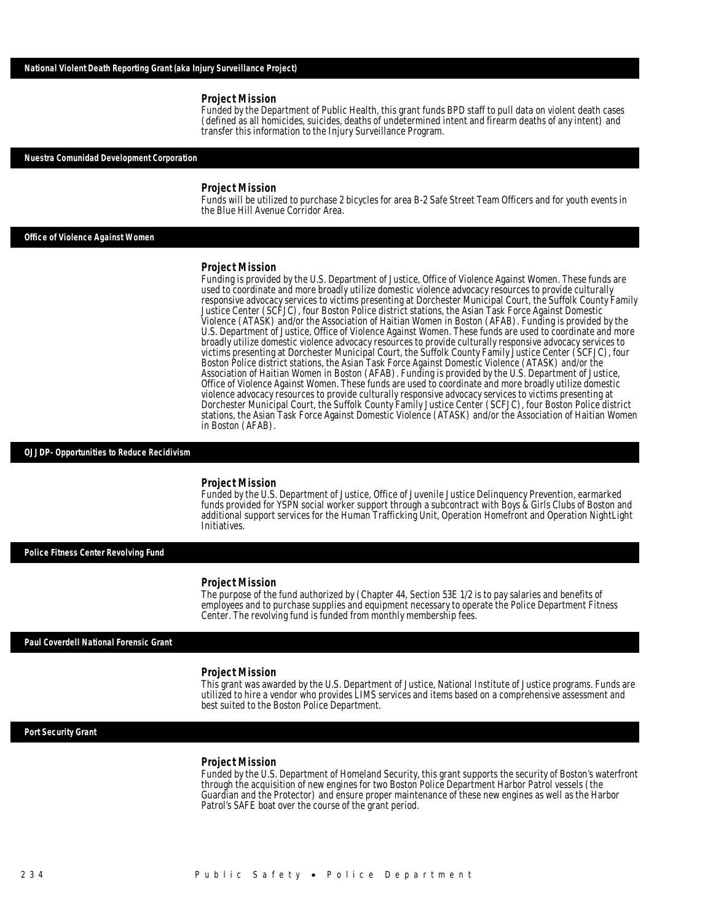### National Violent Death Reporting Grant (aka Injury Surveillance Project)

**Project Mission**

Funded by the Department of Public Health, this grant funds BPD staff to pull data on violent death cases (defined as all homicides, suicides, deaths of undetermined intent and firearm deaths of any intent) and transfer this information to the Injury Surveillance Program.

### Nuestra Comunidad Development Corporation

**Project Mission**

Funds will be utilized to purchase 2 bicycles for area B-2 Safe Street Team Officers and for youth events in the Blue Hill Avenue Corridor Area.

### Office of Violence Against Women

**Project Mission**

Funding is provided by the U.S. Department of Justice, Office of Violence Against Women. These funds are used to coordinate and more broadly utilize domestic violence advocacy resources to provide culturally responsive advocacy services to victims presenting at Dorchester Municipal Court, the Suffolk County Family Justice Center (SCFJC), four Boston Police district stations, the Asian Task Force Against Domestic Violence (ATASK) and/or the Association of Haitian Women in Boston (AFAB). Funding is provided by the U.S. Department of Justice, Office of Violence Against Women. These funds are used to coordinate and more broadly utilize domestic violence advocacy resources to provide culturally responsive advocacy services to victims presenting at Dorchester Municipal Court, the Suffolk County Family Justice Center (SCFJC), four Boston Police district stations, the Asian Task Force Against Domestic Violence (ATASK) and/or the Association of Haitian Women in Boston (AFAB). Funding is provided by the U.S. Department of Justice, Office of Violence Against Women. These funds are used to coordinate and more broadly utilize domestic violence advocacy resources to provide culturally responsive advocacy services to victims presenting at Dorchester Municipal Court, the Suffolk County Family Justice Center (SCFJC), four Boston Police district stations, the Asian Task Force Against Domestic Violence (ATASK) and/or the Association of Haitian Women in Boston (AFAB).

### OJJDP- Opportunities to Reduce Recidivism

**Project Mission**

Funded by the U.S. Department of Justice, Office of Juvenile Justice Delinquency Prevention, earmarked funds provided for YSPN social worker support through a subcontract with Boys & Girls Clubs of Boston and additional support services for the Human Trafficking Unit, Operation Homefront and Operation NightLight Initiatives.

### Police Fitness Center Revolving Fund

**Project Mission**

The purpose of the fund authorized by (Chapter 44, Section 53E 1/2 is to pay salaries and benefits of employees and to purchase supplies and equipment necessary to operate the Police Department Fitness Center. The revolving fund is funded from monthly membership fees.

### Paul Coverdell National Forensic Grant

**Project Mission**

This grant was awarded by the U.S. Department of Justice, National Institute of Justice programs. Funds are utilized to hire a vendor who provides LIMS services and items based on a comprehensive assessment and best suited to the Boston Police Department.

### Port Security Grant

**Project Mission**

Funded by the U.S. Department of Homeland Security, this grant supports the security of Boston's waterfront through the acquisition of new engines for two Boston Police Department Harbor Patrol vessels (the Guardian and the Protector) and ensure proper maintenance of these new engines as well as the Harbor Patrol's SAFE boat over the course of the grant period.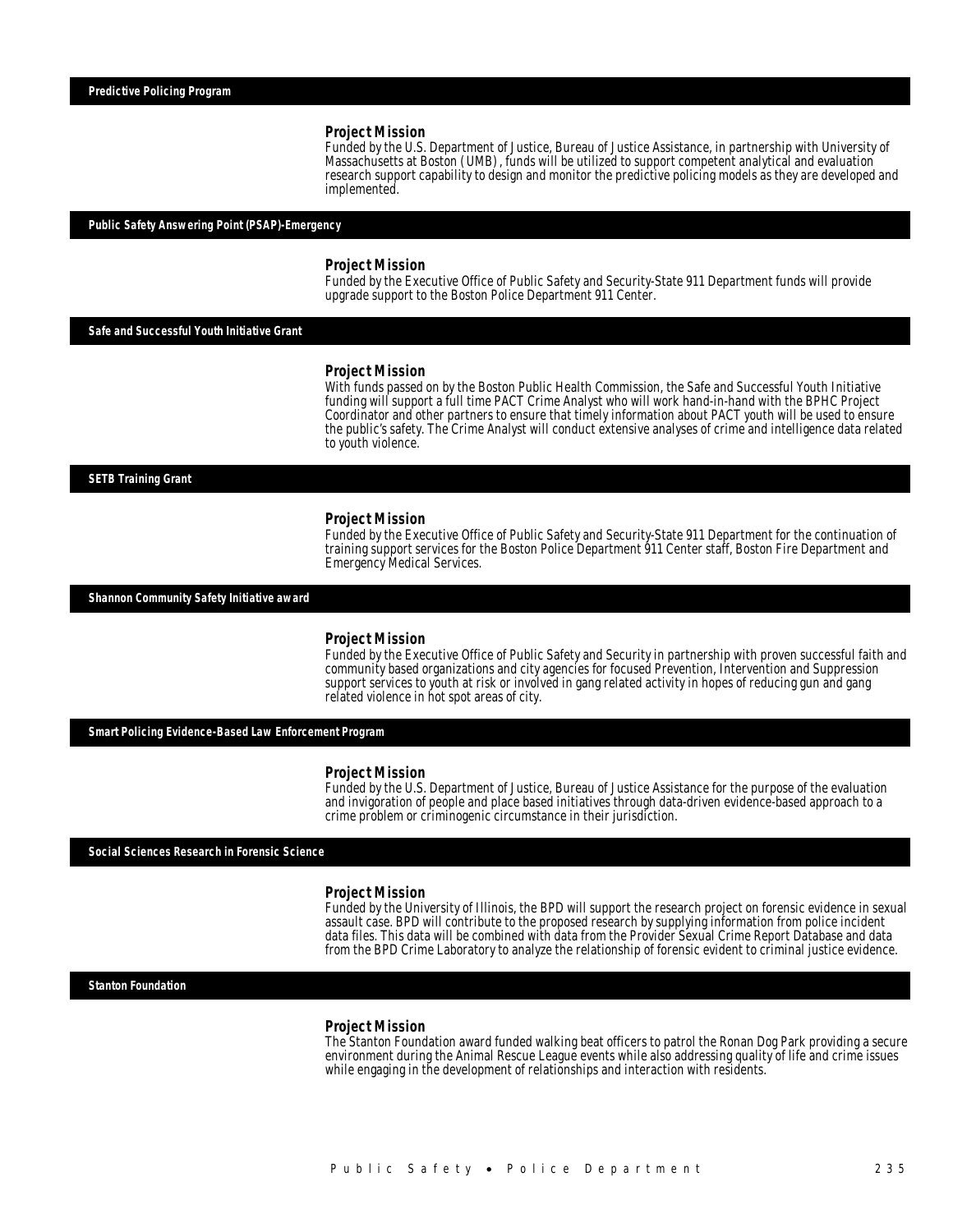## Predictive Policing Program

### Project Mission

Funded by the U.S. Department of Justice, Bureau of Justice Assistance, in partnership with University of Massachusetts at Boston (UMB), funds will be utilized to support competent analytical and evaluation research support capability to design and monitor the predictive policing models as they are developed and implemented.

## Public Safety Answering Point (PSAP)-Emergency

### Project Mission

Funded by the Executive Office of Public Safety and Security-State 911 Department funds will provide upgrade support to the Boston Police Department 911 Center.

## Safe and Successful Youth Initiative Grant

### Project Mission

With funds passed on by the Boston Public Health Commission, the Safe and Successful Youth Initiative funding will support a full time PACT Crime Analyst who will work hand-in-hand with the BPHC Project Coordinator and other partners to ensure that timely information about PACT youth will be used to ensure the public's safety. The Crime Analyst will conduct extensive analyses of crime and intelligence data related to youth violence.

## SETB Training Grant

### Project Mission

Funded by the Executive Office of Public Safety and Security-State 911 Department for the continuation of training support services for the Boston Police Department 911 Center staff, Boston Fire Department and Emergency Medical Services.

## Shannon Community Safety Initiative award

### Project Mission

Funded by the Executive Office of Public Safety and Security in partnership with proven successful faith and community based organizations and city agencies for focused Prevention, Intervention and Suppression support services to youth at risk or involved in gang related activity in hopes of reducing gun and gang related violence in hot spot areas of city.

## Smart Policing Evidence-Based Law Enforcement Program

### Project Mission

Funded by the U.S. Department of Justice, Bureau of Justice Assistance for the purpose of the evaluation and invigoration of people and place based initiatives through data-driven evidence-based approach to a crime problem or criminogenic circumstance in their jurisdiction.

## Social Sciences Research in Forensic Science

### Project Mission

Funded by the University of Illinois, the BPD will support the research project on forensic evidence in sexual assault case. BPD will contribute to the proposed research by supplying information from police incident data files. This data will be combined with data from the Provider Sexual Crime Report Database and data from the BPD Crime Laboratory to analyze the relationship of forensic evident to criminal justice evidence.

## Stanton Foundation

### Project Mission

The Stanton Foundation award funded walking beat officers to patrol the Ronan Dog Park providing a secure environment during the Animal Rescue League events while also addressing quality of life and crime issues while engaging in the development of relationships and interaction with residents.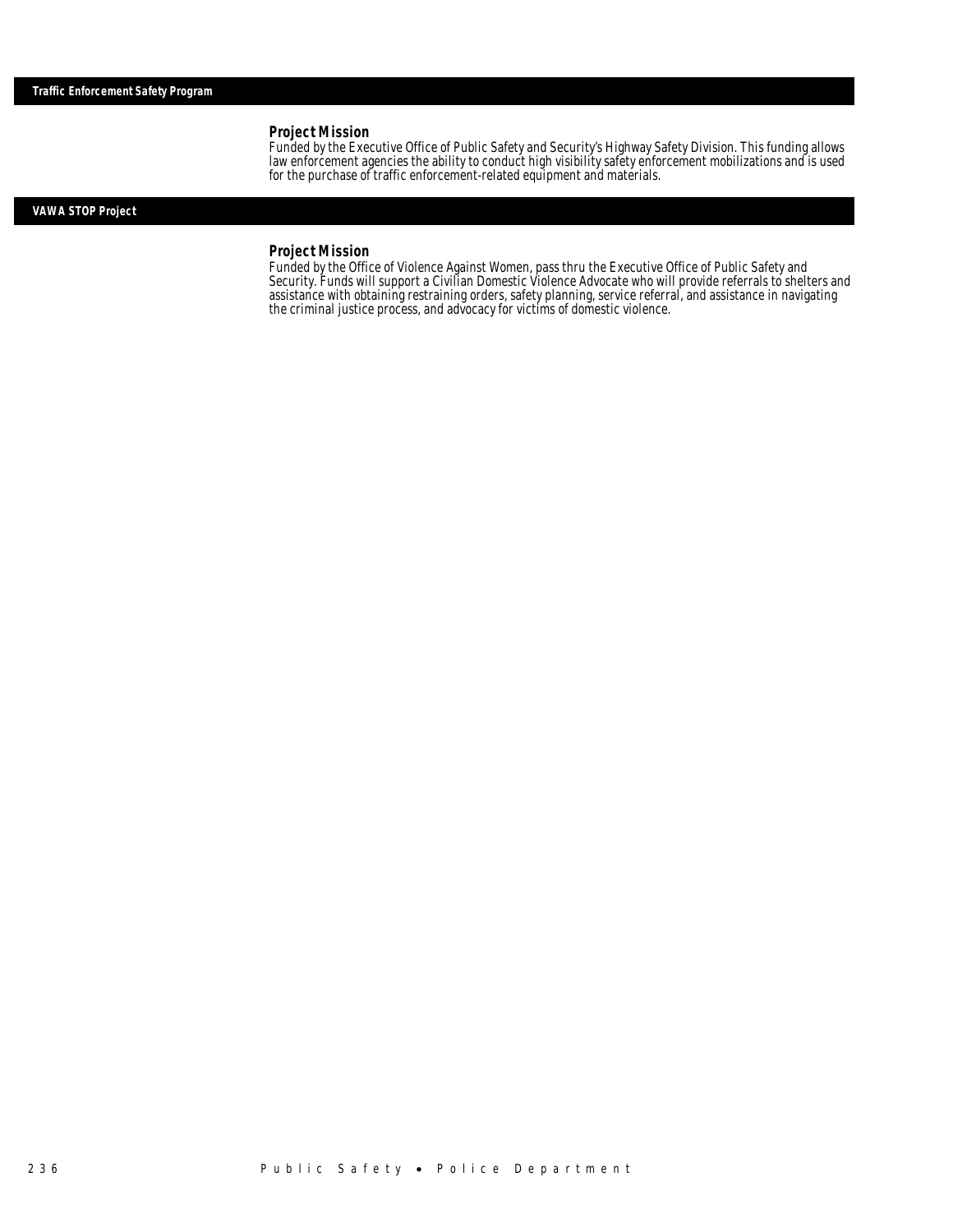## Traffic Enforcement Safety Program

### Project Mission

Funded by the Executive Office of Public Safety and Security's Highway Safety Division. This funding allows law enforcement agencies the ability to conduct high visibility safety enforcement mobilizations and is used for the purchase of traffic enforcement-related equipment and materials.

## VAWA STOP Project

### Project Mission

Funded by the Office of Violence Against Women, pass thru the Executive Office of Public Safety and Security. Funds will support a Civilian Domestic Violence Advocate who will provide referrals to shelters and assistance with obtaining restraining orders, safety planning, service referral, and assistance in navigating the criminal justice process, and advocacy for victims of domestic violence.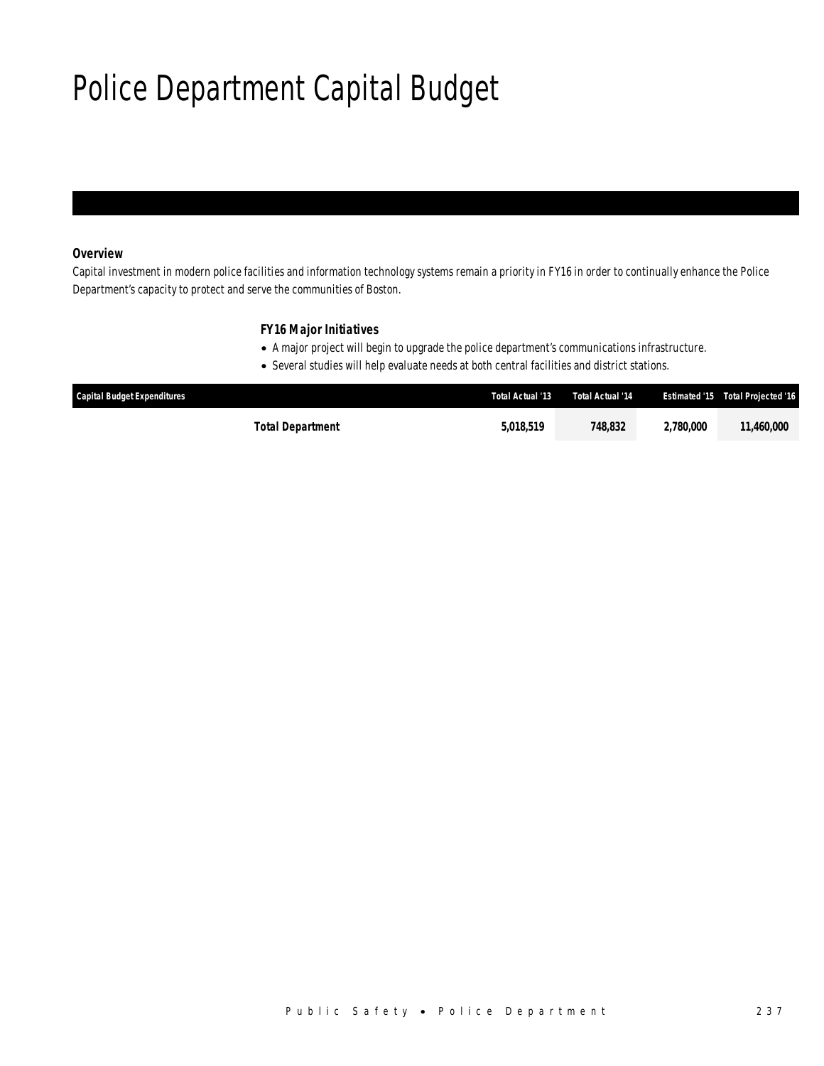# Police Department Capital Budget

***Overview***

*Capital investment in modern police facilities and information technology systems remain a priority in FY16 in order to continually enhance the Police Department's capacity to protect and serve the communities of Boston.*

***FY16 Major Initiatives***

- *A major project will begin to upgrade the police department's communications infrastructure.*
- *Several studies will help evaluate needs at both central facilities and district stations.*

| Capital Budget Expenditures | Total Actual '13 | Total Actual '14 | Estimated '15 | Total Projected '16 |
|---|---|---|---|---|
| **Total Department** | **5,018,519** | **748,832** | **2,780,000** | **11,460,000** |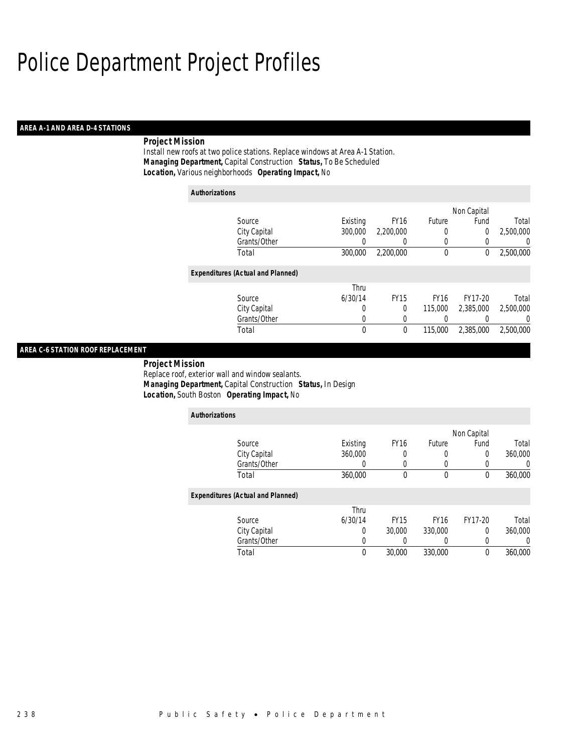# Police Department Project Profiles

## AREA A-1 AND AREA D-4 STATIONS

**Project Mission**

Install new roofs at two police stations. Replace windows at Area A-1 Station.

***Managing Department,*** Capital Construction ***Status,*** To Be Scheduled

***Location,*** Various neighborhoods ***Operating Impact,*** No

**Authorizations**

| Source | Existing | FY16 | Future | Non Capital Fund | Total |
|---|---|---|---|---|---|
| City Capital | 300,000 | 2,200,000 | 0 | 0 | 2,500,000 |
| Grants/Other | 0 | 0 | 0 | 0 | 0 |
| Total | 300,000 | 2,200,000 | 0 | 0 | 2,500,000 |

**Expenditures (Actual and Planned)**

| Source | Thru 6/30/14 | FY15 | FY16 | FY17-20 | Total |
|---|---|---|---|---|---|
| City Capital | 0 | 0 | 115,000 | 2,385,000 | 2,500,000 |
| Grants/Other | 0 | 0 | 0 | 0 | 0 |
| Total | 0 | 0 | 115,000 | 2,385,000 | 2,500,000 |

## AREA C-6 STATION ROOF REPLACEMENT

**Project Mission**

Replace roof, exterior wall and window sealants.

***Managing Department,*** Capital Construction ***Status,*** In Design

***Location,*** South Boston ***Operating Impact,*** No

**Authorizations**

| Source | Existing | FY16 | Future | Non Capital Fund | Total |
|---|---|---|---|---|---|
| City Capital | 360,000 | 0 | 0 | 0 | 360,000 |
| Grants/Other | 0 | 0 | 0 | 0 | 0 |
| Total | 360,000 | 0 | 0 | 0 | 360,000 |

**Expenditures (Actual and Planned)**

| Source | Thru 6/30/14 | FY15 | FY16 | FY17-20 | Total |
|---|---|---|---|---|---|
| City Capital | 0 | 30,000 | 330,000 | 0 | 360,000 |
| Grants/Other | 0 | 0 | 0 | 0 | 0 |
| Total | 0 | 30,000 | 330,000 | 0 | 360,000 |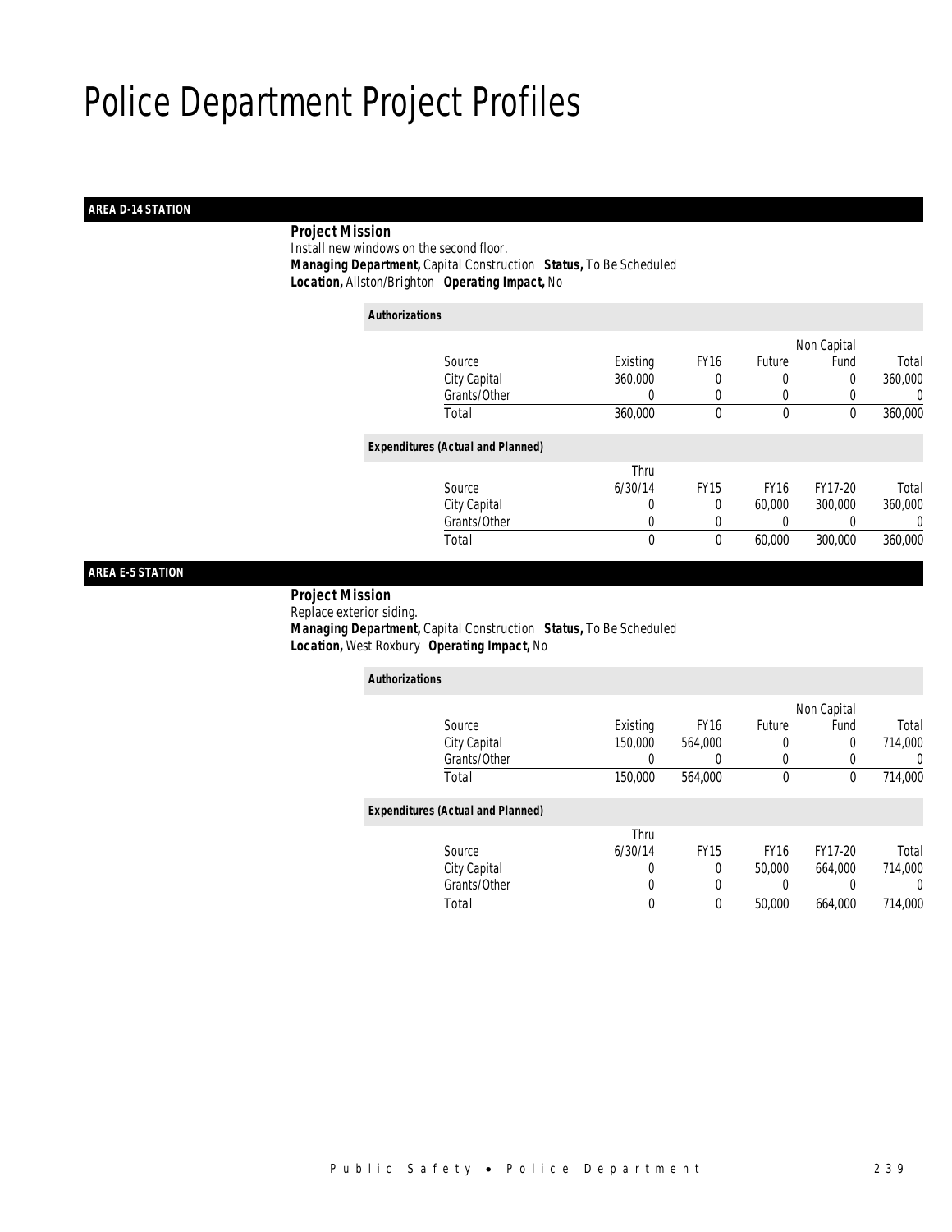# Police Department Project Profiles

## AREA D-14 STATION

***Project Mission***

Install new windows on the second floor.

***Managing Department,*** Capital Construction ***Status,*** To Be Scheduled

***Location,*** Allston/Brighton ***Operating Impact,*** No

***Authorizations***

| Source | Existing | FY16 | Future | Non Capital Fund | Total |
|---|---|---|---|---|---|
| City Capital | 360,000 | 0 | 0 | 0 | 360,000 |
| Grants/Other | 0 | 0 | 0 | 0 | 0 |
| Total | 360,000 | 0 | 0 | 0 | 360,000 |

***Expenditures (Actual and Planned)***

| Source | Thru 6/30/14 | FY15 | FY16 | FY17-20 | Total |
|---|---|---|---|---|---|
| City Capital | 0 | 0 | 60,000 | 300,000 | 360,000 |
| Grants/Other | 0 | 0 | 0 | 0 | 0 |
| Total | 0 | 0 | 60,000 | 300,000 | 360,000 |

## AREA E-5 STATION

***Project Mission***

Replace exterior siding.

***Managing Department,*** Capital Construction ***Status,*** To Be Scheduled

***Location,*** West Roxbury ***Operating Impact,*** No

***Authorizations***

| Source | Existing | FY16 | Future | Non Capital Fund | Total |
|---|---|---|---|---|---|
| City Capital | 150,000 | 564,000 | 0 | 0 | 714,000 |
| Grants/Other | 0 | 0 | 0 | 0 | 0 |
| Total | 150,000 | 564,000 | 0 | 0 | 714,000 |

***Expenditures (Actual and Planned)***

| Source | Thru 6/30/14 | FY15 | FY16 | FY17-20 | Total |
|---|---|---|---|---|---|
| City Capital | 0 | 0 | 50,000 | 664,000 | 714,000 |
| Grants/Other | 0 | 0 | 0 | 0 | 0 |
| Total | 0 | 0 | 50,000 | 664,000 | 714,000 |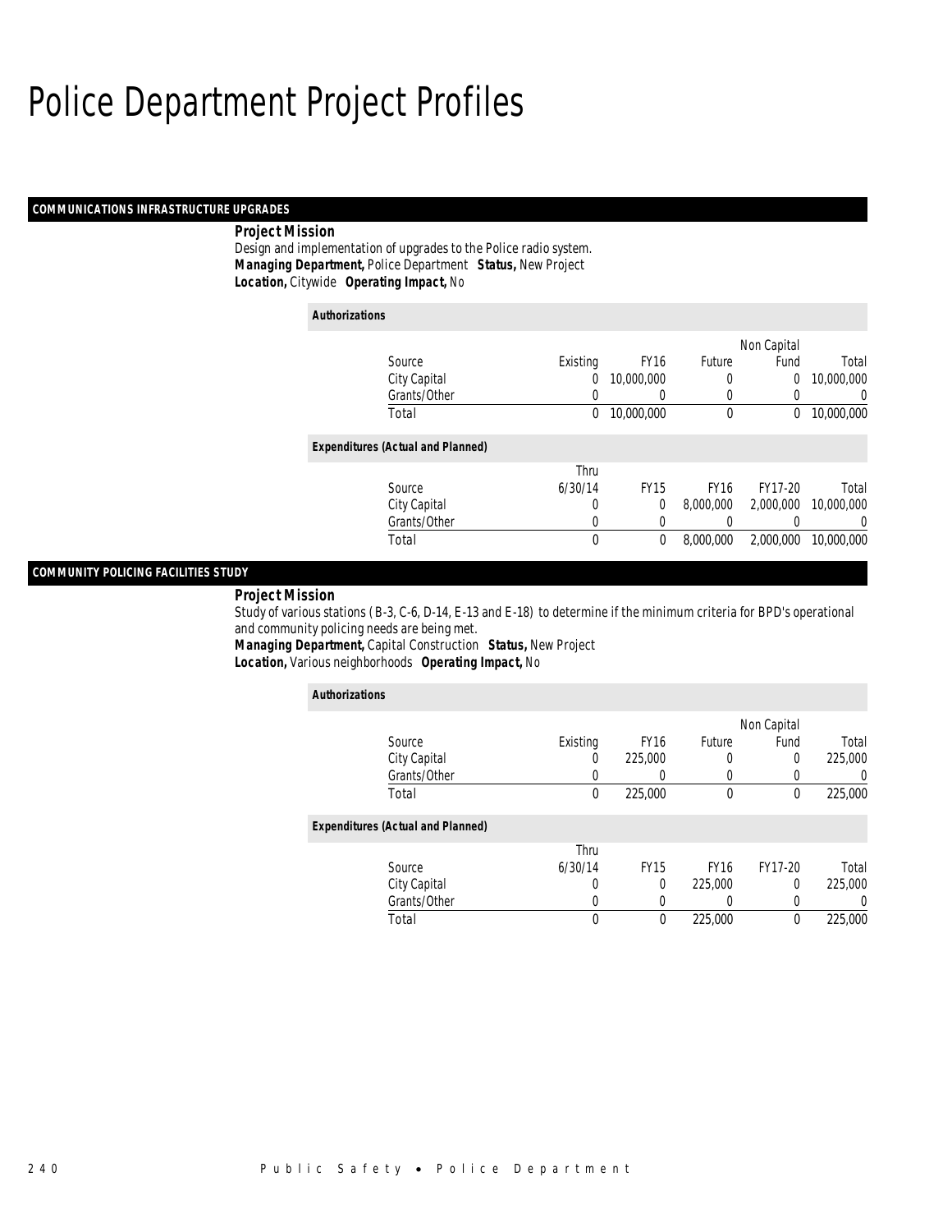# Police Department Project Profiles

## COMMUNICATIONS INFRASTRUCTURE UPGRADES

***Project Mission***

Design and implementation of upgrades to the Police radio system.

***Managing Department,*** Police Department ***Status,*** New Project

***Location,*** Citywide ***Operating Impact,*** No

***Authorizations***

| Source | Existing | FY16 | Future | Non Capital Fund | Total |
|---|---|---|---|---|---|
| City Capital | 0 | 10,000,000 | 0 | 0 | 10,000,000 |
| Grants/Other | 0 | 0 | 0 | 0 | 0 |
| Total | 0 | 10,000,000 | 0 | 0 | 10,000,000 |

***Expenditures (Actual and Planned)***

| Source | Thru 6/30/14 | FY15 | FY16 | FY17-20 | Total |
|---|---|---|---|---|---|
| City Capital | 0 | 0 | 8,000,000 | 2,000,000 | 10,000,000 |
| Grants/Other | 0 | 0 | 0 | 0 | 0 |
| Total | 0 | 0 | 8,000,000 | 2,000,000 | 10,000,000 |

## COMMUNITY POLICING FACILITIES STUDY

***Project Mission***

Study of various stations (B-3, C-6, D-14, E-13 and E-18) to determine if the minimum criteria for BPD's operational and community policing needs are being met.

***Managing Department,*** Capital Construction ***Status,*** New Project

***Location,*** Various neighborhoods ***Operating Impact,*** No

***Authorizations***

| Source | Existing | FY16 | Future | Non Capital Fund | Total |
|---|---|---|---|---|---|
| City Capital | 0 | 225,000 | 0 | 0 | 225,000 |
| Grants/Other | 0 | 0 | 0 | 0 | 0 |
| Total | 0 | 225,000 | 0 | 0 | 225,000 |

***Expenditures (Actual and Planned)***

| Source | Thru 6/30/14 | FY15 | FY16 | FY17-20 | Total |
|---|---|---|---|---|---|
| City Capital | 0 | 0 | 225,000 | 0 | 225,000 |
| Grants/Other | 0 | 0 | 0 | 0 | 0 |
| Total | 0 | 0 | 225,000 | 0 | 225,000 |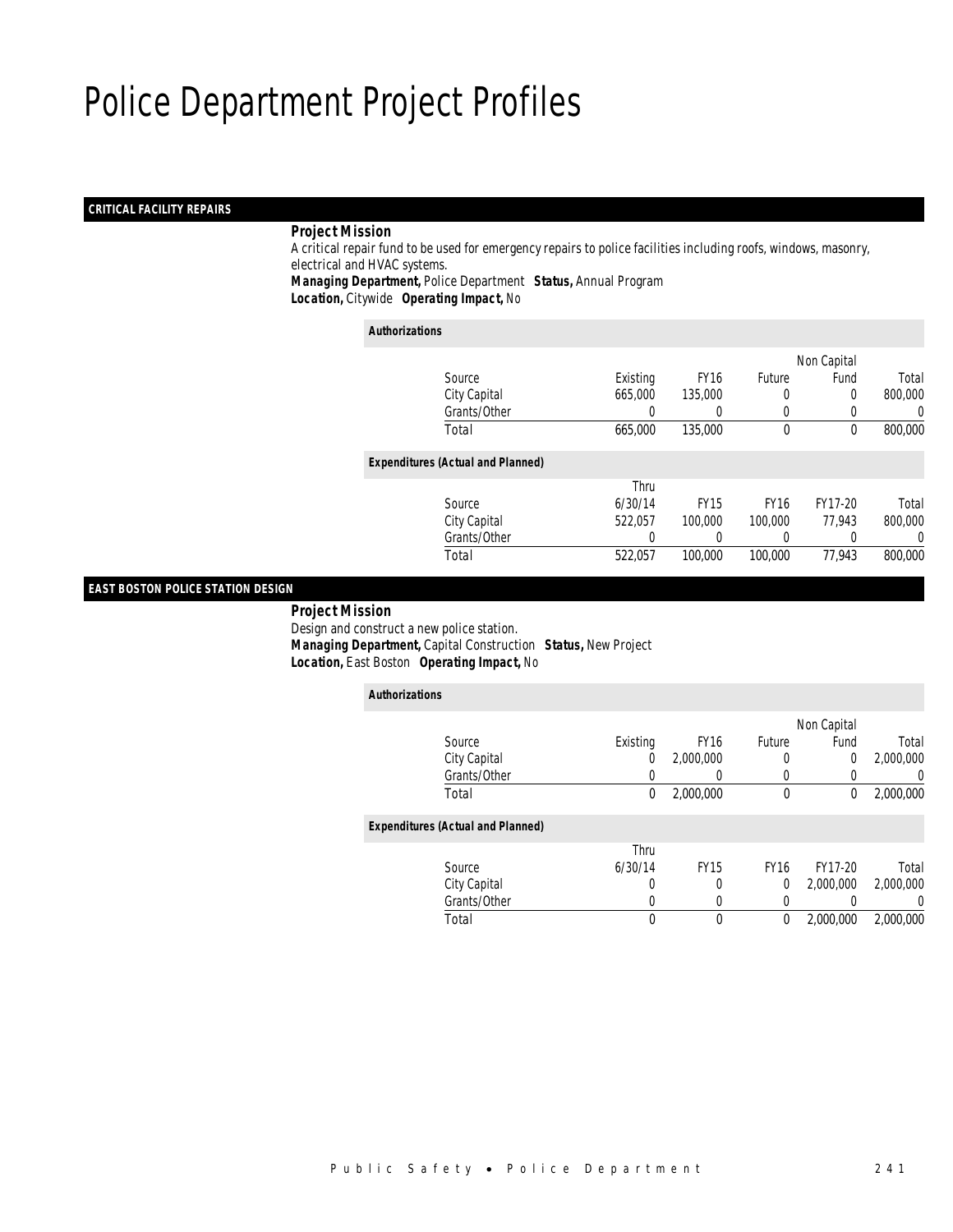# Police Department Project Profiles

## CRITICAL FACILITY REPAIRS

***Project Mission***

A critical repair fund to be used for emergency repairs to police facilities including roofs, windows, masonry, electrical and HVAC systems.

***Managing Department,*** Police Department ***Status,*** Annual Program

***Location,*** Citywide ***Operating Impact,*** No

***Authorizations***

| Source | Existing | FY16 | Future | Non Capital Fund | Total |
|---|---|---|---|---|---|
| City Capital | 665,000 | 135,000 | 0 | 0 | 800,000 |
| Grants/Other | 0 | 0 | 0 | 0 | 0 |
| Total | 665,000 | 135,000 | 0 | 0 | 800,000 |

***Expenditures (Actual and Planned)***

| Source | Thru 6/30/14 | FY15 | FY16 | FY17-20 | Total |
|---|---|---|---|---|---|
| City Capital | 522,057 | 100,000 | 100,000 | 77,943 | 800,000 |
| Grants/Other | 0 | 0 | 0 | 0 | 0 |
| Total | 522,057 | 100,000 | 100,000 | 77,943 | 800,000 |

## EAST BOSTON POLICE STATION DESIGN

***Project Mission***

Design and construct a new police station.

***Managing Department,*** Capital Construction ***Status,*** New Project

***Location,*** East Boston ***Operating Impact,*** No

***Authorizations***

| Source | Existing | FY16 | Future | Non Capital Fund | Total |
|---|---|---|---|---|---|
| City Capital | 0 | 2,000,000 | 0 | 0 | 2,000,000 |
| Grants/Other | 0 | 0 | 0 | 0 | 0 |
| Total | 0 | 2,000,000 | 0 | 0 | 2,000,000 |

***Expenditures (Actual and Planned)***

| Source | Thru 6/30/14 | FY15 | FY16 | FY17-20 | Total |
|---|---|---|---|---|---|
| City Capital | 0 | 0 | 0 | 2,000,000 | 2,000,000 |
| Grants/Other | 0 | 0 | 0 | 0 | 0 |
| Total | 0 | 0 | 0 | 2,000,000 | 2,000,000 |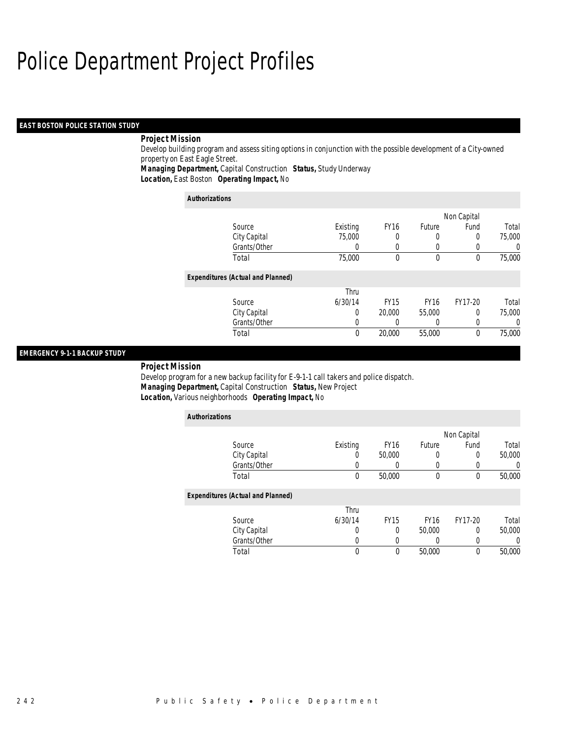# Police Department Project Profiles

## EAST BOSTON POLICE STATION STUDY

**Project Mission**

Develop building program and assess siting options in conjunction with the possible development of a City-owned property on East Eagle Street.

***Managing Department,*** Capital Construction ***Status,*** Study Underway

***Location,*** East Boston ***Operating Impact,*** No

**Authorizations**

| Source | Existing | FY16 | Future | Non Capital Fund | Total |
|---|---|---|---|---|---|
| City Capital | 75,000 | 0 | 0 | 0 | 75,000 |
| Grants/Other | 0 | 0 | 0 | 0 | 0 |
| Total | 75,000 | 0 | 0 | 0 | 75,000 |

**Expenditures (Actual and Planned)**

| Source | Thru 6/30/14 | FY15 | FY16 | FY17-20 | Total |
|---|---|---|---|---|---|
| City Capital | 0 | 20,000 | 55,000 | 0 | 75,000 |
| Grants/Other | 0 | 0 | 0 | 0 | 0 |
| Total | 0 | 20,000 | 55,000 | 0 | 75,000 |

## EMERGENCY 9-1-1 BACKUP STUDY

**Project Mission**

Develop program for a new backup facility for E-9-1-1 call takers and police dispatch.

***Managing Department,*** Capital Construction ***Status,*** New Project

***Location,*** Various neighborhoods ***Operating Impact,*** No

**Authorizations**

| Source | Existing | FY16 | Future | Non Capital Fund | Total |
|---|---|---|---|---|---|
| City Capital | 0 | 50,000 | 0 | 0 | 50,000 |
| Grants/Other | 0 | 0 | 0 | 0 | 0 |
| Total | 0 | 50,000 | 0 | 0 | 50,000 |

**Expenditures (Actual and Planned)**

| Source | Thru 6/30/14 | FY15 | FY16 | FY17-20 | Total |
|---|---|---|---|---|---|
| City Capital | 0 | 0 | 50,000 | 0 | 50,000 |
| Grants/Other | 0 | 0 | 0 | 0 | 0 |
| Total | 0 | 0 | 50,000 | 0 | 50,000 |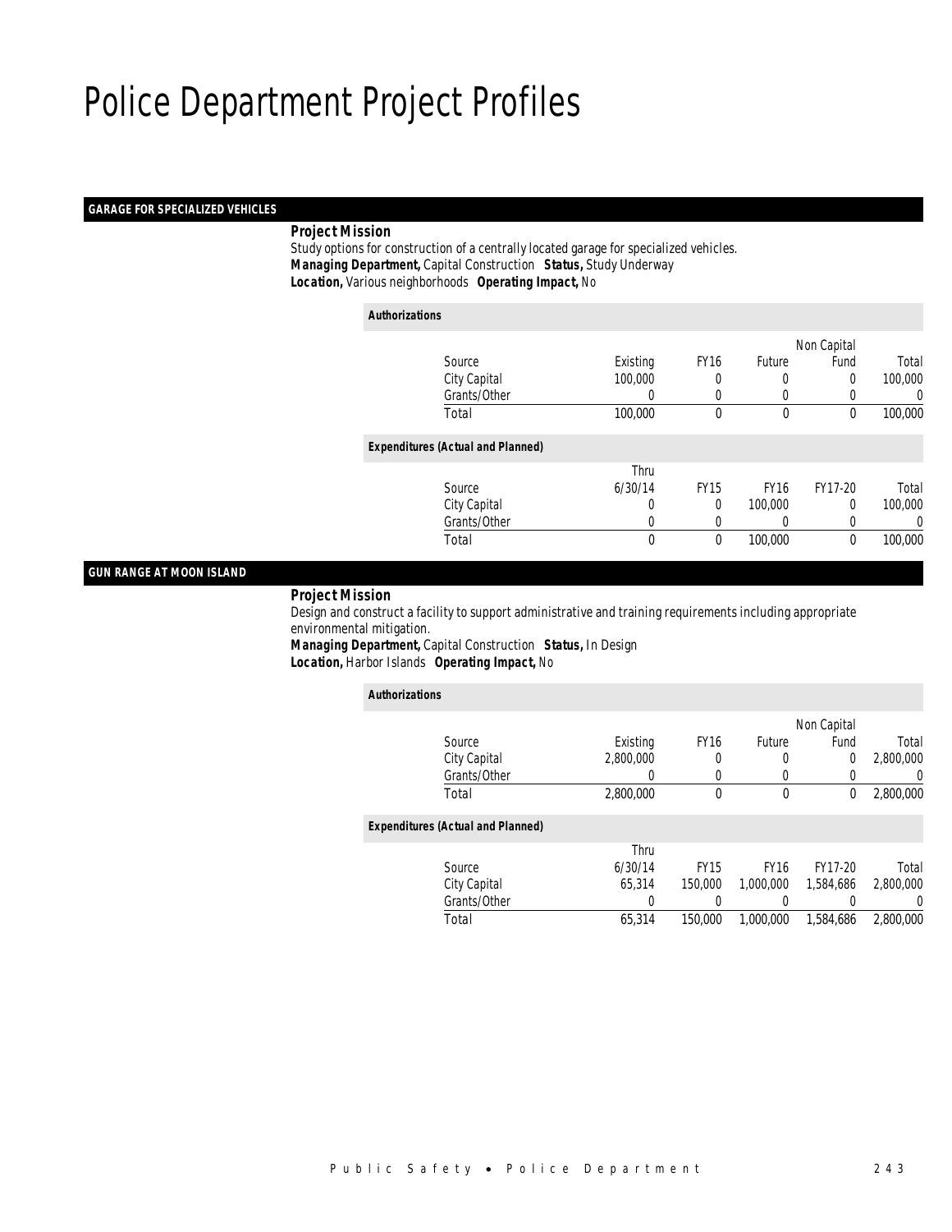# Police Department Project Profiles

## GARAGE FOR SPECIALIZED VEHICLES

***Project Mission***

Study options for construction of a centrally located garage for specialized vehicles.
***Managing Department,*** Capital Construction ***Status,*** Study Underway
***Location,*** Various neighborhoods ***Operating Impact,*** No

***Authorizations***

| Source | Existing | FY16 | Future | Non Capital Fund | Total |
|---|---|---|---|---|---|
| City Capital | 100,000 | 0 | 0 | 0 | 100,000 |
| Grants/Other | 0 | 0 | 0 | 0 | 0 |
| Total | 100,000 | 0 | 0 | 0 | 100,000 |

***Expenditures (Actual and Planned)***

| Source | Thru 6/30/14 | FY15 | FY16 | FY17-20 | Total |
|---|---|---|---|---|---|
| City Capital | 0 | 0 | 100,000 | 0 | 100,000 |
| Grants/Other | 0 | 0 | 0 | 0 | 0 |
| Total | 0 | 0 | 100,000 | 0 | 100,000 |

## GUN RANGE AT MOON ISLAND

***Project Mission***

Design and construct a facility to support administrative and training requirements including appropriate environmental mitigation.
***Managing Department,*** Capital Construction ***Status,*** In Design
***Location,*** Harbor Islands ***Operating Impact,*** No

***Authorizations***

| Source | Existing | FY16 | Future | Non Capital Fund | Total |
|---|---|---|---|---|---|
| City Capital | 2,800,000 | 0 | 0 | 0 | 2,800,000 |
| Grants/Other | 0 | 0 | 0 | 0 | 0 |
| Total | 2,800,000 | 0 | 0 | 0 | 2,800,000 |

***Expenditures (Actual and Planned)***

| Source | Thru 6/30/14 | FY15 | FY16 | FY17-20 | Total |
|---|---|---|---|---|---|
| City Capital | 65,314 | 150,000 | 1,000,000 | 1,584,686 | 2,800,000 |
| Grants/Other | 0 | 0 | 0 | 0 | 0 |
| Total | 65,314 | 150,000 | 1,000,000 | 1,584,686 | 2,800,000 |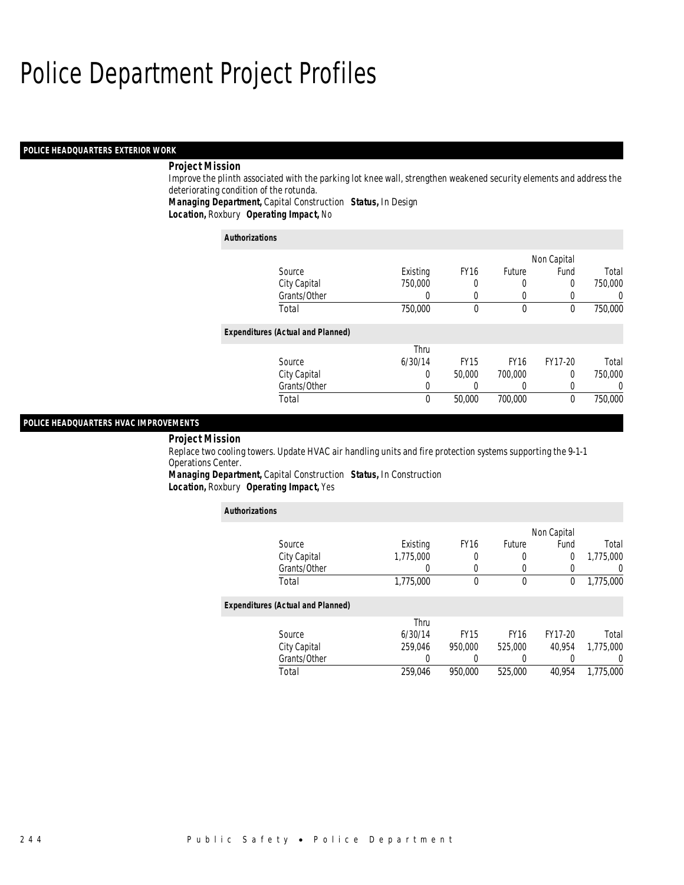# Police Department Project Profiles

## POLICE HEADQUARTERS EXTERIOR WORK

**Project Mission**

Improve the plinth associated with the parking lot knee wall, strengthen weakened security elements and address the deteriorating condition of the rotunda.

***Managing Department,*** Capital Construction ***Status,*** In Design
***Location,*** Roxbury ***Operating Impact,*** No

***Authorizations***

| Source | Existing | FY16 | Future | Non Capital Fund | Total |
|---|---|---|---|---|---|
| City Capital | 750,000 | 0 | 0 | 0 | 750,000 |
| Grants/Other | 0 | 0 | 0 | 0 | 0 |
| Total | 750,000 | 0 | 0 | 0 | 750,000 |

***Expenditures (Actual and Planned)***

| Source | Thru 6/30/14 | FY15 | FY16 | FY17-20 | Total |
|---|---|---|---|---|---|
| City Capital | 0 | 50,000 | 700,000 | 0 | 750,000 |
| Grants/Other | 0 | 0 | 0 | 0 | 0 |
| Total | 0 | 50,000 | 700,000 | 0 | 750,000 |

## POLICE HEADQUARTERS HVAC IMPROVEMENTS

**Project Mission**

Replace two cooling towers. Update HVAC air handling units and fire protection systems supporting the 9-1-1 Operations Center.

***Managing Department,*** Capital Construction ***Status,*** In Construction
***Location,*** Roxbury ***Operating Impact,*** Yes

***Authorizations***

| Source | Existing | FY16 | Future | Non Capital Fund | Total |
|---|---|---|---|---|---|
| City Capital | 1,775,000 | 0 | 0 | 0 | 1,775,000 |
| Grants/Other | 0 | 0 | 0 | 0 | 0 |
| Total | 1,775,000 | 0 | 0 | 0 | 1,775,000 |

***Expenditures (Actual and Planned)***

| Source | Thru 6/30/14 | FY15 | FY16 | FY17-20 | Total |
|---|---|---|---|---|---|
| City Capital | 259,046 | 950,000 | 525,000 | 40,954 | 1,775,000 |
| Grants/Other | 0 | 0 | 0 | 0 | 0 |
| Total | 259,046 | 950,000 | 525,000 | 40,954 | 1,775,000 |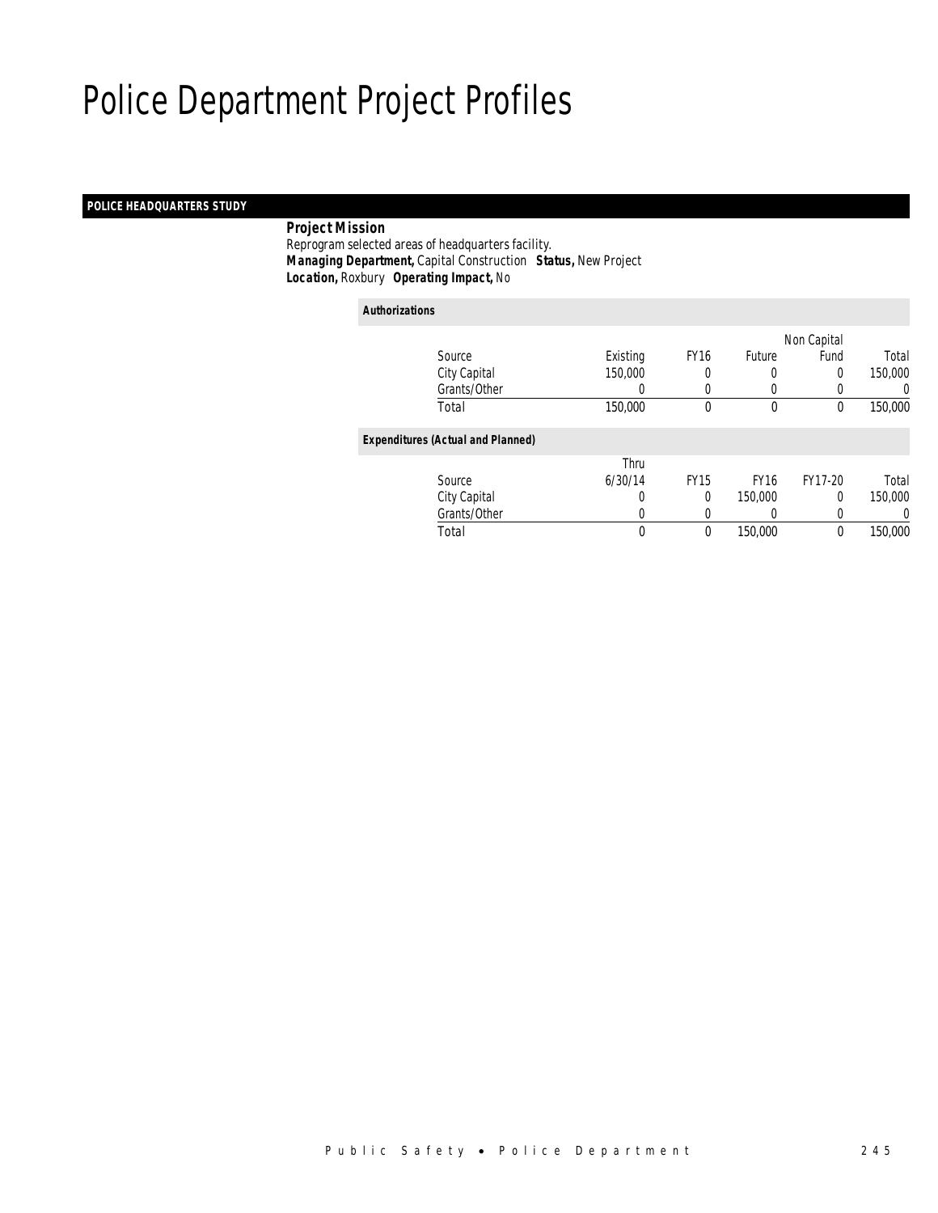# Police Department Project Profiles

## POLICE HEADQUARTERS STUDY

**Project Mission**
Reprogram selected areas of headquarters facility.
***Managing Department,*** Capital Construction ***Status,*** New Project
***Location,*** Roxbury ***Operating Impact,*** No

***Authorizations***

| Source | Existing | FY16 | Future | Non Capital Fund | Total |
|---|---|---|---|---|---|
| City Capital | 150,000 | 0 | 0 | 0 | 150,000 |
| Grants/Other | 0 | 0 | 0 | 0 | 0 |
| Total | 150,000 | 0 | 0 | 0 | 150,000 |

***Expenditures (Actual and Planned)***

| Source | Thru 6/30/14 | FY15 | FY16 | FY17-20 | Total |
|---|---|---|---|---|---|
| City Capital | 0 | 0 | 150,000 | 0 | 150,000 |
| Grants/Other | 0 | 0 | 0 | 0 | 0 |
| Total | 0 | 0 | 150,000 | 0 | 150,000 |